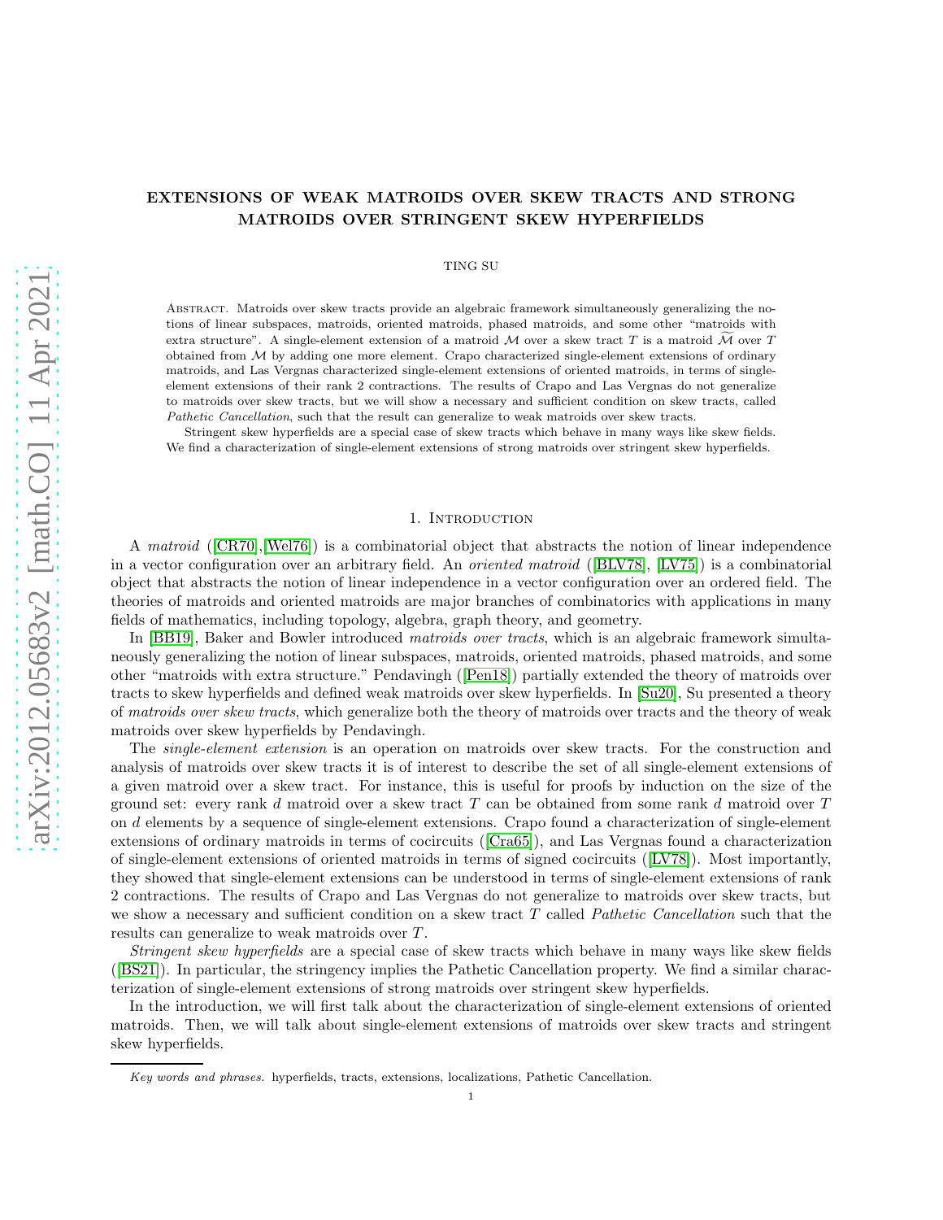# EXTENSIONS OF WEAK MATROIDS OVER SKEW TRACTS AND STRONG MATROIDS OVER STRINGENT SKEW HYPERFIELDS

TING SU

Abstract. Matroids over skew tracts provide an algebraic framework simultaneously generalizing the notions of linear subspaces, matroids, oriented matroids, phased matroids, and some other "matroids with extra structure". A single-element extension of a matroid $\mathcal{M}$ over a skew tract $T$ is a matroid $\widetilde{\mathcal{M}}$ over $T$ obtained from $\mathcal{M}$ by adding one more element. Crapo characterized single-element extensions of ordinary matroids, and Las Vergnas characterized single-element extensions of oriented matroids, in terms of single-element extensions of their rank 2 contractions. The results of Crapo and Las Vergnas do not generalize to matroids over skew tracts, but we will show a necessary and sufficient condition on skew tracts, called *Pathetic Cancellation*, such that the result can generalize to weak matroids over skew tracts.

Stringent skew hyperfields are a special case of skew tracts which behave in many ways like skew fields. We find a characterization of single-element extensions of strong matroids over stringent skew hyperfields.

## 1. Introduction

A *matroid* ([CR70],[Wel76]) is a combinatorial object that abstracts the notion of linear independence in a vector configuration over an arbitrary field. An *oriented matroid* ([BLV78], [LV75]) is a combinatorial object that abstracts the notion of linear independence in a vector configuration over an ordered field. The theories of matroids and oriented matroids are major branches of combinatorics with applications in many fields of mathematics, including topology, algebra, graph theory, and geometry.

In [BB19], Baker and Bowler introduced *matroids over tracts*, which is an algebraic framework simultaneously generalizing the notion of linear subspaces, matroids, oriented matroids, phased matroids, and some other "matroids with extra structure." Pendavingh ([Pen18]) partially extended the theory of matroids over tracts to skew hyperfields and defined weak matroids over skew hyperfields. In [Su20], Su presented a theory of *matroids over skew tracts*, which generalize both the theory of matroids over tracts and the theory of weak matroids over skew hyperfields by Pendavingh.

The *single-element extension* is an operation on matroids over skew tracts. For the construction and analysis of matroids over skew tracts it is of interest to describe the set of all single-element extensions of a given matroid over a skew tract. For instance, this is useful for proofs by induction on the size of the ground set: every rank $d$ matroid over a skew tract $T$ can be obtained from some rank $d$ matroid over $T$ on $d$ elements by a sequence of single-element extensions. Crapo found a characterization of single-element extensions of ordinary matroids in terms of cocircuits ([Cra65]), and Las Vergnas found a characterization of single-element extensions of oriented matroids in terms of signed cocircuits ([LV78]). Most importantly, they showed that single-element extensions can be understood in terms of single-element extensions of rank 2 contractions. The results of Crapo and Las Vergnas do not generalize to matroids over skew tracts, but we show a necessary and sufficient condition on a skew tract $T$ called *Pathetic Cancellation* such that the results can generalize to weak matroids over $T$.

*Stringent skew hyperfields* are a special case of skew tracts which behave in many ways like skew fields ([BS21]). In particular, the stringency implies the Pathetic Cancellation property. We find a similar characterization of single-element extensions of strong matroids over stringent skew hyperfields.

In the introduction, we will first talk about the characterization of single-element extensions of oriented matroids. Then, we will talk about single-element extensions of matroids over skew tracts and stringent skew hyperfields.

*Key words and phrases.* hyperfields, tracts, extensions, localizations, Pathetic Cancellation.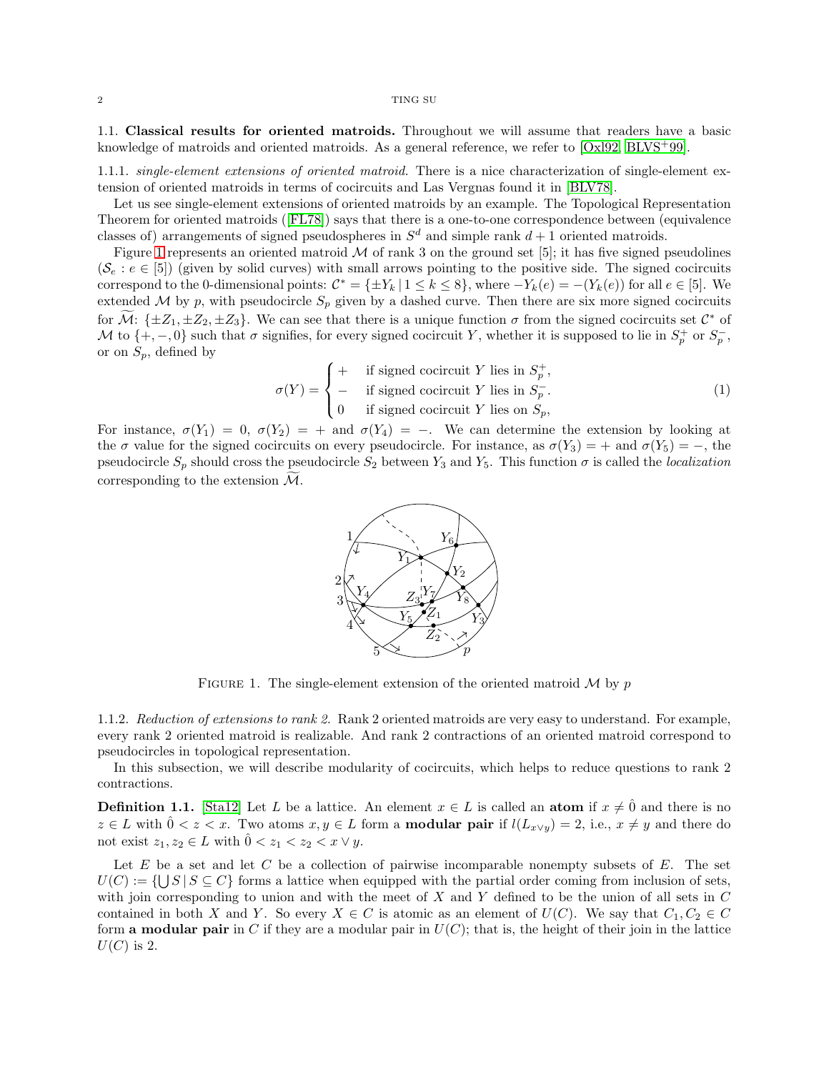### 1.1. **Classical results for oriented matroids.**

Throughout we will assume that readers have a basic knowledge of matroids and oriented matroids. As a general reference, we refer to [Oxl92, BLVS+99].

#### 1.1.1. *single-element extensions of oriented matroid.*

There is a nice characterization of single-element extension of oriented matroids in terms of cocircuits and Las Vergnas found it in [BLV78].

Let us see single-element extensions of oriented matroids by an example. The Topological Representation Theorem for oriented matroids ([FL78]) says that there is a one-to-one correspondence between (equivalence classes of) arrangements of signed pseudospheres in $S^d$ and simple rank $d+1$ oriented matroids.

Figure 1 represents an oriented matroid $\mathcal{M}$ of rank 3 on the ground set [5]; it has five signed pseudolines $(\mathcal{S}_e : e \in [5])$ (given by solid curves) with small arrows pointing to the positive side. The signed cocircuits correspond to the 0-dimensional points: $\mathcal{C}^* = \{\pm Y_k \mid 1 \leq k \leq 8\}$, where $-Y_k(e) = -(Y_k(e))$ for all $e \in [5]$. We extended $\mathcal{M}$ by $p$, with pseudocircle $S_p$ given by a dashed curve. Then there are six more signed cocircuits for $\widetilde{\mathcal{M}}$: $\{\pm Z_1, \pm Z_2, \pm Z_3\}$. We can see that there is a unique function $\sigma$ from the signed cocircuits set $\mathcal{C}^*$ of $\mathcal{M}$ to $\{+,-,0\}$ such that $\sigma$ signifies, for every signed cocircuit $Y$, whether it is supposed to lie in $S_p^+$ or $S_p^-$, or on $S_p$, defined by

$$\sigma(Y) = \begin{cases} + & \text{if signed cocircuit } Y \text{ lies in } S_p^+, \\ - & \text{if signed cocircuit } Y \text{ lies in } S_p^-. \\ 0 & \text{if signed cocircuit } Y \text{ lies on } S_p, \end{cases} \tag{1}$$

For instance, $\sigma(Y_1) = 0$, $\sigma(Y_2) = +$ and $\sigma(Y_4) = -$. We can determine the extension by looking at the $\sigma$ value for the signed cocircuits on every pseudocircle. For instance, as $\sigma(Y_3) = +$ and $\sigma(Y_5) = -$, the pseudocircle $S_p$ should cross the pseudocircle $S_2$ between $Y_3$ and $Y_5$. This function $\sigma$ is called the *localization* corresponding to the extension $\widetilde{\mathcal{M}}$.

FIGURE 1. The single-element extension of the oriented matroid $\mathcal{M}$ by $p$

#### 1.1.2. *Reduction of extensions to rank 2.*

Rank 2 oriented matroids are very easy to understand. For example, every rank 2 oriented matroid is realizable. And rank 2 contractions of an oriented matroid correspond to pseudocircles in topological representation.

In this subsection, we will describe modularity of cocircuits, which helps to reduce questions to rank 2 contractions.

**Definition 1.1.** [Sta12] Let $L$ be a lattice. An element $x \in L$ is called an **atom** if $x \neq \hat{0}$ and there is no $z \in L$ with $\hat{0} < z < x$. Two atoms $x, y \in L$ form a **modular pair** if $l(L_{x \vee y}) = 2$, i.e., $x \neq y$ and there do not exist $z_1, z_2 \in L$ with $\hat{0} < z_1 < z_2 < x \vee y$.

Let $E$ be a set and let $C$ be a collection of pairwise incomparable nonempty subsets of $E$. The set $U(C) := \{\bigcup S \mid S \subseteq C\}$ forms a lattice when equipped with the partial order coming from inclusion of sets, with join corresponding to union and with the meet of $X$ and $Y$ defined to be the union of all sets in $C$ contained in both $X$ and $Y$. So every $X \in C$ is atomic as an element of $U(C)$. We say that $C_1, C_2 \in C$ form **a modular pair** in $C$ if they are a modular pair in $U(C)$; that is, the height of their join in the lattice $U(C)$ is 2.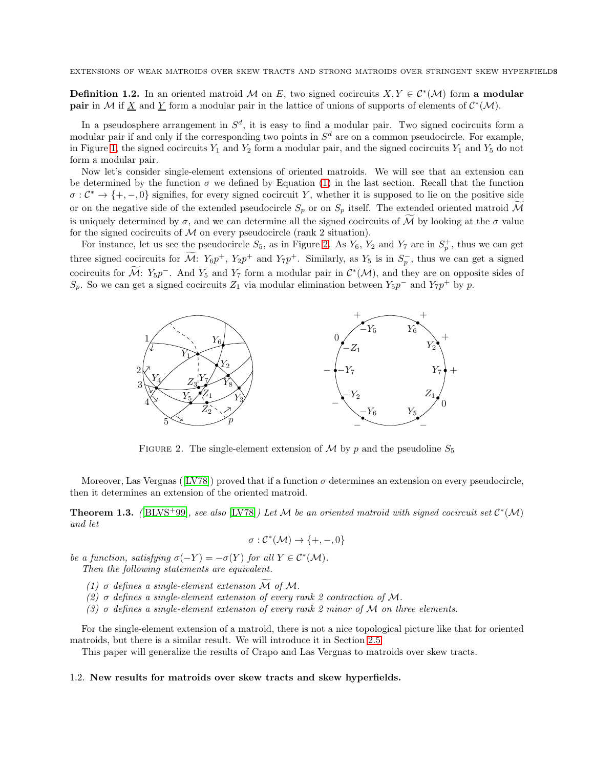**Definition 1.2.** In an oriented matroid $\mathcal{M}$ on $E$, two signed cocircuits $X, Y \in \mathcal{C}^*(\mathcal{M})$ form **a modular pair** in $\mathcal{M}$ if $\underline{X}$ and $\underline{Y}$ form a modular pair in the lattice of unions of supports of elements of $\mathcal{C}^*(\mathcal{M})$.

In a pseudosphere arrangement in $S^d$, it is easy to find a modular pair. Two signed cocircuits form a modular pair if and only if the corresponding two points in $S^d$ are on a common pseudocircle. For example, in Figure 1, the signed cocircuits $Y_1$ and $Y_2$ form a modular pair, and the signed cocircuits $Y_1$ and $Y_5$ do not form a modular pair.

Now let's consider single-element extensions of oriented matroids. We will see that an extension can be determined by the function $\sigma$ we defined by Equation (1) in the last section. Recall that the function $\sigma : \mathcal{C}^* \to \{+, -, 0\}$ signifies, for every signed cocircuit $Y$, whether it is supposed to lie on the positive side or on the negative side of the extended pseudocircle $S_p$ or on $S_p$ itself. The extended oriented matroid $\widetilde{\mathcal{M}}$ is uniquely determined by $\sigma$, and we can determine all the signed cocircuits of $\widetilde{\mathcal{M}}$ by looking at the $\sigma$ value for the signed cocircuits of $\mathcal{M}$ on every pseudocircle (rank 2 situation).

For instance, let us see the pseudocircle $S_5$, as in Figure 2. As $Y_6$, $Y_2$ and $Y_7$ are in $S_p^+$, thus we can get three signed cocircuits for $\widetilde{\mathcal{M}}$: $Y_6p^+$, $Y_2p^+$ and $Y_7p^+$. Similarly, as $Y_5$ is in $S_p^-$, thus we can get a signed cocircuit for $\widetilde{\mathcal{M}}$: $Y_5p^-$. And $Y_5$ and $Y_7$ form a modular pair in $\mathcal{C}^*(\mathcal{M})$, and they are on opposite sides of $S_p$. So we can get a signed cocircuits $Z_1$ via modular elimination between $Y_5p^-$ and $Y_7p^+$ by $p$.

FIGURE 2. The single-element extension of $\mathcal{M}$ by $p$ and the pseudoline $S_5$

Moreover, Las Vergnas ([LV78]) proved that if a function $\sigma$ determines an extension on every pseudocircle, then it determines an extension of the oriented matroid.

**Theorem 1.3.** *([BLVS+99], see also [LV78]) Let $\mathcal{M}$ be an oriented matroid with signed cocircuit set $\mathcal{C}^*(\mathcal{M})$ and let*

$$\sigma : \mathcal{C}^*(\mathcal{M}) \to \{+, -, 0\}$$

*be a function, satisfying $\sigma(-Y) = -\sigma(Y)$ for all $Y \in \mathcal{C}^*(\mathcal{M})$.*
*Then the following statements are equivalent.*

*(1) $\sigma$ defines a single-element extension $\widetilde{\mathcal{M}}$ of $\mathcal{M}$.*
*(2) $\sigma$ defines a single-element extension of every rank 2 contraction of $\mathcal{M}$.*
*(3) $\sigma$ defines a single-element extension of every rank 2 minor of $\mathcal{M}$ on three elements.*

For the single-element extension of a matroid, there is not a nice topological picture like that for oriented matroids, but there is a similar result. We will introduce it in Section 2.5.

This paper will generalize the results of Crapo and Las Vergnas to matroids over skew tracts.

### 1.2. **New results for matroids over skew tracts and skew hyperfields.**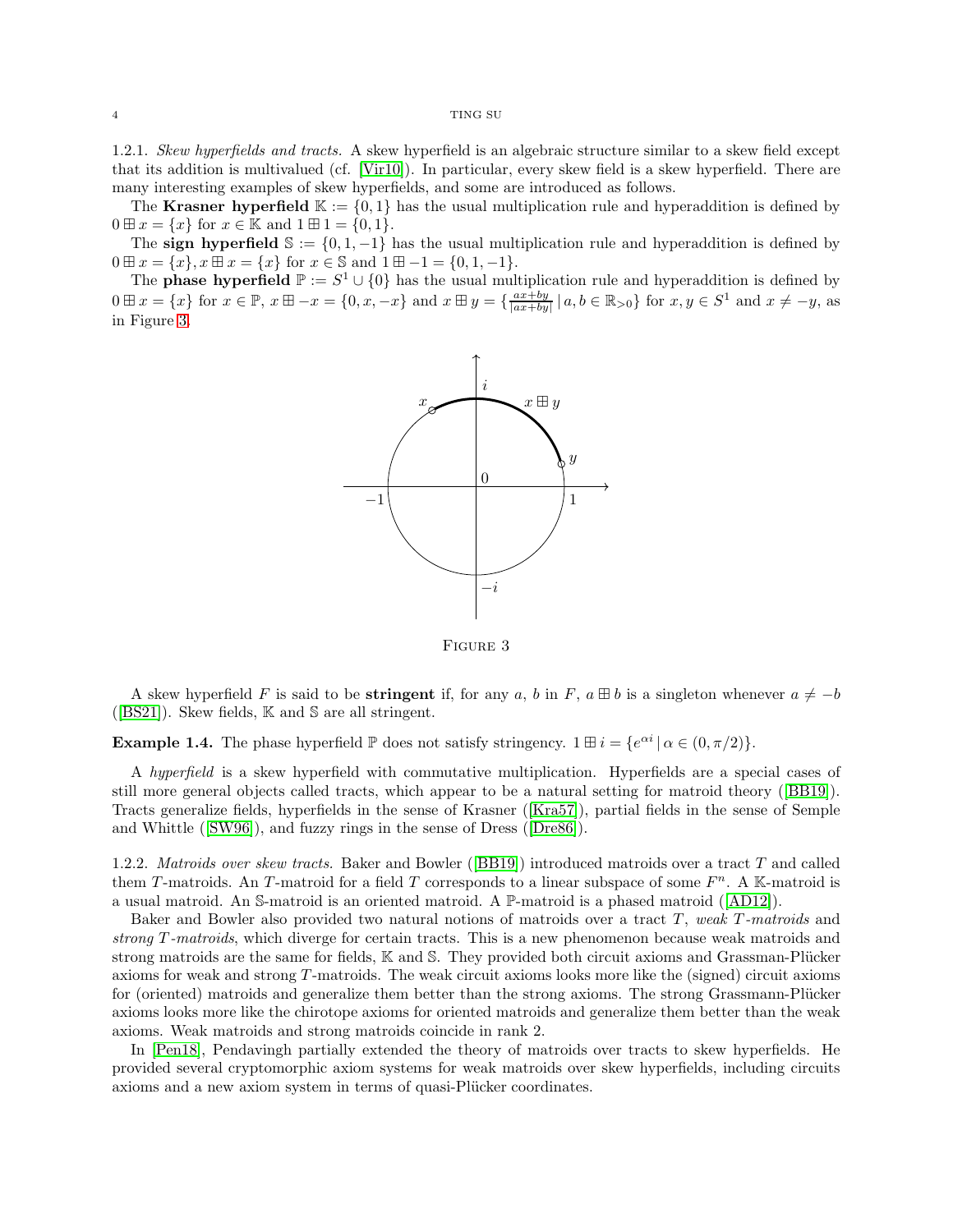1.2.1. *Skew hyperfields and tracts.* A skew hyperfield is an algebraic structure similar to a skew field except that its addition is multivalued (cf. [Vir10]). In particular, every skew field is a skew hyperfield. There are many interesting examples of skew hyperfields, and some are introduced as follows.

The **Krasner hyperfield** $\mathbb{K} := \{0, 1\}$ has the usual multiplication rule and hyperaddition is defined by $0 \boxplus x = \{x\}$ for $x \in \mathbb{K}$ and $1 \boxplus 1 = \{0, 1\}$.

The **sign hyperfield** $\mathbb{S} := \{0, 1, -1\}$ has the usual multiplication rule and hyperaddition is defined by $0 \boxplus x = \{x\}, x \boxplus x = \{x\}$ for $x \in \mathbb{S}$ and $1 \boxplus -1 = \{0, 1, -1\}$.

The **phase hyperfield** $\mathbb{P} := S^1 \cup \{0\}$ has the usual multiplication rule and hyperaddition is defined by $0 \boxplus x = \{x\}$ for $x \in \mathbb{P}$, $x \boxplus -x = \{0, x, -x\}$ and $x \boxplus y = \{\frac{ax+by}{|ax+by|} \,|\, a, b \in \mathbb{R}_{>0}\}$ for $x, y \in S^1$ and $x \neq -y$, as in Figure 3.

FIGURE 3

A skew hyperfield $F$ is said to be **stringent** if, for any $a$, $b$ in $F$, $a \boxplus b$ is a singleton whenever $a \neq -b$ ([BS21]). Skew fields, $\mathbb{K}$ and $\mathbb{S}$ are all stringent.

**Example 1.4.** The phase hyperfield $\mathbb{P}$ does not satisfy stringency. $1 \boxplus i = \{e^{\alpha i} \,|\, \alpha \in (0, \pi/2)\}$.

A *hyperfield* is a skew hyperfield with commutative multiplication. Hyperfields are a special cases of still more general objects called tracts, which appear to be a natural setting for matroid theory ([BB19]). Tracts generalize fields, hyperfields in the sense of Krasner ([Kra57]), partial fields in the sense of Semple and Whittle ([SW96]), and fuzzy rings in the sense of Dress ([Dre86]).

1.2.2. *Matroids over skew tracts.* Baker and Bowler ([BB19]) introduced matroids over a tract $T$ and called them $T$-matroids. An $T$-matroid for a field $T$ corresponds to a linear subspace of some $F^n$. A $\mathbb{K}$-matroid is a usual matroid. An $\mathbb{S}$-matroid is an oriented matroid. A $\mathbb{P}$-matroid is a phased matroid ([AD12]).

Baker and Bowler also provided two natural notions of matroids over a tract $T$, *weak $T$-matroids* and *strong $T$-matroids*, which diverge for certain tracts. This is a new phenomenon because weak matroids and strong matroids are the same for fields, $\mathbb{K}$ and $\mathbb{S}$. They provided both circuit axioms and Grassman-Plücker axioms for weak and strong $T$-matroids. The weak circuit axioms looks more like the (signed) circuit axioms for (oriented) matroids and generalize them better than the strong axioms. The strong Grassmann-Plücker axioms looks more like the chirotope axioms for oriented matroids and generalize them better than the weak axioms. Weak matroids and strong matroids coincide in rank 2.

In [Pen18], Pendavingh partially extended the theory of matroids over tracts to skew hyperfields. He provided several cryptomorphic axiom systems for weak matroids over skew hyperfields, including circuits axioms and a new axiom system in terms of quasi-Plücker coordinates.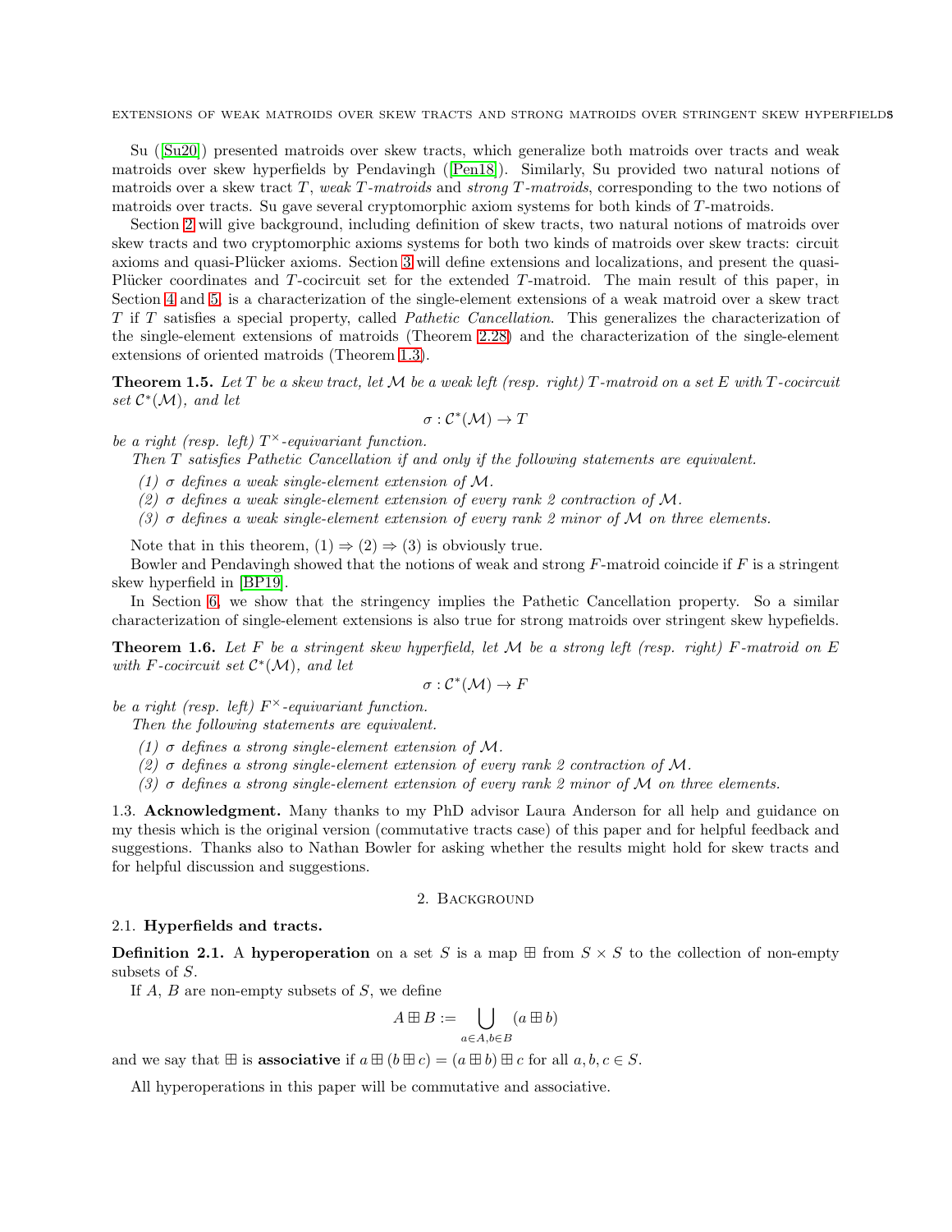Su ([Su20]) presented matroids over skew tracts, which generalize both matroids over tracts and weak matroids over skew hyperfields by Pendavingh ([Pen18]). Similarly, Su provided two natural notions of matroids over a skew tract $T$, *weak $T$-matroids* and *strong $T$-matroids*, corresponding to the two notions of matroids over tracts. Su gave several cryptomorphic axiom systems for both kinds of $T$-matroids.

Section 2 will give background, including definition of skew tracts, two natural notions of matroids over skew tracts and two cryptomorphic axioms systems for both two kinds of matroids over skew tracts: circuit axioms and quasi-Plücker axioms. Section 3 will define extensions and localizations, and present the quasi-Plücker coordinates and $T$-cocircuit set for the extended $T$-matroid. The main result of this paper, in Section 4 and 5, is a characterization of the single-element extensions of a weak matroid over a skew tract $T$ if $T$ satisfies a special property, called *Pathetic Cancellation*. This generalizes the characterization of the single-element extensions of matroids (Theorem 2.28) and the characterization of the single-element extensions of oriented matroids (Theorem 1.3).

**Theorem 1.5.** *Let $T$ be a skew tract, let $\mathcal{M}$ be a weak left (resp. right) $T$-matroid on a set $E$ with $T$-cocircuit set $\mathcal{C}^*(\mathcal{M})$, and let*

$$\sigma : \mathcal{C}^*(\mathcal{M}) \to T$$

*be a right (resp. left) $T^\times$-equivariant function.*

*Then $T$ satisfies Pathetic Cancellation if and only if the following statements are equivalent.*

*(1) $\sigma$ defines a weak single-element extension of $\mathcal{M}$.*

*(2) $\sigma$ defines a weak single-element extension of every rank 2 contraction of $\mathcal{M}$.*

*(3) $\sigma$ defines a weak single-element extension of every rank 2 minor of $\mathcal{M}$ on three elements.*

Note that in this theorem, (1) $\Rightarrow$ (2) $\Rightarrow$ (3) is obviously true.

Bowler and Pendavingh showed that the notions of weak and strong $F$-matroid coincide if $F$ is a stringent skew hyperfield in [BP19].

In Section 6, we show that the stringency implies the Pathetic Cancellation property. So a similar characterization of single-element extensions is also true for strong matroids over stringent skew hypefields.

**Theorem 1.6.** *Let $F$ be a stringent skew hyperfield, let $\mathcal{M}$ be a strong left (resp. right) $F$-matroid on $E$ with $F$-cocircuit set $\mathcal{C}^*(\mathcal{M})$, and let*

$$\sigma : \mathcal{C}^*(\mathcal{M}) \to F$$

*be a right (resp. left) $F^\times$-equivariant function.*

*Then the following statements are equivalent.*

*(1) $\sigma$ defines a strong single-element extension of $\mathcal{M}$.*

*(2) $\sigma$ defines a strong single-element extension of every rank 2 contraction of $\mathcal{M}$.*

*(3) $\sigma$ defines a strong single-element extension of every rank 2 minor of $\mathcal{M}$ on three elements.*

1.3. **Acknowledgment.** Many thanks to my PhD advisor Laura Anderson for all help and guidance on my thesis which is the original version (commutative tracts case) of this paper and for helpful feedback and suggestions. Thanks also to Nathan Bowler for asking whether the results might hold for skew tracts and for helpful discussion and suggestions.

## 2. Background

2.1. **Hyperfields and tracts.**

**Definition 2.1.** A **hyperoperation** on a set $S$ is a map $\boxplus$ from $S \times S$ to the collection of non-empty subsets of $S$.

If $A$, $B$ are non-empty subsets of $S$, we define

$$A \boxplus B := \bigcup_{a \in A, b \in B} (a \boxplus b)$$

and we say that $\boxplus$ is **associative** if $a \boxplus (b \boxplus c) = (a \boxplus b) \boxplus c$ for all $a, b, c \in S$.

All hyperoperations in this paper will be commutative and associative.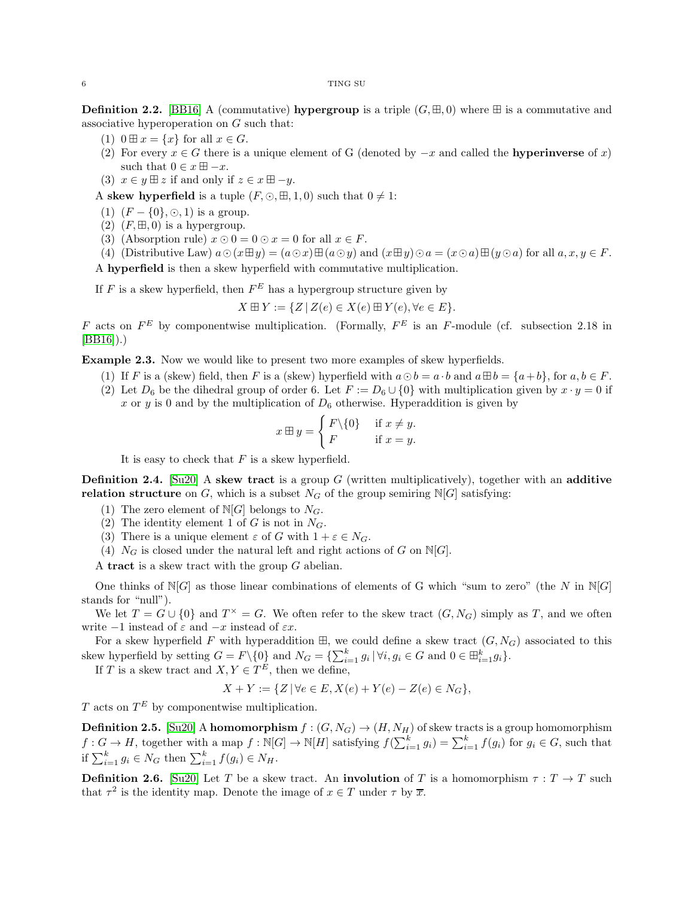**Definition 2.2.** [BB16] A (commutative) **hypergroup** is a triple $(G, \boxplus, 0)$ where $\boxplus$ is a commutative and associative hyperoperation on $G$ such that:

1. $0 \boxplus x = \{x\}$ for all $x \in G$.
2. For every $x \in G$ there is a unique element of G (denoted by $-x$ and called the **hyperinverse** of $x$) such that $0 \in x \boxplus -x$.
3. $x \in y \boxplus z$ if and only if $z \in x \boxplus -y$.

A **skew hyperfield** is a tuple $(F, \odot, \boxplus, 1, 0)$ such that $0 \neq 1$:

1. $(F - \{0\}, \odot, 1)$ is a group.
2. $(F, \boxplus, 0)$ is a hypergroup.
3. (Absorption rule) $x \odot 0 = 0 \odot x = 0$ for all $x \in F$.
4. (Distributive Law) $a \odot (x \boxplus y) = (a \odot x) \boxplus (a \odot y)$ and $(x \boxplus y) \odot a = (x \odot a) \boxplus (y \odot a)$ for all $a, x, y \in F$.

A **hyperfield** is then a skew hyperfield with commutative multiplication.

If $F$ is a skew hyperfield, then $F^E$ has a hypergroup structure given by

$$X \boxplus Y := \{Z \mid Z(e) \in X(e) \boxplus Y(e), \forall e \in E\}.$$

$F$ acts on $F^E$ by componentwise multiplication. (Formally, $F^E$ is an $F$-module (cf. subsection 2.18 in [BB16]).)

**Example 2.3.** Now we would like to present two more examples of skew hyperfields.

1. If $F$ is a (skew) field, then $F$ is a (skew) hyperfield with $a \odot b = a \cdot b$ and $a \boxplus b = \{a + b\}$, for $a, b \in F$.
2. Let $D_6$ be the dihedral group of order 6. Let $F := D_6 \cup \{0\}$ with multiplication given by $x \cdot y = 0$ if $x$ or $y$ is 0 and by the multiplication of $D_6$ otherwise. Hyperaddition is given by

$$x \boxplus y = \begin{cases} F \backslash \{0\} & \text{if } x \neq y. \\ F & \text{if } x = y. \end{cases}$$

It is easy to check that $F$ is a skew hyperfield.

**Definition 2.4.** [Su20] A **skew tract** is a group $G$ (written multiplicatively), together with an **additive relation structure** on $G$, which is a subset $N_G$ of the group semiring $\mathbb{N}[G]$ satisfying:

1. The zero element of $\mathbb{N}[G]$ belongs to $N_G$.
2. The identity element 1 of $G$ is not in $N_G$.
3. There is a unique element $\varepsilon$ of $G$ with $1 + \varepsilon \in N_G$.
4. $N_G$ is closed under the natural left and right actions of $G$ on $\mathbb{N}[G]$.

A **tract** is a skew tract with the group $G$ abelian.

One thinks of $\mathbb{N}[G]$ as those linear combinations of elements of G which "sum to zero" (the $N$ in $\mathbb{N}[G]$ stands for "null").

We let $T = G \cup \{0\}$ and $T^\times = G$. We often refer to the skew tract $(G, N_G)$ simply as $T$, and we often write $-1$ instead of $\varepsilon$ and $-x$ instead of $\varepsilon x$.

For a skew hyperfield $F$ with hyperaddition $\boxplus$, we could define a skew tract $(G, N_G)$ associated to this skew hyperfield by setting $G = F \backslash \{0\}$ and $N_G = \{\sum_{i=1}^k g_i \mid \forall i, g_i \in G \text{ and } 0 \in \boxplus_{i=1}^k g_i\}$.

If $T$ is a skew tract and $X, Y \in T^E$, then we define,

$$X + Y := \{Z \mid \forall e \in E, X(e) + Y(e) - Z(e) \in N_G\},$$

$T$ acts on $T^E$ by componentwise multiplication.

**Definition 2.5.** [Su20] A **homomorphism** $f : (G, N_G) \to (H, N_H)$ of skew tracts is a group homomorphism $f : G \to H$, together with a map $f : \mathbb{N}[G] \to \mathbb{N}[H]$ satisfying $f(\sum_{i=1}^k g_i) = \sum_{i=1}^k f(g_i)$ for $g_i \in G$, such that if $\sum_{i=1}^k g_i \in N_G$ then $\sum_{i=1}^k f(g_i) \in N_H$.

**Definition 2.6.** [Su20] Let $T$ be a skew tract. An **involution** of $T$ is a homomorphism $\tau : T \to T$ such that $\tau^2$ is the identity map. Denote the image of $x \in T$ under $\tau$ by $\overline{x}$.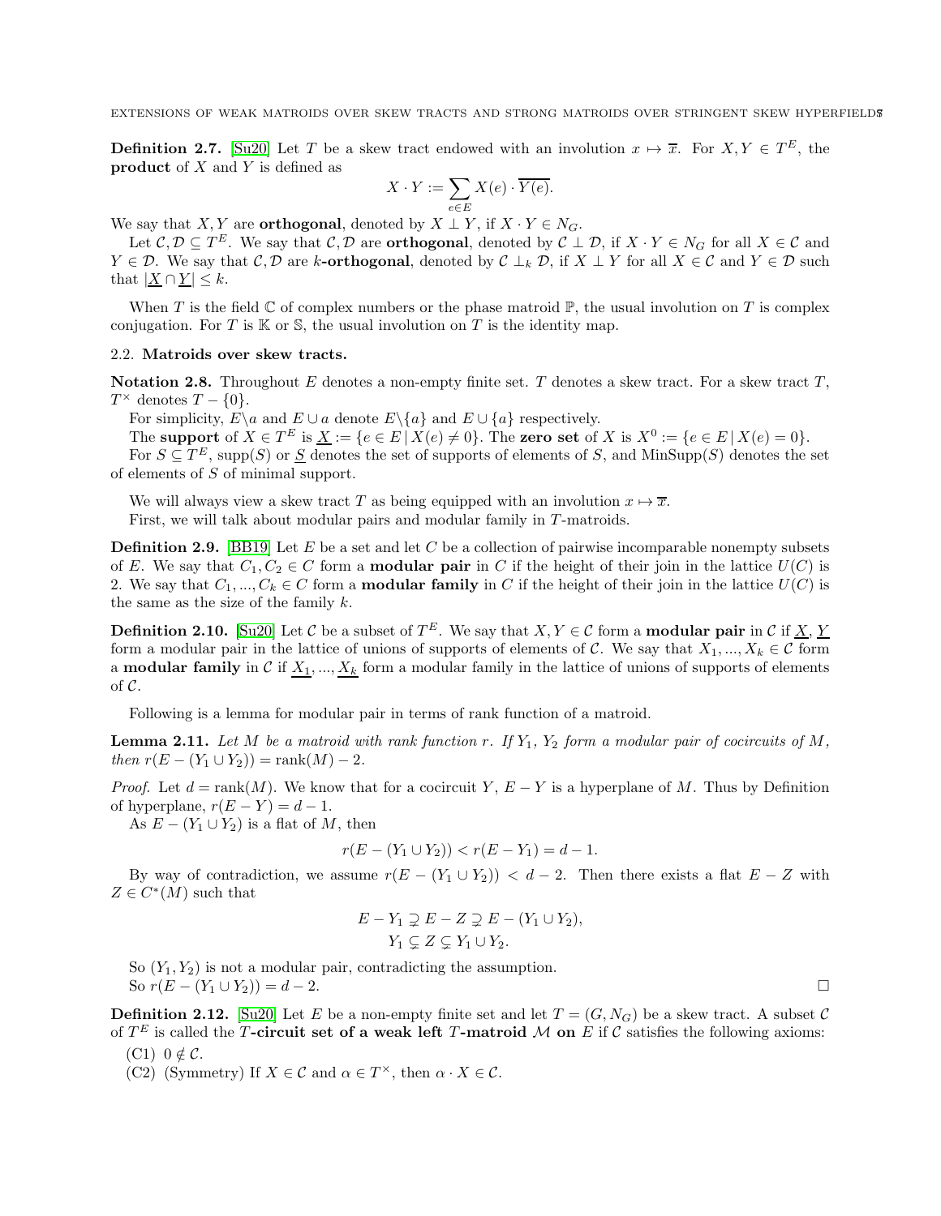**Definition 2.7.** [Su20] Let $T$ be a skew tract endowed with an involution $x \mapsto \overline{x}$. For $X, Y \in T^E$, the **product** of $X$ and $Y$ is defined as

$$X \cdot Y := \sum_{e \in E} X(e) \cdot \overline{Y(e)}.$$

We say that $X, Y$ are **orthogonal**, denoted by $X \perp Y$, if $X \cdot Y \in N_G$.

Let $\mathcal{C}, \mathcal{D} \subseteq T^E$. We say that $\mathcal{C}, \mathcal{D}$ are **orthogonal**, denoted by $\mathcal{C} \perp \mathcal{D}$, if $X \cdot Y \in N_G$ for all $X \in \mathcal{C}$ and $Y \in \mathcal{D}$. We say that $\mathcal{C}, \mathcal{D}$ are **$k$-orthogonal**, denoted by $\mathcal{C} \perp_k \mathcal{D}$, if $X \perp Y$ for all $X \in \mathcal{C}$ and $Y \in \mathcal{D}$ such that $|\underline{X} \cap \underline{Y}| \leq k$.

When $T$ is the field $\mathbb{C}$ of complex numbers or the phase matroid $\mathbb{P}$, the usual involution on $T$ is complex conjugation. For $T$ is $\mathbb{K}$ or $\mathbb{S}$, the usual involution on $T$ is the identity map.

### 2.2. Matroids over skew tracts.

**Notation 2.8.** Throughout $E$ denotes a non-empty finite set. $T$ denotes a skew tract. For a skew tract $T$, $T^\times$ denotes $T - \{0\}$.

For simplicity, $E \backslash a$ and $E \cup a$ denote $E \backslash \{a\}$ and $E \cup \{a\}$ respectively.

The **support** of $X \in T^E$ is $\underline{X} := \{e \in E \,|\, X(e) \neq 0\}$. The **zero set** of $X$ is $X^0 := \{e \in E \,|\, X(e) = 0\}$.

For $S \subseteq T^E$, supp$(S)$ or $\underline{S}$ denotes the set of supports of elements of $S$, and MinSupp$(S)$ denotes the set of elements of $S$ of minimal support.

We will always view a skew tract $T$ as being equipped with an involution $x \mapsto \overline{x}$.

First, we will talk about modular pairs and modular family in $T$-matroids.

**Definition 2.9.** [BB19] Let $E$ be a set and let $C$ be a collection of pairwise incomparable nonempty subsets of $E$. We say that $C_1, C_2 \in C$ form a **modular pair** in $C$ if the height of their join in the lattice $U(C)$ is 2. We say that $C_1, ..., C_k \in C$ form a **modular family** in $C$ if the height of their join in the lattice $U(C)$ is the same as the size of the family $k$.

**Definition 2.10.** [Su20] Let $\mathcal{C}$ be a subset of $T^E$. We say that $X, Y \in \mathcal{C}$ form a **modular pair** in $\mathcal{C}$ if $\underline{X}$, $\underline{Y}$ form a modular pair in the lattice of unions of supports of elements of $\mathcal{C}$. We say that $X_1, ..., X_k \in \mathcal{C}$ form a **modular family** in $\mathcal{C}$ if $\underline{X_1}, ..., \underline{X_k}$ form a modular family in the lattice of unions of supports of elements of $\mathcal{C}$.

Following is a lemma for modular pair in terms of rank function of a matroid.

**Lemma 2.11.** *Let $M$ be a matroid with rank function $r$. If $Y_1$, $Y_2$ form a modular pair of cocircuits of $M$, then $r(E - (Y_1 \cup Y_2)) = \text{rank}(M) - 2$.*

*Proof.* Let $d = \text{rank}(M)$. We know that for a cocircuit $Y$, $E - Y$ is a hyperplane of $M$. Thus by Definition of hyperplane, $r(E - Y) = d - 1$.

As $E - (Y_1 \cup Y_2)$ is a flat of $M$, then

$$r(E - (Y_1 \cup Y_2)) < r(E - Y_1) = d - 1.$$

By way of contradiction, we assume $r(E - (Y_1 \cup Y_2)) < d - 2$. Then there exists a flat $E - Z$ with $Z \in C^*(M)$ such that

$$E - Y_1 \supsetneq E - Z \supsetneq E - (Y_1 \cup Y_2),$$
$$Y_1 \subsetneq Z \subsetneq Y_1 \cup Y_2.$$

So $(Y_1, Y_2)$ is not a modular pair, contradicting the assumption.

So $r(E - (Y_1 \cup Y_2)) = d - 2$. $\square$

**Definition 2.12.** [Su20] Let $E$ be a non-empty finite set and let $T = (G, N_G)$ be a skew tract. A subset $\mathcal{C}$ of $T^E$ is called the **$T$-circuit set of a weak left $T$-matroid $\mathcal{M}$ on $E$** if $\mathcal{C}$ satisfies the following axioms:

- (C1) $0 \notin \mathcal{C}$.
- (C2) (Symmetry) If $X \in \mathcal{C}$ and $\alpha \in T^\times$, then $\alpha \cdot X \in \mathcal{C}$.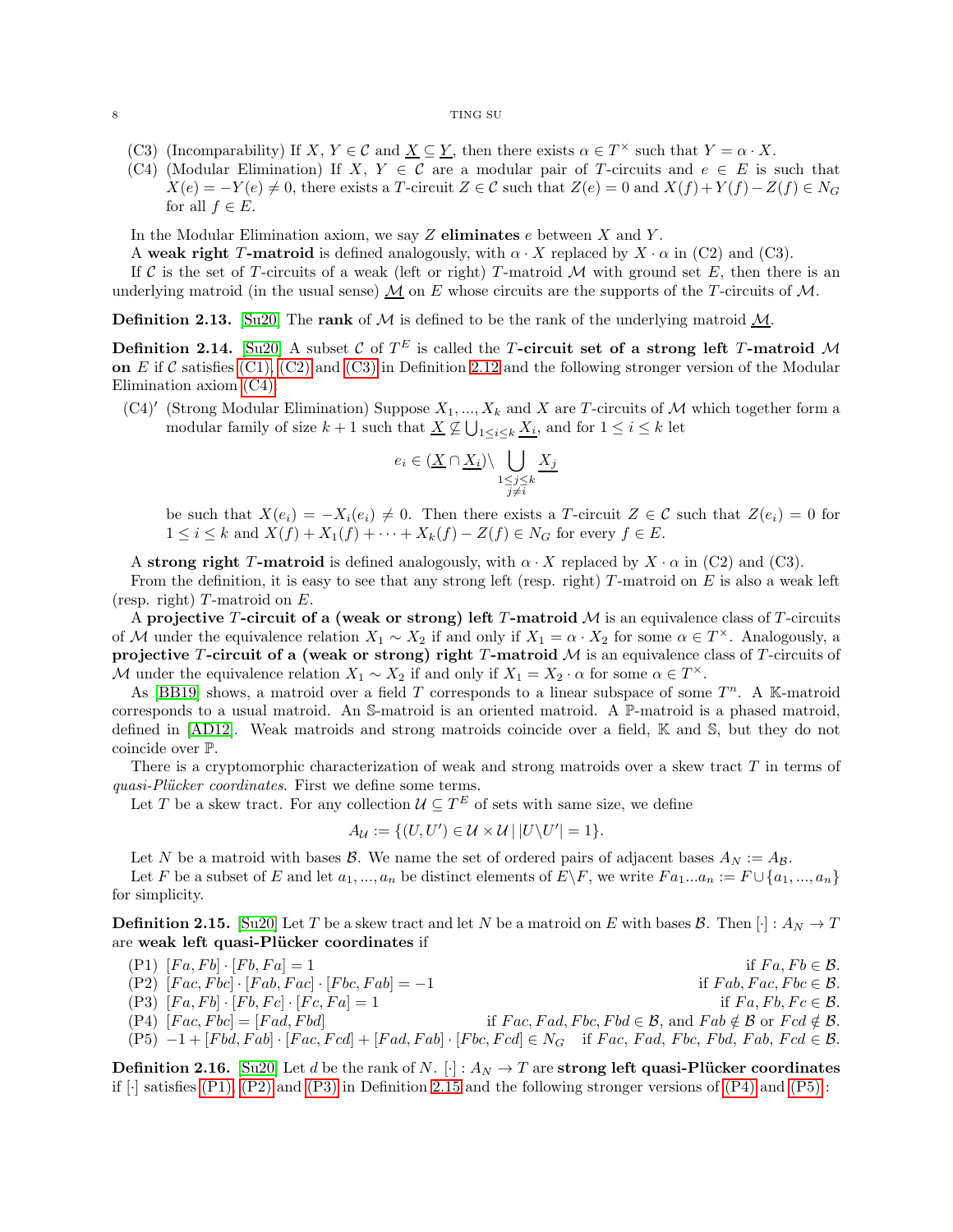(C3) (Incomparability) If $X$, $Y \in \mathcal{C}$ and $\underline{X} \subseteq \underline{Y}$, then there exists $\alpha \in T^\times$ such that $Y = \alpha \cdot X$.

(C4) (Modular Elimination) If $X$, $Y \in \mathcal{C}$ are a modular pair of $T$-circuits and $e \in E$ is such that $X(e) = -Y(e) \neq 0$, there exists a $T$-circuit $Z \in \mathcal{C}$ such that $Z(e) = 0$ and $X(f) + Y(f) - Z(f) \in N_G$ for all $f \in E$.

In the Modular Elimination axiom, we say $Z$ **eliminates** $e$ between $X$ and $Y$.

A **weak right $T$-matroid** is defined analogously, with $\alpha \cdot X$ replaced by $X \cdot \alpha$ in (C2) and (C3).

If $\mathcal{C}$ is the set of $T$-circuits of a weak (left or right) $T$-matroid $\mathcal{M}$ with ground set $E$, then there is an underlying matroid (in the usual sense) $\underline{\mathcal{M}}$ on $E$ whose circuits are the supports of the $T$-circuits of $\mathcal{M}$.

**Definition 2.13.** [Su20] The **rank** of $\mathcal{M}$ is defined to be the rank of the underlying matroid $\underline{\mathcal{M}}$.

**Definition 2.14.** [Su20] A subset $\mathcal{C}$ of $T^E$ is called the **$T$-circuit set of a strong left $T$-matroid $\mathcal{M}$ on $E$** if $\mathcal{C}$ satisfies (C1), (C2) and (C3) in Definition 2.12 and the following stronger version of the Modular Elimination axiom (C4):

(C4)′ (Strong Modular Elimination) Suppose $X_1, ..., X_k$ and $X$ are $T$-circuits of $\mathcal{M}$ which together form a modular family of size $k+1$ such that $\underline{X} \not\subseteq \bigcup_{1 \leq i \leq k} \underline{X_i}$, and for $1 \leq i \leq k$ let

$$e_i \in (\underline{X} \cap \underline{X_i}) \backslash \bigcup_{\substack{1 \leq j \leq k \\ j \neq i}} \underline{X_j}$$

be such that $X(e_i) = -X_i(e_i) \neq 0$. Then there exists a $T$-circuit $Z \in \mathcal{C}$ such that $Z(e_i) = 0$ for $1 \leq i \leq k$ and $X(f) + X_1(f) + \cdots + X_k(f) - Z(f) \in N_G$ for every $f \in E$.

A **strong right $T$-matroid** is defined analogously, with $\alpha \cdot X$ replaced by $X \cdot \alpha$ in (C2) and (C3).

From the definition, it is easy to see that any strong left (resp. right) $T$-matroid on $E$ is also a weak left (resp. right) $T$-matroid on $E$.

A **projective $T$-circuit of a (weak or strong) left $T$-matroid $\mathcal{M}$** is an equivalence class of $T$-circuits of $\mathcal{M}$ under the equivalence relation $X_1 \sim X_2$ if and only if $X_1 = \alpha \cdot X_2$ for some $\alpha \in T^\times$. Analogously, a **projective $T$-circuit of a (weak or strong) right $T$-matroid $\mathcal{M}$** is an equivalence class of $T$-circuits of $\mathcal{M}$ under the equivalence relation $X_1 \sim X_2$ if and only if $X_1 = X_2 \cdot \alpha$ for some $\alpha \in T^\times$.

As [BB19] shows, a matroid over a field $T$ corresponds to a linear subspace of some $T^n$. A $\mathbb{K}$-matroid corresponds to a usual matroid. An $\mathbb{S}$-matroid is an oriented matroid. A $\mathbb{P}$-matroid is a phased matroid, defined in [AD12]. Weak matroids and strong matroids coincide over a field, $\mathbb{K}$ and $\mathbb{S}$, but they do not coincide over $\mathbb{P}$.

There is a cryptomorphic characterization of weak and strong matroids over a skew tract $T$ in terms of *quasi-Plücker coordinates*. First we define some terms.

Let $T$ be a skew tract. For any collection $\mathcal{U} \subseteq T^E$ of sets with same size, we define

$$A_{\mathcal{U}} := \{(U, U') \in \mathcal{U} \times \mathcal{U} \mid |U \backslash U'| = 1\}.$$

Let $N$ be a matroid with bases $\mathcal{B}$. We name the set of ordered pairs of adjacent bases $A_N := A_{\mathcal{B}}$.

Let $F$ be a subset of $E$ and let $a_1, ..., a_n$ be distinct elements of $E \backslash F$, we write $Fa_1...a_n := F \cup \{a_1, ..., a_n\}$ for simplicity.

**Definition 2.15.** [Su20] Let $T$ be a skew tract and let $N$ be a matroid on $E$ with bases $\mathcal{B}$. Then $[\cdot] : A_N \to T$ are **weak left quasi-Plücker coordinates** if

(P1) $[Fa, Fb] \cdot [Fb, Fa] = 1$ if $Fa, Fb \in \mathcal{B}$.

(P2) $[Fac, Fbc] \cdot [Fab, Fac] \cdot [Fbc, Fab] = -1$ if $Fab, Fac, Fbc \in \mathcal{B}$.

(P3) $[Fa, Fb] \cdot [Fb, Fc] \cdot [Fc, Fa] = 1$ if $Fa, Fb, Fc \in \mathcal{B}$.

(P4) $[Fac, Fbc] = [Fad, Fbd]$ if $Fac, Fad, Fbc, Fbd \in \mathcal{B}$, and $Fab \notin \mathcal{B}$ or $Fcd \notin \mathcal{B}$.

(P5) $-1 + [Fbd, Fab] \cdot [Fac, Fcd] + [Fad, Fab] \cdot [Fbc, Fcd] \in N_G$ if $Fac$, $Fad$, $Fbc$, $Fbd$, $Fab$, $Fcd \in \mathcal{B}$.

**Definition 2.16.** [Su20] Let $d$ be the rank of $N$. $[\cdot] : A_N \to T$ are **strong left quasi-Plücker coordinates** if $[\cdot]$ satisfies (P1), (P2) and (P3) in Definition 2.15 and the following stronger versions of (P4) and (P5) :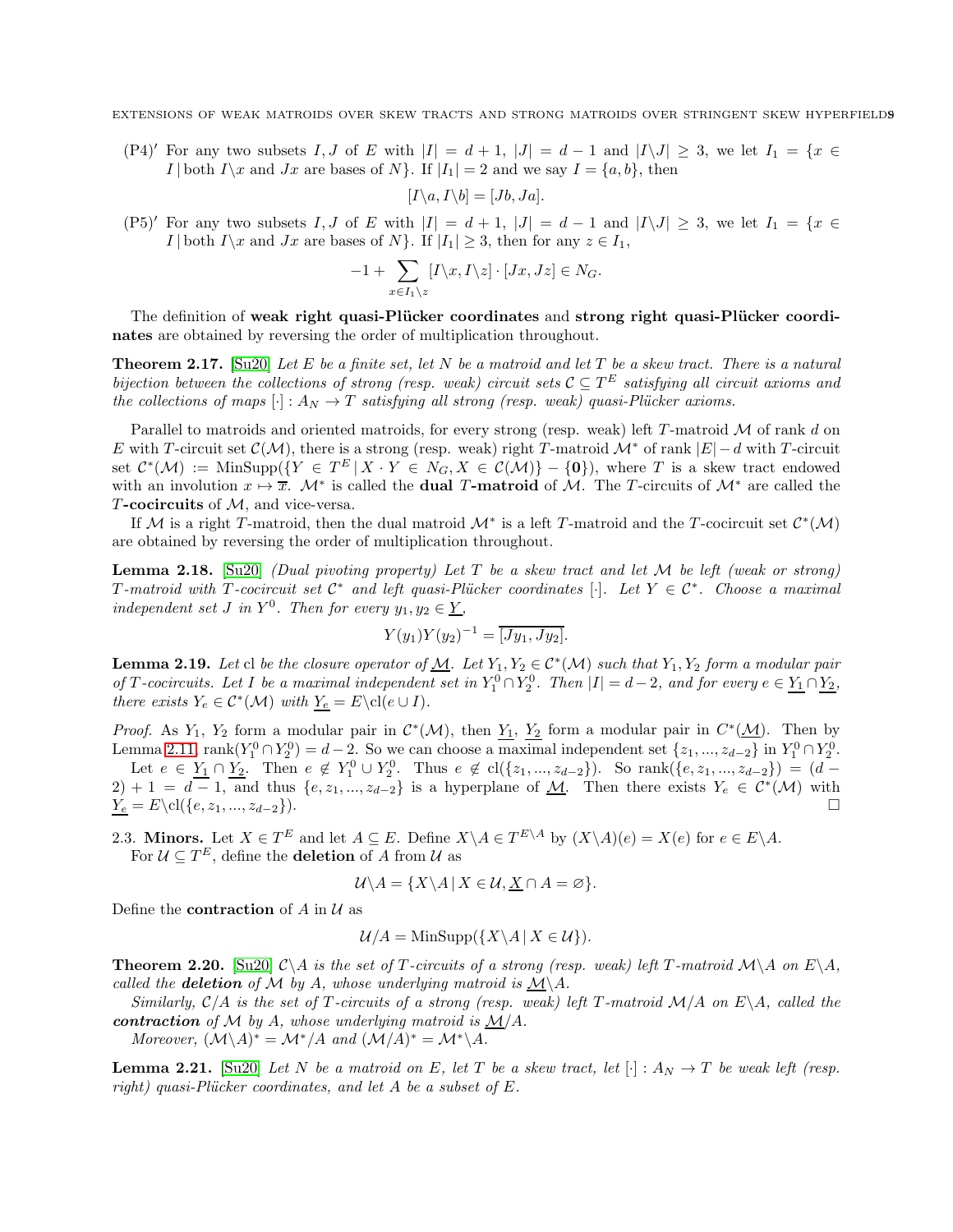(P4)′ For any two subsets $I, J$ of $E$ with $|I| = d+1$, $|J| = d-1$ and $|I\backslash J| \geq 3$, we let $I_1 = \{x \in I \,|\, \text{both } I\backslash x \text{ and } Jx \text{ are bases of } N\}$. If $|I_1| = 2$ and we say $I = \{a, b\}$, then

$$[I\backslash a, I\backslash b] = [Jb, Ja].$$

(P5)′ For any two subsets $I, J$ of $E$ with $|I| = d+1$, $|J| = d-1$ and $|I\backslash J| \geq 3$, we let $I_1 = \{x \in I \,|\, \text{both } I\backslash x \text{ and } Jx \text{ are bases of } N\}$. If $|I_1| \geq 3$, then for any $z \in I_1$,

$$-1 + \sum_{x \in I_1 \backslash z} [I\backslash x, I\backslash z] \cdot [Jx, Jz] \in N_G.$$

The definition of **weak right quasi-Plücker coordinates** and **strong right quasi-Plücker coordinates** are obtained by reversing the order of multiplication throughout.

**Theorem 2.17.** [Su20] *Let $E$ be a finite set, let $N$ be a matroid and let $T$ be a skew tract. There is a natural bijection between the collections of strong (resp. weak) circuit sets $\mathcal{C} \subseteq T^E$ satisfying all circuit axioms and the collections of maps $[\cdot] : A_N \to T$ satisfying all strong (resp. weak) quasi-Plücker axioms.*

Parallel to matroids and oriented matroids, for every strong (resp. weak) left $T$-matroid $\mathcal{M}$ of rank $d$ on $E$ with $T$-circuit set $\mathcal{C}(\mathcal{M})$, there is a strong (resp. weak) right $T$-matroid $\mathcal{M}^*$ of rank $|E| - d$ with $T$-circuit set $\mathcal{C}^*(\mathcal{M}) := \text{MinSupp}(\{Y \in T^E \,|\, X \cdot Y \in N_G, X \in \mathcal{C}(\mathcal{M})\} - \{\mathbf{0}\})$, where $T$ is a skew tract endowed with an involution $x \mapsto \overline{x}$. $\mathcal{M}^*$ is called the **dual $T$-matroid** of $\mathcal{M}$. The $T$-circuits of $\mathcal{M}^*$ are called the **$T$-cocircuits** of $\mathcal{M}$, and vice-versa.

If $\mathcal{M}$ is a right $T$-matroid, then the dual matroid $\mathcal{M}^*$ is a left $T$-matroid and the $T$-cocircuit set $\mathcal{C}^*(\mathcal{M})$ are obtained by reversing the order of multiplication throughout.

**Lemma 2.18.** [Su20] *(Dual pivoting property) Let $T$ be a skew tract and let $\mathcal{M}$ be left (weak or strong) $T$-matroid with $T$-cocircuit set $\mathcal{C}^*$ and left quasi-Plücker coordinates $[\cdot]$. Let $Y \in \mathcal{C}^*$. Choose a maximal independent set $J$ in $Y^0$. Then for every $y_1, y_2 \in \underline{Y}$,*

$$Y(y_1)Y(y_2)^{-1} = \overline{[Jy_1, Jy_2]}.$$

**Lemma 2.19.** *Let $\text{cl}$ be the closure operator of $\underline{\mathcal{M}}$. Let $Y_1, Y_2 \in \mathcal{C}^*(\mathcal{M})$ such that $Y_1, Y_2$ form a modular pair of $T$-cocircuits. Let $I$ be a maximal independent set in $Y_1^0 \cap Y_2^0$. Then $|I| = d-2$, and for every $e \in \underline{Y_1} \cap \underline{Y_2}$, there exists $Y_e \in \mathcal{C}^*(\mathcal{M})$ with $\underline{Y_e} = E\backslash \text{cl}(e \cup I)$.*

*Proof.* As $Y_1$, $Y_2$ form a modular pair in $\mathcal{C}^*(\mathcal{M})$, then $\underline{Y_1}$, $\underline{Y_2}$ form a modular pair in $C^*(\underline{\mathcal{M}})$. Then by Lemma 2.11, $\text{rank}(Y_1^0 \cap Y_2^0) = d-2$. So we can choose a maximal independent set $\{z_1, ..., z_{d-2}\}$ in $Y_1^0 \cap Y_2^0$.

Let $e \in \underline{Y_1} \cap \underline{Y_2}$. Then $e \notin Y_1^0 \cup Y_2^0$. Thus $e \notin \text{cl}(\{z_1, ..., z_{d-2}\})$. So $\text{rank}(\{e, z_1, ..., z_{d-2}\}) = (d-2) + 1 = d-1$, and thus $\{e, z_1, ..., z_{d-2}\}$ is a hyperplane of $\underline{\mathcal{M}}$. Then there exists $Y_e \in \mathcal{C}^*(\mathcal{M})$ with $\underline{Y_e} = E\backslash \text{cl}(\{e, z_1, ..., z_{d-2}\})$. □

2.3. **Minors.** Let $X \in T^E$ and let $A \subseteq E$. Define $X\backslash A \in T^{E\backslash A}$ by $(X\backslash A)(e) = X(e)$ for $e \in E\backslash A$.

For $\mathcal{U} \subseteq T^E$, define the **deletion** of $A$ from $\mathcal{U}$ as

$$\mathcal{U}\backslash A = \{X\backslash A \,|\, X \in \mathcal{U}, \underline{X} \cap A = \varnothing\}.$$

Define the **contraction** of $A$ in $\mathcal{U}$ as

$$\mathcal{U}/A = \text{MinSupp}(\{X\backslash A \,|\, X \in \mathcal{U}\}).$$

**Theorem 2.20.** [Su20] *$\mathcal{C}\backslash A$ is the set of $T$-circuits of a strong (resp. weak) left $T$-matroid $\mathcal{M}\backslash A$ on $E\backslash A$, called the **deletion** of $\mathcal{M}$ by $A$, whose underlying matroid is $\underline{\mathcal{M}}\backslash A$.*

*Similarly, $\mathcal{C}/A$ is the set of $T$-circuits of a strong (resp. weak) left $T$-matroid $\mathcal{M}/A$ on $E\backslash A$, called the **contraction** of $\mathcal{M}$ by $A$, whose underlying matroid is $\underline{\mathcal{M}}/A$.*

*Moreover, $(\mathcal{M}\backslash A)^* = \mathcal{M}^*/A$ and $(\mathcal{M}/A)^* = \mathcal{M}^*\backslash A$.*

**Lemma 2.21.** [Su20] *Let $N$ be a matroid on $E$, let $T$ be a skew tract, let $[\cdot] : A_N \to T$ be weak left (resp. right) quasi-Plücker coordinates, and let $A$ be a subset of $E$.*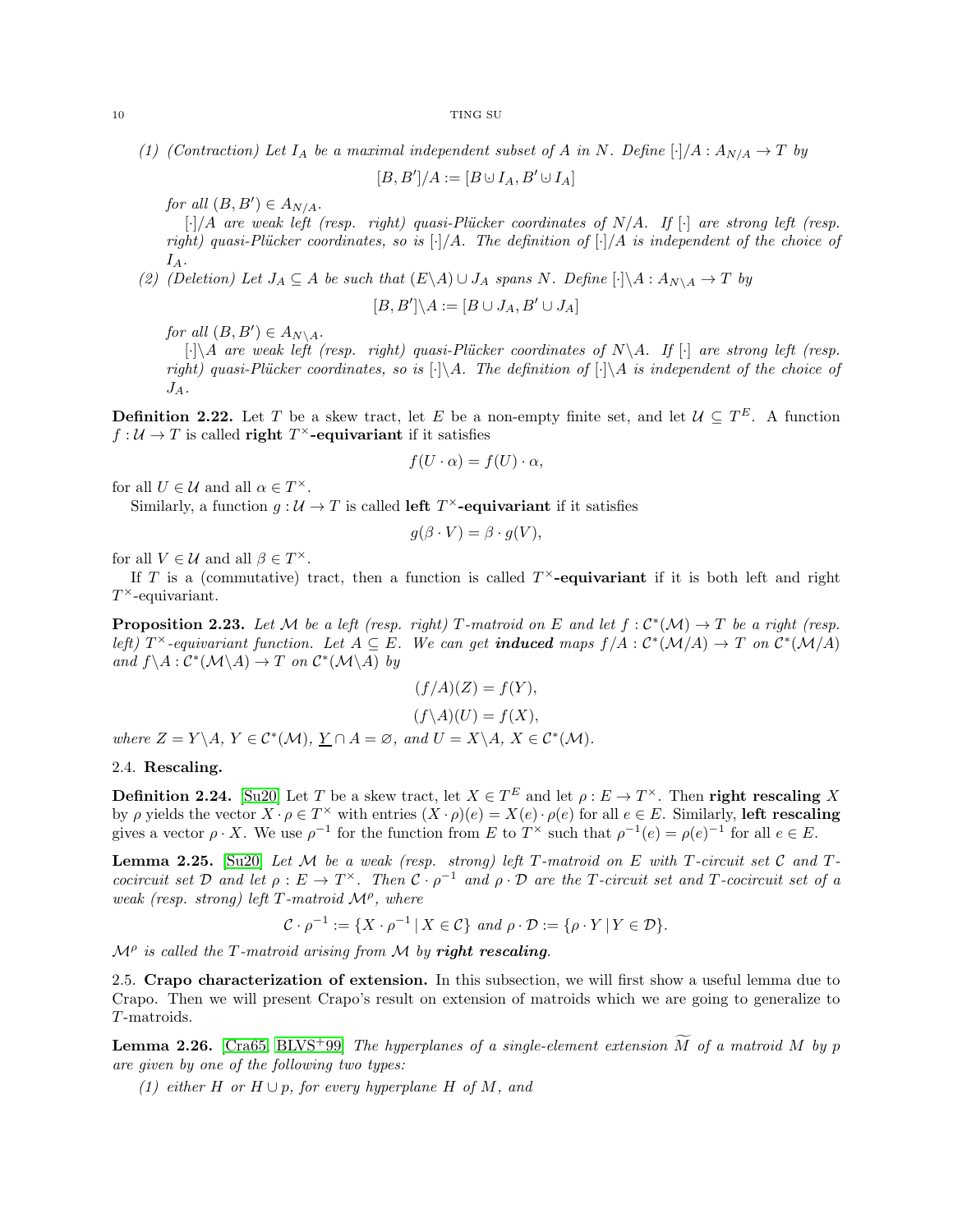(1) *(Contraction) Let $I_A$ be a maximal independent subset of $A$ in $N$. Define $[\cdot]/A : A_{N/A} \to T$ by*

$$[B, B']/A := [B \cup I_A, B' \cup I_A]$$

*for all $(B, B') \in A_{N/A}$.*

*$[\cdot]/A$ are weak left (resp. right) quasi-Plücker coordinates of $N/A$. If $[\cdot]$ are strong left (resp. right) quasi-Plücker coordinates, so is $[\cdot]/A$. The definition of $[\cdot]/A$ is independent of the choice of $I_A$.*

(2) *(Deletion) Let $J_A \subseteq A$ be such that $(E\backslash A) \cup J_A$ spans $N$. Define $[\cdot]\backslash A : A_{N\backslash A} \to T$ by*

$$[B, B']\backslash A := [B \cup J_A, B' \cup J_A]$$

*for all $(B, B') \in A_{N\backslash A}$.*

*$[\cdot]\backslash A$ are weak left (resp. right) quasi-Plücker coordinates of $N\backslash A$. If $[\cdot]$ are strong left (resp. right) quasi-Plücker coordinates, so is $[\cdot]\backslash A$. The definition of $[\cdot]\backslash A$ is independent of the choice of $J_A$.*

**Definition 2.22.** Let $T$ be a skew tract, let $E$ be a non-empty finite set, and let $\mathcal{U} \subseteq T^E$. A function $f : \mathcal{U} \to T$ is called **right $T^\times$-equivariant** if it satisfies

$$f(U \cdot \alpha) = f(U) \cdot \alpha,$$

for all $U \in \mathcal{U}$ and all $\alpha \in T^\times$.

Similarly, a function $g : \mathcal{U} \to T$ is called **left $T^\times$-equivariant** if it satisfies

$$g(\beta \cdot V) = \beta \cdot g(V),$$

for all $V \in \mathcal{U}$ and all $\beta \in T^\times$.

If $T$ is a (commutative) tract, then a function is called **$T^\times$-equivariant** if it is both left and right $T^\times$-equivariant.

**Proposition 2.23.** *Let $\mathcal{M}$ be a left (resp. right) $T$-matroid on $E$ and let $f : \mathcal{C}^*(\mathcal{M}) \to T$ be a right (resp. left) $T^\times$-equivariant function. Let $A \subseteq E$. We can get* ***induced*** *maps $f/A : \mathcal{C}^*(\mathcal{M}/A) \to T$ on $\mathcal{C}^*(\mathcal{M}/A)$ and $f\backslash A : \mathcal{C}^*(\mathcal{M}\backslash A) \to T$ on $\mathcal{C}^*(\mathcal{M}\backslash A)$ by*

$$(f/A)(Z) = f(Y),$$
$$(f\backslash A)(U) = f(X),$$

*where $Z = Y\backslash A$, $Y \in \mathcal{C}^*(\mathcal{M})$, $\underline{Y} \cap A = \varnothing$, and $U = X\backslash A$, $X \in \mathcal{C}^*(\mathcal{M})$.*

### 2.4. Rescaling.

**Definition 2.24.** [Su20] Let $T$ be a skew tract, let $X \in T^E$ and let $\rho : E \to T^\times$. Then **right rescaling** $X$ by $\rho$ yields the vector $X \cdot \rho \in T^\times$ with entries $(X \cdot \rho)(e) = X(e) \cdot \rho(e)$ for all $e \in E$. Similarly, **left rescaling** gives a vector $\rho \cdot X$. We use $\rho^{-1}$ for the function from $E$ to $T^\times$ such that $\rho^{-1}(e) = \rho(e)^{-1}$ for all $e \in E$.

**Lemma 2.25.** [Su20] *Let $\mathcal{M}$ be a weak (resp. strong) left $T$-matroid on $E$ with $T$-circuit set $\mathcal{C}$ and $T$-cocircuit set $\mathcal{D}$ and let $\rho : E \to T^\times$. Then $\mathcal{C} \cdot \rho^{-1}$ and $\rho \cdot \mathcal{D}$ are the $T$-circuit set and $T$-cocircuit set of a weak (resp. strong) left $T$-matroid $\mathcal{M}^\rho$, where*

$$\mathcal{C} \cdot \rho^{-1} := \{X \cdot \rho^{-1} \mid X \in \mathcal{C}\} \text{ and } \rho \cdot \mathcal{D} := \{\rho \cdot Y \mid Y \in \mathcal{D}\}.$$

*$\mathcal{M}^\rho$ is called the $T$-matroid arising from $\mathcal{M}$ by* ***right rescaling****.*

### 2.5. Crapo characterization of extension.

In this subsection, we will first show a useful lemma due to Crapo. Then we will present Crapo's result on extension of matroids which we are going to generalize to $T$-matroids.

**Lemma 2.26.** [Cra65, BLVS+99] *The hyperplanes of a single-element extension $\widetilde{M}$ of a matroid $M$ by $p$ are given by one of the following two types:*

(1) *either $H$ or $H \cup p$, for every hyperplane $H$ of $M$, and*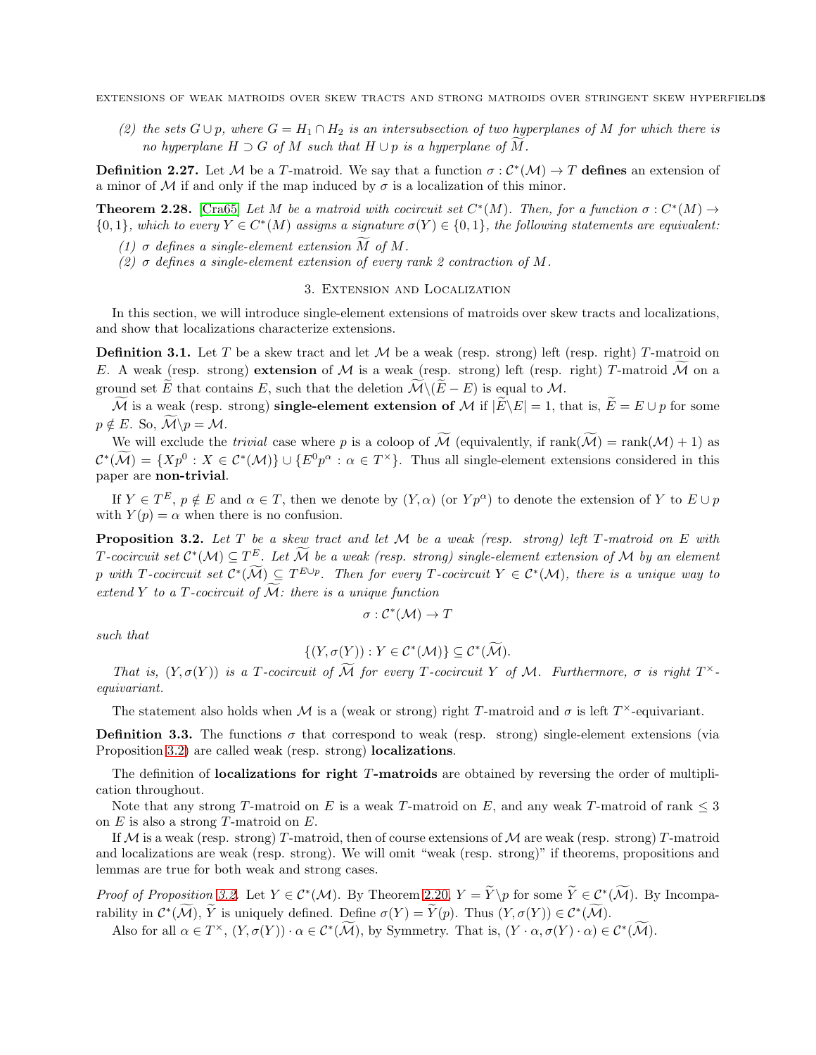*(2) the sets $G \cup p$, where $G = H_1 \cap H_2$ is an intersubsection of two hyperplanes of $M$ for which there is no hyperplane $H \supset G$ of $M$ such that $H \cup p$ is a hyperplane of $\widetilde{M}$.*

**Definition 2.27.** Let $\mathcal{M}$ be a $T$-matroid. We say that a function $\sigma : \mathcal{C}^*(\mathcal{M}) \to T$ **defines** an extension of a minor of $\mathcal{M}$ if and only if the map induced by $\sigma$ is a localization of this minor.

**Theorem 2.28.** [Cra65] *Let $M$ be a matroid with cocircuit set $C^*(M)$. Then, for a function $\sigma : C^*(M) \to \{0, 1\}$, which to every $Y \in C^*(M)$ assigns a signature $\sigma(Y) \in \{0, 1\}$, the following statements are equivalent:*

*(1) $\sigma$ defines a single-element extension $\widetilde{M}$ of $M$.*
*(2) $\sigma$ defines a single-element extension of every rank 2 contraction of $M$.*

## 3. Extension and Localization

In this section, we will introduce single-element extensions of matroids over skew tracts and localizations, and show that localizations characterize extensions.

**Definition 3.1.** Let $T$ be a skew tract and let $\mathcal{M}$ be a weak (resp. strong) left (resp. right) $T$-matroid on $E$. A weak (resp. strong) **extension** of $\mathcal{M}$ is a weak (resp. strong) left (resp. right) $T$-matroid $\widetilde{\mathcal{M}}$ on a ground set $\widetilde{E}$ that contains $E$, such that the deletion $\widetilde{\mathcal{M}} \backslash (\widetilde{E} - E)$ is equal to $\mathcal{M}$.

$\widetilde{\mathcal{M}}$ is a weak (resp. strong) **single-element extension of** $\mathcal{M}$ if $|\widetilde{E} \backslash E| = 1$, that is, $\widetilde{E} = E \cup p$ for some $p \notin E$. So, $\widetilde{\mathcal{M}} \backslash p = \mathcal{M}$.

We will exclude the *trivial* case where $p$ is a coloop of $\widetilde{\mathcal{M}}$ (equivalently, if $\mathrm{rank}(\widetilde{\mathcal{M}}) = \mathrm{rank}(\mathcal{M}) + 1$) as $\mathcal{C}^*(\widetilde{\mathcal{M}}) = \{Xp^0 : X \in \mathcal{C}^*(\mathcal{M})\} \cup \{E^0 p^\alpha : \alpha \in T^\times\}$. Thus all single-element extensions considered in this paper are **non-trivial**.

If $Y \in T^E$, $p \notin E$ and $\alpha \in T$, then we denote by $(Y, \alpha)$ (or $Yp^\alpha$) to denote the extension of $Y$ to $E \cup p$ with $Y(p) = \alpha$ when there is no confusion.

**Proposition 3.2.** *Let $T$ be a skew tract and let $\mathcal{M}$ be a weak (resp. strong) left $T$-matroid on $E$ with $T$-cocircuit set $\mathcal{C}^*(\mathcal{M}) \subseteq T^E$. Let $\widetilde{\mathcal{M}}$ be a weak (resp. strong) single-element extension of $\mathcal{M}$ by an element $p$ with $T$-cocircuit set $\mathcal{C}^*(\widetilde{\mathcal{M}}) \subseteq T^{E \cup p}$. Then for every $T$-cocircuit $Y \in \mathcal{C}^*(\mathcal{M})$, there is a unique way to extend $Y$ to a $T$-cocircuit of $\widetilde{\mathcal{M}}$: there is a unique function*

$$\sigma : \mathcal{C}^*(\mathcal{M}) \to T$$

*such that*

$$\{(Y, \sigma(Y)) : Y \in \mathcal{C}^*(\mathcal{M})\} \subseteq \mathcal{C}^*(\widetilde{\mathcal{M}}).$$

*That is, $(Y, \sigma(Y))$ is a $T$-cocircuit of $\widetilde{\mathcal{M}}$ for every $T$-cocircuit $Y$ of $\mathcal{M}$. Furthermore, $\sigma$ is right $T^\times$-equivariant.*

The statement also holds when $\mathcal{M}$ is a (weak or strong) right $T$-matroid and $\sigma$ is left $T^\times$-equivariant.

**Definition 3.3.** The functions $\sigma$ that correspond to weak (resp. strong) single-element extensions (via Proposition 3.2) are called weak (resp. strong) **localizations**.

The definition of **localizations for right $T$-matroids** are obtained by reversing the order of multiplication throughout.

Note that any strong $T$-matroid on $E$ is a weak $T$-matroid on $E$, and any weak $T$-matroid of rank $\leq 3$ on $E$ is also a strong $T$-matroid on $E$.

If $\mathcal{M}$ is a weak (resp. strong) $T$-matroid, then of course extensions of $\mathcal{M}$ are weak (resp. strong) $T$-matroid and localizations are weak (resp. strong). We will omit "weak (resp. strong)" if theorems, propositions and lemmas are true for both weak and strong cases.

*Proof of Proposition 3.2.* Let $Y \in \mathcal{C}^*(\mathcal{M})$. By Theorem 2.20, $Y = \widetilde{Y} \backslash p$ for some $\widetilde{Y} \in \mathcal{C}^*(\widetilde{\mathcal{M}})$. By Incomparability in $\mathcal{C}^*(\widetilde{\mathcal{M}})$, $\widetilde{Y}$ is uniquely defined. Define $\sigma(Y) = \widetilde{Y}(p)$. Thus $(Y, \sigma(Y)) \in \mathcal{C}^*(\widetilde{\mathcal{M}})$.

Also for all $\alpha \in T^\times$, $(Y, \sigma(Y)) \cdot \alpha \in \mathcal{C}^*(\widetilde{\mathcal{M}})$, by Symmetry. That is, $(Y \cdot \alpha, \sigma(Y) \cdot \alpha) \in \mathcal{C}^*(\widetilde{\mathcal{M}})$.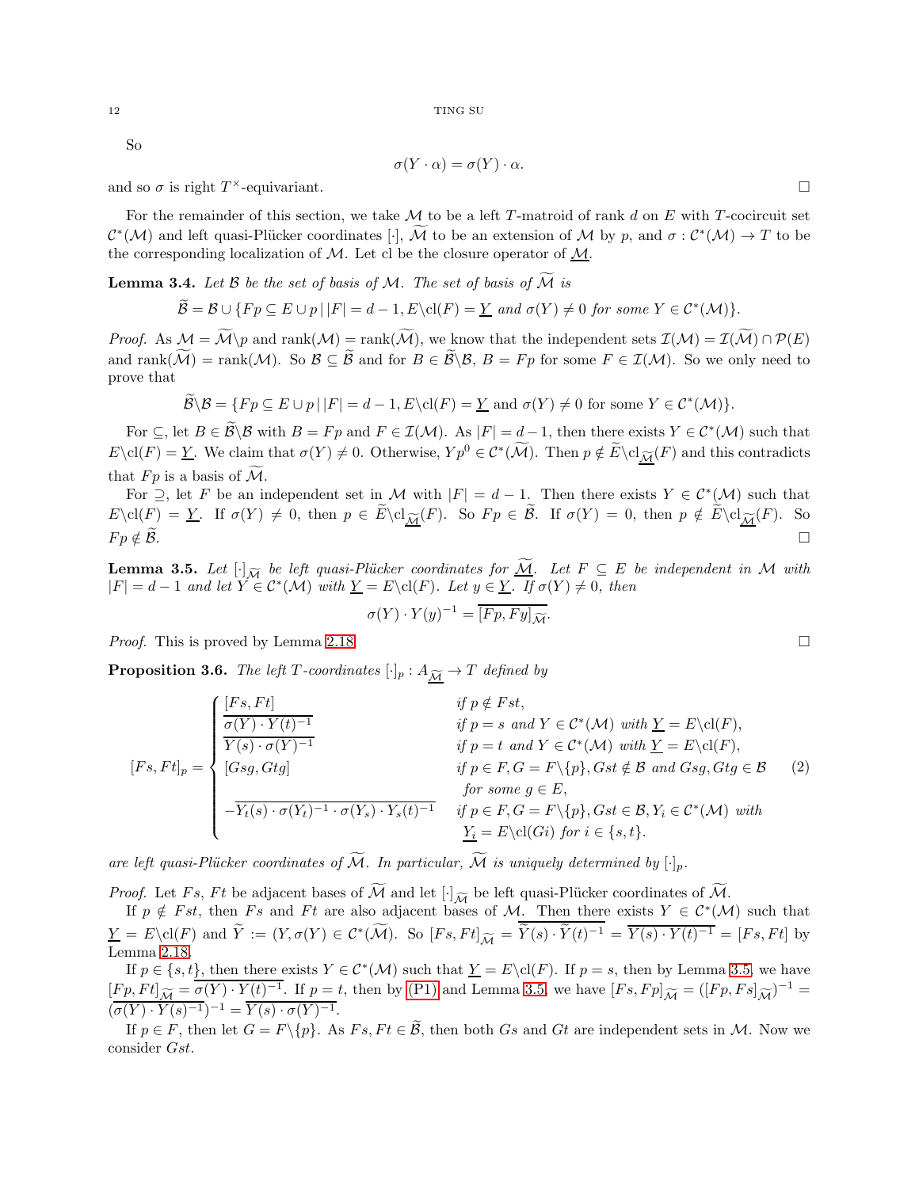So

$$\sigma(Y \cdot \alpha) = \sigma(Y) \cdot \alpha.$$

and so $\sigma$ is right $T^{\times}$-equivariant. □

For the remainder of this section, we take $\mathcal{M}$ to be a left $T$-matroid of rank $d$ on $E$ with $T$-cocircuit set $\mathcal{C}^*(\mathcal{M})$ and left quasi-Plücker coordinates $[\cdot]$, $\widetilde{\mathcal{M}}$ to be an extension of $\mathcal{M}$ by $p$, and $\sigma : \mathcal{C}^*(\mathcal{M}) \to T$ to be the corresponding localization of $\mathcal{M}$. Let cl be the closure operator of $\underline{\mathcal{M}}$.

**Lemma 3.4.** *Let $\mathcal{B}$ be the set of basis of $\mathcal{M}$. The set of basis of $\widetilde{\mathcal{M}}$ is*

$$\widetilde{\mathcal{B}} = \mathcal{B} \cup \{Fp \subseteq E \cup p \,|\, |F| = d-1, E \backslash \mathrm{cl}(F) = \underline{Y} \text{ and } \sigma(Y) \neq 0 \text{ for some } Y \in \mathcal{C}^*(\mathcal{M})\}.$$

*Proof.* As $\mathcal{M} = \widetilde{\mathcal{M}} \backslash p$ and $\mathrm{rank}(\mathcal{M}) = \mathrm{rank}(\widetilde{\mathcal{M}})$, we know that the independent sets $\mathcal{I}(\mathcal{M}) = \mathcal{I}(\widetilde{\mathcal{M}}) \cap \mathcal{P}(E)$ and $\mathrm{rank}(\widetilde{\mathcal{M}}) = \mathrm{rank}(\mathcal{M})$. So $\mathcal{B} \subseteq \widetilde{\mathcal{B}}$ and for $B \in \widetilde{\mathcal{B}} \backslash \mathcal{B}$, $B = Fp$ for some $F \in \mathcal{I}(\mathcal{M})$. So we only need to prove that

$$\widetilde{\mathcal{B}} \backslash \mathcal{B} = \{Fp \subseteq E \cup p \,|\, |F| = d-1, E \backslash \mathrm{cl}(F) = \underline{Y} \text{ and } \sigma(Y) \neq 0 \text{ for some } Y \in \mathcal{C}^*(\mathcal{M})\}.$$

For $\subseteq$, let $B \in \widetilde{\mathcal{B}} \backslash \mathcal{B}$ with $B = Fp$ and $F \in \mathcal{I}(\mathcal{M})$. As $|F| = d-1$, then there exists $Y \in \mathcal{C}^*(\mathcal{M})$ such that $E \backslash \mathrm{cl}(F) = \underline{Y}$. We claim that $\sigma(Y) \neq 0$. Otherwise, $Yp^0 \in \mathcal{C}^*(\widetilde{\mathcal{M}})$. Then $p \notin \widetilde{E} \backslash \mathrm{cl}_{\underline{\widetilde{\mathcal{M}}}}(F)$ and this contradicts that $Fp$ is a basis of $\widetilde{\mathcal{M}}$.

For $\supseteq$, let $F$ be an independent set in $\mathcal{M}$ with $|F| = d-1$. Then there exists $Y \in \mathcal{C}^*(\mathcal{M})$ such that $E \backslash \mathrm{cl}(F) = \underline{Y}$. If $\sigma(Y) \neq 0$, then $p \in \widetilde{E} \backslash \mathrm{cl}_{\underline{\widetilde{\mathcal{M}}}}(F)$. So $Fp \in \widetilde{\mathcal{B}}$. If $\sigma(Y) = 0$, then $p \notin \widetilde{E} \backslash \mathrm{cl}_{\underline{\widetilde{\mathcal{M}}}}(F)$. So $Fp \notin \widetilde{\mathcal{B}}$. □

**Lemma 3.5.** *Let $[\cdot]_{\widetilde{\mathcal{M}}}$ be left quasi-Plücker coordinates for $\widetilde{\mathcal{M}}$. Let $F \subseteq E$ be independent in $\mathcal{M}$ with $|F| = d-1$ and let $Y \in \mathcal{C}^*(\mathcal{M})$ with $\underline{Y} = E \backslash \mathrm{cl}(F)$. Let $y \in \underline{Y}$. If $\sigma(Y) \neq 0$, then*

$$\sigma(Y) \cdot Y(y)^{-1} = \overline{[Fp, Fy]_{\widetilde{\mathcal{M}}}}.$$

*Proof.* This is proved by Lemma 2.18. □

**Proposition 3.6.** *The left $T$-coordinates $[\cdot]_p : A_{\underline{\widetilde{\mathcal{M}}}} \to T$ defined by*

$$[Fs, Ft]_p = \begin{cases} \overline{[Fs, Ft]} & \text{if } p \notin Fst, \\ \overline{\sigma(Y) \cdot Y(t)^{-1}} & \text{if } p = s \text{ and } Y \in \mathcal{C}^*(\mathcal{M}) \text{ with } \underline{Y} = E \backslash \mathrm{cl}(F), \\ \overline{Y(s) \cdot \sigma(Y)^{-1}} & \text{if } p = t \text{ and } Y \in \mathcal{C}^*(\mathcal{M}) \text{ with } \underline{Y} = E \backslash \mathrm{cl}(F), \\ [Gsg, Gtg] & \text{if } p \in F, G = F \backslash \{p\}, Gst \notin \mathcal{B} \text{ and } Gsg, Gtg \in \mathcal{B} \\ & \text{for some } g \in E, \\ -\overline{Y_t(s) \cdot \sigma(Y_t)^{-1} \cdot \sigma(Y_s) \cdot Y_s(t)^{-1}} & \text{if } p \in F, G = F \backslash \{p\}, Gst \in \mathcal{B}, Y_i \in \mathcal{C}^*(\mathcal{M}) \text{ with} \\ & \underline{Y_i} = E \backslash \mathrm{cl}(Gi) \text{ for } i \in \{s, t\}. \end{cases} \tag{2}$$

*are left quasi-Plücker coordinates of $\widetilde{\mathcal{M}}$. In particular, $\widetilde{\mathcal{M}}$ is uniquely determined by $[\cdot]_p$.*

*Proof.* Let $Fs$, $Ft$ be adjacent bases of $\widetilde{\mathcal{M}}$ and let $[\cdot]_{\widetilde{\mathcal{M}}}$ be left quasi-Plücker coordinates of $\widetilde{\mathcal{M}}$.

If $p \notin Fst$, then $Fs$ and $Ft$ are also adjacent bases of $\mathcal{M}$. Then there exists $Y \in \mathcal{C}^*(\mathcal{M})$ such that $\underline{Y} = E \backslash \mathrm{cl}(F)$ and $\widetilde{Y} := (Y, \sigma(Y) \in \mathcal{C}^*(\widetilde{\mathcal{M}})$. So $[Fs, Ft]_{\widetilde{\mathcal{M}}} = \overline{\widetilde{Y}(s) \cdot \widetilde{Y}(t)^{-1}} = \overline{Y(s) \cdot Y(t)^{-1}} = [Fs, Ft]$ by Lemma 2.18.

If $p \in \{s, t\}$, then there exists $Y \in \mathcal{C}^*(\mathcal{M})$ such that $\underline{Y} = E \backslash \mathrm{cl}(F)$. If $p = s$, then by Lemma 3.5, we have $[Fp, Ft]_{\widetilde{\mathcal{M}}} = \overline{\sigma(Y) \cdot Y(t)^{-1}}$. If $p = t$, then by (P1) and Lemma 3.5, we have $[Fs, Fp]_{\widetilde{\mathcal{M}}} = ([Fp, Fs]_{\widetilde{\mathcal{M}}})^{-1} = (\overline{\sigma(Y) \cdot Y(s)^{-1}})^{-1} = \overline{Y(s) \cdot \sigma(Y)^{-1}}$.

If $p \in F$, then let $G = F \backslash \{p\}$. As $Fs, Ft \in \widetilde{\mathcal{B}}$, then both $Gs$ and $Gt$ are independent sets in $\mathcal{M}$. Now we consider $Gst$.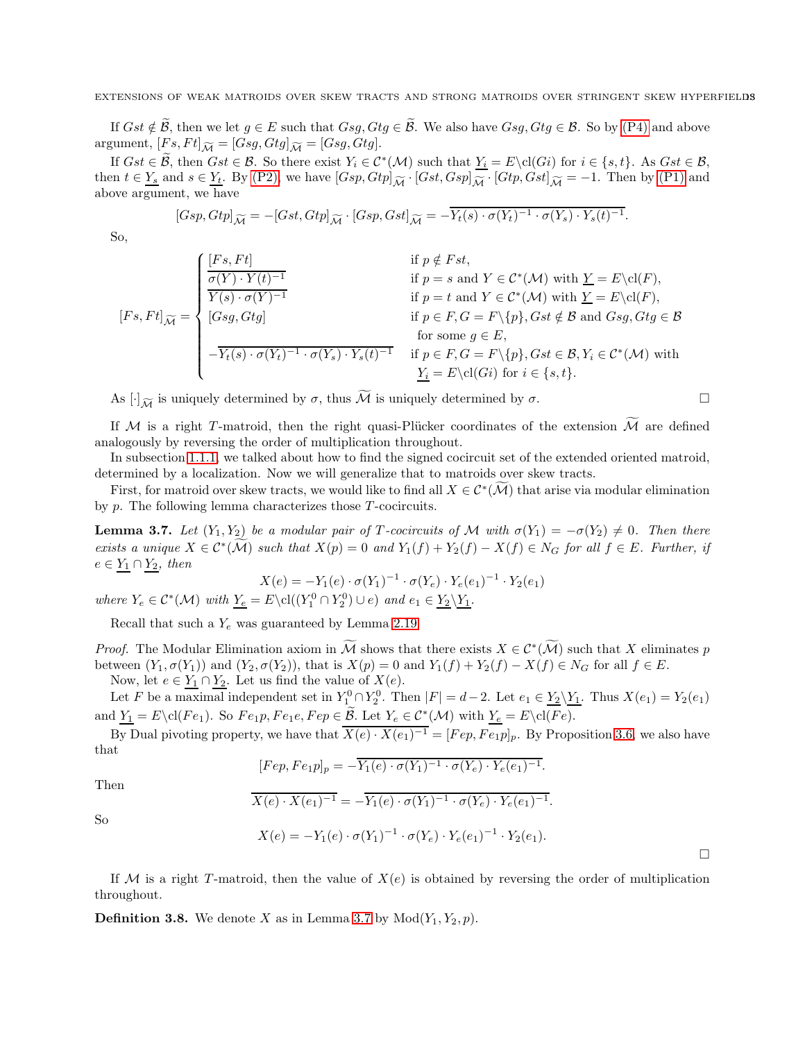If $Gst \notin \widetilde{\mathcal{B}}$, then we let $g \in E$ such that $Gsg, Gtg \in \widetilde{\mathcal{B}}$. We also have $Gsg, Gtg \in \mathcal{B}$. So by (P4) and above argument, $[Fs, Ft]_{\widetilde{\mathcal{M}}} = [Gsg, Gtg]_{\widetilde{\mathcal{M}}} = [Gsg, Gtg]$.

If $Gst \in \widetilde{\mathcal{B}}$, then $Gst \in \mathcal{B}$. So there exist $Y_i \in \mathcal{C}^*(\mathcal{M})$ such that $\underline{Y_i} = E \backslash \mathrm{cl}(Gi)$ for $i \in \{s, t\}$. As $Gst \in \mathcal{B}$, then $t \in \underline{Y_s}$ and $s \in \underline{Y_t}$. By (P2), we have $[Gsp, Gtp]_{\widetilde{\mathcal{M}}} \cdot [Gst, Gsp]_{\widetilde{\mathcal{M}}} \cdot [Gtp, Gst]_{\widetilde{\mathcal{M}}} = -1$. Then by (P1) and above argument, we have

$$[Gsp, Gtp]_{\widetilde{\mathcal{M}}} = -[Gst, Gtp]_{\widetilde{\mathcal{M}}} \cdot [Gsp, Gst]_{\widetilde{\mathcal{M}}} = -\overline{Y_t(s) \cdot \sigma(Y_t)^{-1} \cdot \sigma(Y_s) \cdot Y_s(t)^{-1}}.$$

So,

$$[Fs, Ft]_{\widetilde{\mathcal{M}}} = \begin{cases} [Fs, Ft] & \text{if } p \notin Fst, \\ \overline{\sigma(Y) \cdot Y(t)^{-1}} & \text{if } p = s \text{ and } Y \in \mathcal{C}^*(\mathcal{M}) \text{ with } \underline{Y} = E \backslash \mathrm{cl}(F), \\ \overline{Y(s) \cdot \sigma(Y)^{-1}} & \text{if } p = t \text{ and } Y \in \mathcal{C}^*(\mathcal{M}) \text{ with } \underline{Y} = E \backslash \mathrm{cl}(F), \\ [Gsg, Gtg] & \text{if } p \in F, G = F \backslash \{p\}, Gst \notin \mathcal{B} \text{ and } Gsg, Gtg \in \mathcal{B} \\ & \quad \text{for some } g \in E, \\ -\overline{Y_t(s) \cdot \sigma(Y_t)^{-1} \cdot \sigma(Y_s) \cdot Y_s(t)^{-1}} & \text{if } p \in F, G = F \backslash \{p\}, Gst \in \mathcal{B}, Y_i \in \mathcal{C}^*(\mathcal{M}) \text{ with} \\ & \quad \underline{Y_i} = E \backslash \mathrm{cl}(Gi) \text{ for } i \in \{s, t\}. \end{cases}$$

As $[\cdot]_{\widetilde{\mathcal{M}}}$ is uniquely determined by $\sigma$, thus $\widetilde{\mathcal{M}}$ is uniquely determined by $\sigma$. $\square$

If $\mathcal{M}$ is a right $T$-matroid, then the right quasi-Plücker coordinates of the extension $\widetilde{\mathcal{M}}$ are defined analogously by reversing the order of multiplication throughout.

In subsection 1.1.1, we talked about how to find the signed cocircuit set of the extended oriented matroid, determined by a localization. Now we will generalize that to matroids over skew tracts.

First, for matroid over skew tracts, we would like to find all $X \in \mathcal{C}^*(\widetilde{\mathcal{M}})$ that arise via modular elimination by $p$. The following lemma characterizes those $T$-cocircuits.

**Lemma 3.7.** *Let $(Y_1, Y_2)$ be a modular pair of $T$-cocircuits of $\mathcal{M}$ with $\sigma(Y_1) = -\sigma(Y_2) \neq 0$. Then there exists a unique $X \in \mathcal{C}^*(\widetilde{\mathcal{M}})$ such that $X(p) = 0$ and $Y_1(f) + Y_2(f) - X(f) \in N_G$ for all $f \in E$. Further, if $e \in \underline{Y_1} \cap \underline{Y_2}$, then*

$$X(e) = -Y_1(e) \cdot \sigma(Y_1)^{-1} \cdot \sigma(Y_e) \cdot Y_e(e_1)^{-1} \cdot Y_2(e_1)$$

*where $Y_e \in \mathcal{C}^*(\mathcal{M})$ with $\underline{Y_e} = E \backslash \mathrm{cl}((Y_1^0 \cap Y_2^0) \cup e)$ and $e_1 \in \underline{Y_2} \backslash \underline{Y_1}$.*

Recall that such a $Y_e$ was guaranteed by Lemma 2.19.

*Proof.* The Modular Elimination axiom in $\widetilde{\mathcal{M}}$ shows that there exists $X \in \mathcal{C}^*(\widetilde{\mathcal{M}})$ such that $X$ eliminates $p$ between $(Y_1, \sigma(Y_1))$ and $(Y_2, \sigma(Y_2))$, that is $X(p) = 0$ and $Y_1(f) + Y_2(f) - X(f) \in N_G$ for all $f \in E$.

Now, let $e \in \underline{Y_1} \cap \underline{Y_2}$. Let us find the value of $X(e)$.

Let $F$ be a maximal independent set in $Y_1^0 \cap Y_2^0$. Then $|F| = d - 2$. Let $e_1 \in \underline{Y_2} \backslash \underline{Y_1}$. Thus $X(e_1) = Y_2(e_1)$ and $\underline{Y_1} = E \backslash \mathrm{cl}(Fe_1)$. So $Fe_1p, Fe_1e, Fep \in \widetilde{\mathcal{B}}$. Let $Y_e \in \mathcal{C}^*(\mathcal{M})$ with $\underline{Y_e} = E \backslash \mathrm{cl}(Fe)$.

By Dual pivoting property, we have that $\overline{X(e) \cdot X(e_1)^{-1}} = [Fep, Fe_1p]_p$. By Proposition 3.6, we also have that

$$[Fep, Fe_1p]_p = -\overline{Y_1(e) \cdot \sigma(Y_1)^{-1} \cdot \sigma(Y_e) \cdot Y_e(e_1)^{-1}}.$$

Then

$$\overline{X(e) \cdot X(e_1)^{-1}} = -\overline{Y_1(e) \cdot \sigma(Y_1)^{-1} \cdot \sigma(Y_e) \cdot Y_e(e_1)^{-1}}.$$

So

$$X(e) = -Y_1(e) \cdot \sigma(Y_1)^{-1} \cdot \sigma(Y_e) \cdot Y_e(e_1)^{-1} \cdot Y_2(e_1).$$

$\square$

If $\mathcal{M}$ is a right $T$-matroid, then the value of $X(e)$ is obtained by reversing the order of multiplication throughout.

**Definition 3.8.** We denote $X$ as in Lemma 3.7 by $\mathrm{Mod}(Y_1, Y_2, p)$.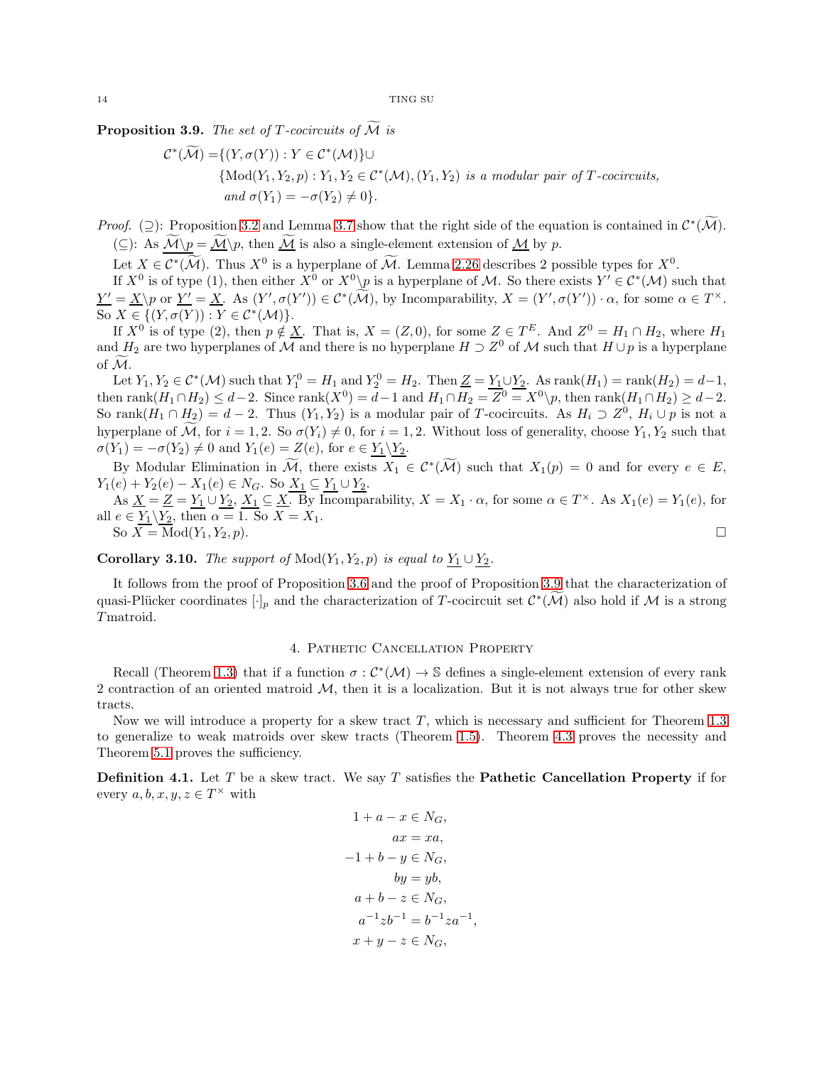**Proposition 3.9.** *The set of $T$-cocircuits of $\widetilde{\mathcal{M}}$ is*

$$
\begin{aligned}
\mathcal{C}^*(\widetilde{\mathcal{M}}) =& \{(Y, \sigma(Y)) : Y \in \mathcal{C}^*(\mathcal{M})\} \cup \\
& \{\mathrm{Mod}(Y_1, Y_2, p) : Y_1, Y_2 \in \mathcal{C}^*(\mathcal{M}), (Y_1, Y_2) \text{ is a modular pair of } T\text{-cocircuits,} \\
& \text{ and } \sigma(Y_1) = -\sigma(Y_2) \neq 0\}.
\end{aligned}
$$

*Proof.* ($\supseteq$): Proposition 3.2 and Lemma 3.7 show that the right side of the equation is contained in $\mathcal{C}^*(\widetilde{\mathcal{M}})$.

($\subseteq$): As $\widetilde{\mathcal{M}}\backslash p = \widetilde{\underline{\mathcal{M}}}\backslash p$, then $\widetilde{\underline{\mathcal{M}}}$ is also a single-element extension of $\underline{\mathcal{M}}$ by $p$.

Let $X \in \mathcal{C}^*(\widetilde{\mathcal{M}})$. Thus $X^0$ is a hyperplane of $\widetilde{\underline{\mathcal{M}}}$. Lemma 2.26 describes 2 possible types for $X^0$.

If $X^0$ is of type (1), then either $X^0$ or $X^0\backslash p$ is a hyperplane of $\mathcal{M}$. So there exists $Y' \in \mathcal{C}^*(\mathcal{M})$ such that $\underline{Y'} = \underline{X}\backslash p$ or $\underline{Y'} = \underline{X}$. As $(Y', \sigma(Y')) \in \mathcal{C}^*(\widetilde{\mathcal{M}})$, by Incomparability, $X = (Y', \sigma(Y')) \cdot \alpha$, for some $\alpha \in T^\times$. So $X \in \{(Y, \sigma(Y)) : Y \in \mathcal{C}^*(\mathcal{M})\}$.

If $X^0$ is of type (2), then $p \notin \underline{X}$. That is, $X = (Z, 0)$, for some $Z \in T^E$. And $Z^0 = H_1 \cap H_2$, where $H_1$ and $H_2$ are two hyperplanes of $\underline{\mathcal{M}}$ and there is no hyperplane $H \supset Z^0$ of $\underline{\mathcal{M}}$ such that $H \cup p$ is a hyperplane of $\widetilde{\underline{\mathcal{M}}}$.

Let $Y_1, Y_2 \in \mathcal{C}^*(\mathcal{M})$ such that $Y_1^0 = H_1$ and $Y_2^0 = H_2$. Then $\underline{Z} = \underline{Y_1} \cup \underline{Y_2}$. As $\mathrm{rank}(H_1) = \mathrm{rank}(H_2) = d-1$, then $\mathrm{rank}(H_1 \cap H_2) \leq d-2$. Since $\mathrm{rank}(X^0) = d-1$ and $H_1 \cap H_2 = Z^0 = X^0\backslash p$, then $\mathrm{rank}(H_1 \cap H_2) \geq d-2$. So $\mathrm{rank}(H_1 \cap H_2) = d-2$. Thus $(Y_1, Y_2)$ is a modular pair of $T$-cocircuits. As $H_i \supset Z^0$, $H_i \cup p$ is not a hyperplane of $\widetilde{\underline{\mathcal{M}}}$, for $i = 1, 2$. So $\sigma(Y_i) \neq 0$, for $i = 1, 2$. Without loss of generality, choose $Y_1, Y_2$ such that $\sigma(Y_1) = -\sigma(Y_2) \neq 0$ and $Y_1(e) = Z(e)$, for $e \in \underline{Y_1}\backslash\underline{Y_2}$.

By Modular Elimination in $\widetilde{\mathcal{M}}$, there exists $X_1 \in \mathcal{C}^*(\widetilde{\mathcal{M}})$ such that $X_1(p) = 0$ and for every $e \in E$, $Y_1(e) + Y_2(e) - X_1(e) \in N_G$. So $\underline{X_1} \subseteq \underline{Y_1} \cup \underline{Y_2}$.

As $\underline{X} = \underline{Z} = \underline{Y_1} \cup \underline{Y_2}$, $\underline{X_1} \subseteq \underline{X}$. By Incomparability, $X = X_1 \cdot \alpha$, for some $\alpha \in T^\times$. As $X_1(e) = Y_1(e)$, for all $e \in \underline{Y_1}\backslash\underline{Y_2}$, then $\alpha = 1$. So $X = X_1$.

So $X = \mathrm{Mod}(Y_1, Y_2, p)$. $\square$

**Corollary 3.10.** *The support of $\mathrm{Mod}(Y_1, Y_2, p)$ is equal to $\underline{Y_1} \cup \underline{Y_2}$.*

It follows from the proof of Proposition 3.6 and the proof of Proposition 3.9 that the characterization of quasi-Plücker coordinates $[\cdot]_p$ and the characterization of $T$-cocircuit set $\mathcal{C}^*(\widetilde{\mathcal{M}})$ also hold if $\mathcal{M}$ is a strong $T$matroid.

## 4. Pathetic Cancellation Property

Recall (Theorem 1.3) that if a function $\sigma : \mathcal{C}^*(\mathcal{M}) \to \mathbb{S}$ defines a single-element extension of every rank 2 contraction of an oriented matroid $\mathcal{M}$, then it is a localization. But it is not always true for other skew tracts.

Now we will introduce a property for a skew tract $T$, which is necessary and sufficient for Theorem 1.3 to generalize to weak matroids over skew tracts (Theorem 1.5). Theorem 4.3 proves the necessity and Theorem 5.1 proves the sufficiency.

**Definition 4.1.** Let $T$ be a skew tract. We say $T$ satisfies the **Pathetic Cancellation Property** if for every $a, b, x, y, z \in T^\times$ with

$$
\begin{aligned}
1 + a - x &\in N_G, \\
ax &= xa, \\
-1 + b - y &\in N_G, \\
by &= yb, \\
a + b - z &\in N_G, \\
a^{-1}zb^{-1} &= b^{-1}za^{-1}, \\
x + y - z &\in N_G,
\end{aligned}
$$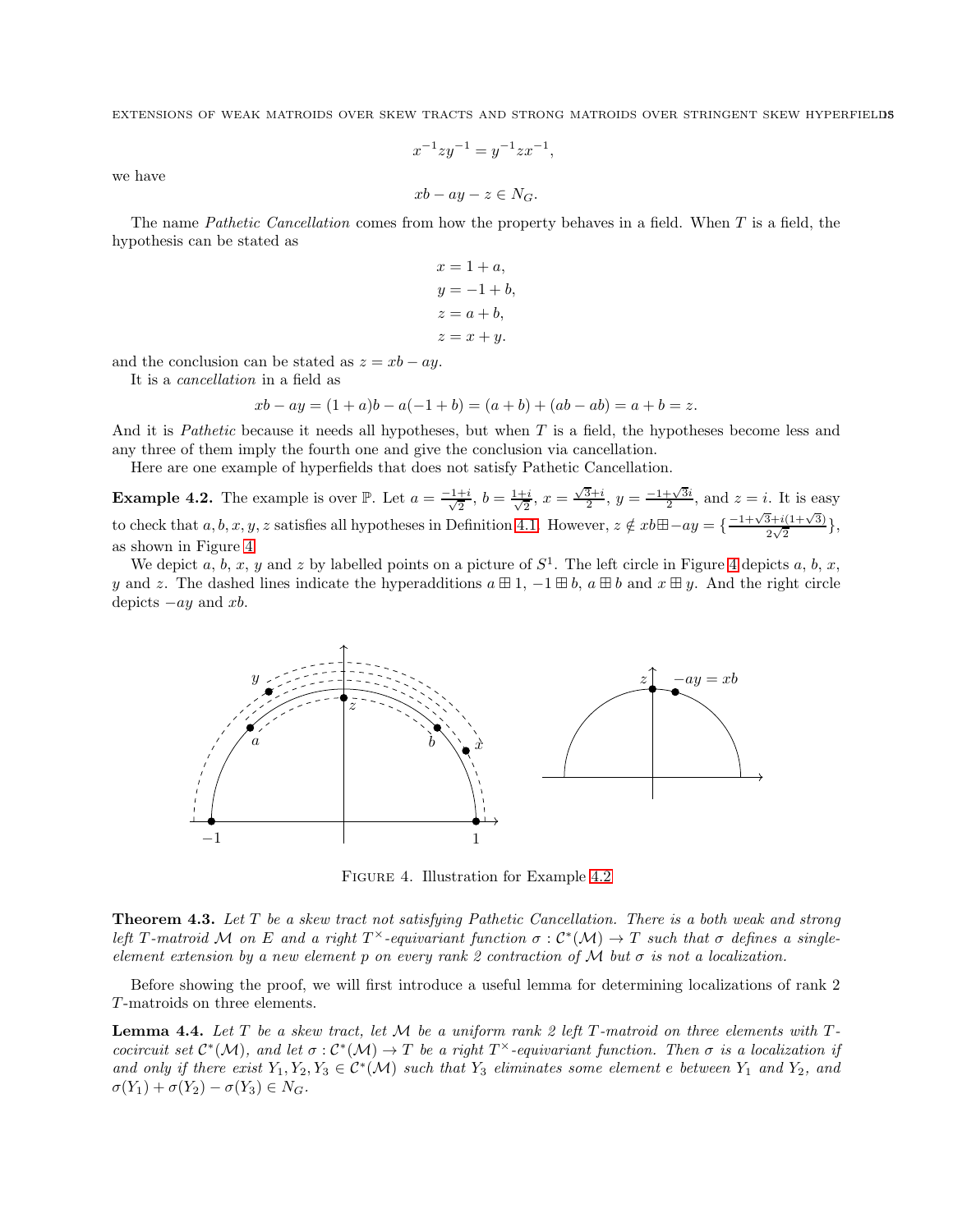$$x^{-1}zy^{-1} = y^{-1}zx^{-1},$$

we have

$$xb - ay - z \in N_G.$$

The name *Pathetic Cancellation* comes from how the property behaves in a field. When $T$ is a field, the hypothesis can be stated as

$$\begin{aligned}
x &= 1 + a, \\
y &= -1 + b, \\
z &= a + b, \\
z &= x + y.
\end{aligned}$$

and the conclusion can be stated as $z = xb - ay$.

It is a *cancellation* in a field as

$$xb - ay = (1 + a)b - a(-1 + b) = (a + b) + (ab - ab) = a + b = z.$$

And it is *Pathetic* because it needs all hypotheses, but when $T$ is a field, the hypotheses become less and any three of them imply the fourth one and give the conclusion via cancellation.

Here are one example of hyperfields that does not satisfy Pathetic Cancellation.

**Example 4.2.** The example is over $\mathbb{P}$. Let $a = \frac{-1+i}{\sqrt{2}}$, $b = \frac{1+i}{\sqrt{2}}$, $x = \frac{\sqrt{3}+i}{2}$, $y = \frac{-1+\sqrt{3}i}{2}$, and $z = i$. It is easy to check that $a, b, x, y, z$ satisfies all hypotheses in Definition 4.1. However, $z \notin xb \boxplus -ay = \{\frac{-1+\sqrt{3}+i(1+\sqrt{3})}{2\sqrt{2}}\}$, as shown in Figure 4.

We depict $a$, $b$, $x$, $y$ and $z$ by labelled points on a picture of $S^1$. The left circle in Figure 4 depicts $a$, $b$, $x$, $y$ and $z$. The dashed lines indicate the hyperadditions $a \boxplus 1$, $-1 \boxplus b$, $a \boxplus b$ and $x \boxplus y$. And the right circle depicts $-ay$ and $xb$.

Figure 4. Illustration for Example 4.2

**Theorem 4.3.** *Let $T$ be a skew tract not satisfying Pathetic Cancellation. There is a both weak and strong left $T$-matroid $\mathcal{M}$ on $E$ and a right $T^\times$-equivariant function $\sigma : \mathcal{C}^*(\mathcal{M}) \to T$ such that $\sigma$ defines a single-element extension by a new element $p$ on every rank 2 contraction of $\mathcal{M}$ but $\sigma$ is not a localization.*

Before showing the proof, we will first introduce a useful lemma for determining localizations of rank 2 $T$-matroids on three elements.

**Lemma 4.4.** *Let $T$ be a skew tract, let $\mathcal{M}$ be a uniform rank 2 left $T$-matroid on three elements with $T$-cocircuit set $\mathcal{C}^*(\mathcal{M})$, and let $\sigma : \mathcal{C}^*(\mathcal{M}) \to T$ be a right $T^\times$-equivariant function. Then $\sigma$ is a localization if and only if there exist $Y_1, Y_2, Y_3 \in \mathcal{C}^*(\mathcal{M})$ such that $Y_3$ eliminates some element $e$ between $Y_1$ and $Y_2$, and $\sigma(Y_1) + \sigma(Y_2) - \sigma(Y_3) \in N_G$.*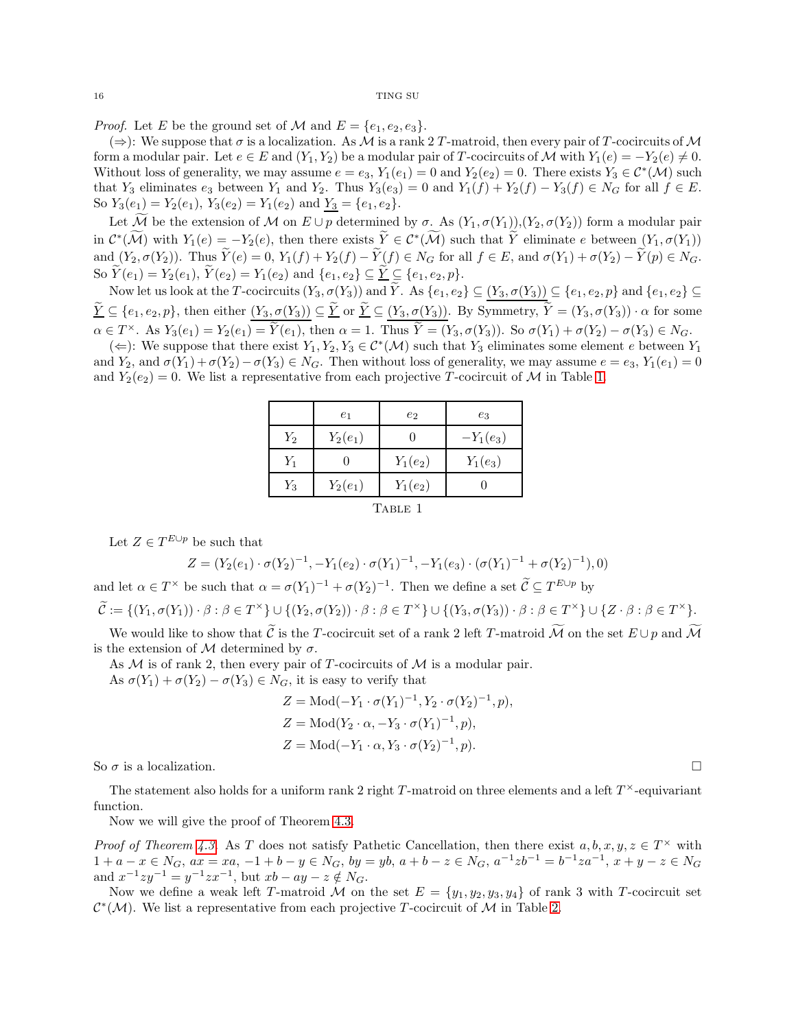*Proof.* Let $E$ be the ground set of $\mathcal{M}$ and $E = \{e_1, e_2, e_3\}$.

($\Rightarrow$): We suppose that $\sigma$ is a localization. As $\mathcal{M}$ is a rank 2 $T$-matroid, then every pair of $T$-cocircuits of $\mathcal{M}$ form a modular pair. Let $e \in E$ and $(Y_1, Y_2)$ be a modular pair of $T$-cocircuits of $\mathcal{M}$ with $Y_1(e) = -Y_2(e) \neq 0$. Without loss of generality, we may assume $e = e_3$, $Y_1(e_1) = 0$ and $Y_2(e_2) = 0$. There exists $Y_3 \in \mathcal{C}^*(\mathcal{M})$ such that $Y_3$ eliminates $e_3$ between $Y_1$ and $Y_2$. Thus $Y_3(e_3) = 0$ and $Y_1(f) + Y_2(f) - Y_3(f) \in N_G$ for all $f \in E$. So $Y_3(e_1) = Y_2(e_1)$, $Y_3(e_2) = Y_1(e_2)$ and $\underline{Y_3} = \{e_1, e_2\}$.

Let $\widetilde{\mathcal{M}}$ be the extension of $\mathcal{M}$ on $E \cup p$ determined by $\sigma$. As $(Y_1, \sigma(Y_1)),(Y_2, \sigma(Y_2))$ form a modular pair in $\mathcal{C}^*(\widetilde{\mathcal{M}})$ with $Y_1(e) = -Y_2(e)$, then there exists $\widetilde{Y} \in \mathcal{C}^*(\widetilde{\mathcal{M}})$ such that $\widetilde{Y}$ eliminate $e$ between $(Y_1, \sigma(Y_1))$ and $(Y_2, \sigma(Y_2))$. Thus $\widetilde{Y}(e) = 0$, $Y_1(f) + Y_2(f) - \widetilde{Y}(f) \in N_G$ for all $f \in E$, and $\sigma(Y_1) + \sigma(Y_2) - \widetilde{Y}(p) \in N_G$. So $\widetilde{Y}(e_1) = Y_2(e_1)$, $\widetilde{Y}(e_2) = Y_1(e_2)$ and $\{e_1, e_2\} \subseteq \underline{\widetilde{Y}} \subseteq \{e_1, e_2, p\}$.

Now let us look at the $T$-cocircuits $(Y_3, \sigma(Y_3))$ and $\widetilde{Y}$. As $\{e_1, e_2\} \subseteq \underline{(Y_3, \sigma(Y_3))} \subseteq \{e_1, e_2, p\}$ and $\{e_1, e_2\} \subseteq \underline{\widetilde{Y}} \subseteq \{e_1, e_2, p\}$, then either $\underline{(Y_3, \sigma(Y_3))} \subseteq \underline{\widetilde{Y}}$ or $\underline{\widetilde{Y}} \subseteq \underline{(Y_3, \sigma(Y_3))}$. By Symmetry, $\widetilde{Y} = (Y_3, \sigma(Y_3)) \cdot \alpha$ for some $\alpha \in T^\times$. As $Y_3(e_1) = Y_2(e_1) = \widetilde{Y}(e_1)$, then $\alpha = 1$. Thus $\widetilde{Y} = (Y_3, \sigma(Y_3))$. So $\sigma(Y_1) + \sigma(Y_2) - \sigma(Y_3) \in N_G$.

($\Leftarrow$): We suppose that there exist $Y_1, Y_2, Y_3 \in \mathcal{C}^*(\mathcal{M})$ such that $Y_3$ eliminates some element $e$ between $Y_1$ and $Y_2$, and $\sigma(Y_1) + \sigma(Y_2) - \sigma(Y_3) \in N_G$. Then without loss of generality, we may assume $e = e_3$, $Y_1(e_1) = 0$ and $Y_2(e_2) = 0$. We list a representative from each projective $T$-cocircuit of $\mathcal{M}$ in Table 1.

| | $e_1$ | $e_2$ | $e_3$ |
|---|---|---|---|
| $Y_2$ | $Y_2(e_1)$ | $0$ | $-Y_1(e_3)$ |
| $Y_1$ | $0$ | $Y_1(e_2)$ | $Y_1(e_3)$ |
| $Y_3$ | $Y_2(e_1)$ | $Y_1(e_2)$ | $0$ |

Table 1

Let $Z \in T^{E \cup p}$ be such that

$$Z = (Y_2(e_1) \cdot \sigma(Y_2)^{-1}, -Y_1(e_2) \cdot \sigma(Y_1)^{-1}, -Y_1(e_3) \cdot (\sigma(Y_1)^{-1} + \sigma(Y_2)^{-1}), 0)$$

and let $\alpha \in T^\times$ be such that $\alpha = \sigma(Y_1)^{-1} + \sigma(Y_2)^{-1}$. Then we define a set $\widetilde{\mathcal{C}} \subseteq T^{E \cup p}$ by

$$\widetilde{\mathcal{C}} := \{(Y_1, \sigma(Y_1)) \cdot \beta : \beta \in T^\times\} \cup \{(Y_2, \sigma(Y_2)) \cdot \beta : \beta \in T^\times\} \cup \{(Y_3, \sigma(Y_3)) \cdot \beta : \beta \in T^\times\} \cup \{Z \cdot \beta : \beta \in T^\times\}.$$

We would like to show that $\widetilde{\mathcal{C}}$ is the $T$-cocircuit set of a rank 2 left $T$-matroid $\widetilde{\mathcal{M}}$ on the set $E \cup p$ and $\widetilde{\mathcal{M}}$ is the extension of $\mathcal{M}$ determined by $\sigma$.

As $\mathcal{M}$ is of rank 2, then every pair of $T$-cocircuits of $\mathcal{M}$ is a modular pair.

As $\sigma(Y_1) + \sigma(Y_2) - \sigma(Y_3) \in N_G$, it is easy to verify that

$$Z = \mathrm{Mod}(-Y_1 \cdot \sigma(Y_1)^{-1}, Y_2 \cdot \sigma(Y_2)^{-1}, p),$$
$$Z = \mathrm{Mod}(Y_2 \cdot \alpha, -Y_3 \cdot \sigma(Y_1)^{-1}, p),$$
$$Z = \mathrm{Mod}(-Y_1 \cdot \alpha, Y_3 \cdot \sigma(Y_2)^{-1}, p).$$

So $\sigma$ is a localization. $\square$

The statement also holds for a uniform rank 2 right $T$-matroid on three elements and a left $T^\times$-equivariant function.

Now we will give the proof of Theorem 4.3.

*Proof of Theorem 4.3.* As $T$ does not satisfy Pathetic Cancellation, then there exist $a, b, x, y, z \in T^\times$ with $1 + a - x \in N_G$, $ax = xa$, $-1 + b - y \in N_G$, $by = yb$, $a + b - z \in N_G$, $a^{-1}zb^{-1} = b^{-1}za^{-1}$, $x + y - z \in N_G$ and $x^{-1}zy^{-1} = y^{-1}zx^{-1}$, but $xb - ay - z \notin N_G$.

Now we define a weak left $T$-matroid $\mathcal{M}$ on the set $E = \{y_1, y_2, y_3, y_4\}$ of rank 3 with $T$-cocircuit set $\mathcal{C}^*(\mathcal{M})$. We list a representative from each projective $T$-cocircuit of $\mathcal{M}$ in Table 2.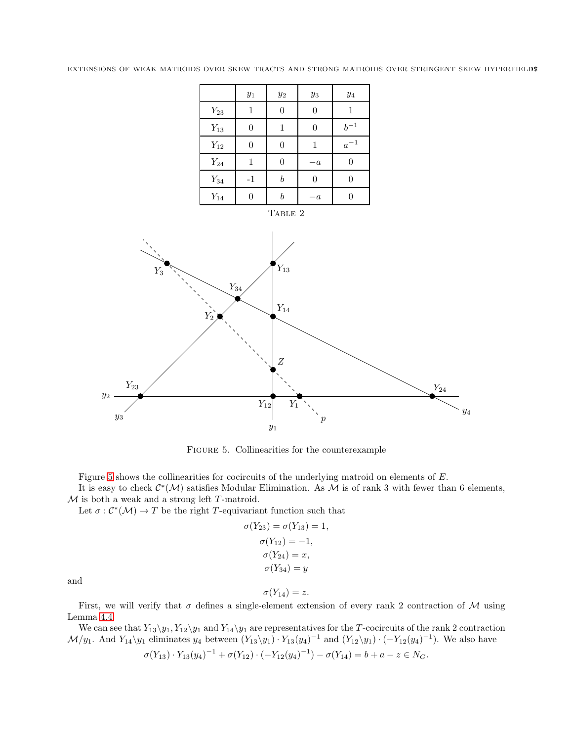|  | $y_1$ | $y_2$ | $y_3$ | $y_4$ |
|---|---|---|---|---|
| $Y_{23}$ | 1 | 0 | 0 | 1 |
| $Y_{13}$ | 0 | 1 | 0 | $b^{-1}$ |
| $Y_{12}$ | 0 | 0 | 1 | $a^{-1}$ |
| $Y_{24}$ | 1 | 0 | $-a$ | 0 |
| $Y_{34}$ | -1 | $b$ | 0 | 0 |
| $Y_{14}$ | 0 | $b$ | $-a$ | 0 |

Table 2

Figure 5. Collinearities for the counterexample

Figure 5 shows the collinearities for cocircuits of the underlying matroid on elements of $E$.

It is easy to check $\mathcal{C}^*(\mathcal{M})$ satisfies Modular Elimination. As $\mathcal{M}$ is of rank 3 with fewer than 6 elements, $\mathcal{M}$ is both a weak and a strong left $T$-matroid.

Let $\sigma : \mathcal{C}^*(\mathcal{M}) \to T$ be the right $T$-equivariant function such that

$$\sigma(Y_{23}) = \sigma(Y_{13}) = 1,$$
$$\sigma(Y_{12}) = -1,$$
$$\sigma(Y_{24}) = x,$$
$$\sigma(Y_{34}) = y$$

and

$$\sigma(Y_{14}) = z.$$

First, we will verify that $\sigma$ defines a single-element extension of every rank 2 contraction of $\mathcal{M}$ using Lemma 4.4.

We can see that $Y_{13}\backslash y_1, Y_{12}\backslash y_1$ and $Y_{14}\backslash y_1$ are representatives for the $T$-cocircuits of the rank 2 contraction $\mathcal{M}/y_1$. And $Y_{14}\backslash y_1$ eliminates $y_4$ between $(Y_{13}\backslash y_1) \cdot Y_{13}(y_4)^{-1}$ and $(Y_{12}\backslash y_1) \cdot (-Y_{12}(y_4)^{-1})$. We also have

$$\sigma(Y_{13}) \cdot Y_{13}(y_4)^{-1} + \sigma(Y_{12}) \cdot (-Y_{12}(y_4)^{-1}) - \sigma(Y_{14}) = b + a - z \in N_G.$$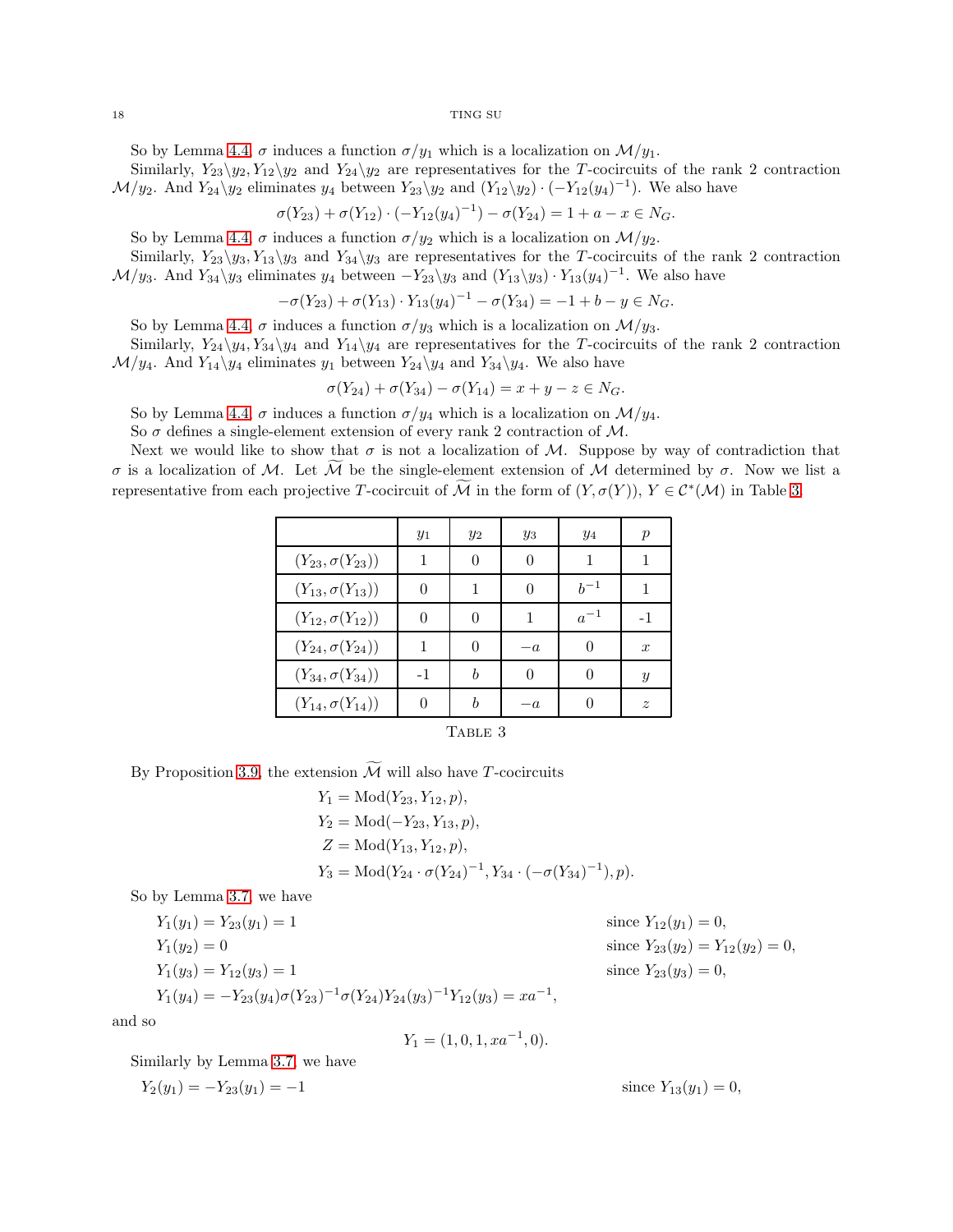So by Lemma 4.4, $\sigma$ induces a function $\sigma/y_1$ which is a localization on $\mathcal{M}/y_1$.

Similarly, $Y_{23}\backslash y_2, Y_{12}\backslash y_2$ and $Y_{24}\backslash y_2$ are representatives for the $T$-cocircuits of the rank 2 contraction $\mathcal{M}/y_2$. And $Y_{24}\backslash y_2$ eliminates $y_4$ between $Y_{23}\backslash y_2$ and $(Y_{12}\backslash y_2)\cdot(-Y_{12}(y_4)^{-1})$. We also have

$$\sigma(Y_{23}) + \sigma(Y_{12})\cdot(-Y_{12}(y_4)^{-1}) - \sigma(Y_{24}) = 1 + a - x \in N_G.$$

So by Lemma 4.4, $\sigma$ induces a function $\sigma/y_2$ which is a localization on $\mathcal{M}/y_2$.

Similarly, $Y_{23}\backslash y_3, Y_{13}\backslash y_3$ and $Y_{34}\backslash y_3$ are representatives for the $T$-cocircuits of the rank 2 contraction $\mathcal{M}/y_3$. And $Y_{34}\backslash y_3$ eliminates $y_4$ between $-Y_{23}\backslash y_3$ and $(Y_{13}\backslash y_3)\cdot Y_{13}(y_4)^{-1}$. We also have

$$-\sigma(Y_{23}) + \sigma(Y_{13})\cdot Y_{13}(y_4)^{-1} - \sigma(Y_{34}) = -1 + b - y \in N_G.$$

So by Lemma 4.4, $\sigma$ induces a function $\sigma/y_3$ which is a localization on $\mathcal{M}/y_3$.

Similarly, $Y_{24}\backslash y_4, Y_{34}\backslash y_4$ and $Y_{14}\backslash y_4$ are representatives for the $T$-cocircuits of the rank 2 contraction $\mathcal{M}/y_4$. And $Y_{14}\backslash y_4$ eliminates $y_1$ between $Y_{24}\backslash y_4$ and $Y_{34}\backslash y_4$. We also have

$$\sigma(Y_{24}) + \sigma(Y_{34}) - \sigma(Y_{14}) = x + y - z \in N_G.$$

So by Lemma 4.4, $\sigma$ induces a function $\sigma/y_4$ which is a localization on $\mathcal{M}/y_4$.

So $\sigma$ defines a single-element extension of every rank 2 contraction of $\mathcal{M}$.

Next we would like to show that $\sigma$ is not a localization of $\mathcal{M}$. Suppose by way of contradiction that $\sigma$ is a localization of $\mathcal{M}$. Let $\widetilde{\mathcal{M}}$ be the single-element extension of $\mathcal{M}$ determined by $\sigma$. Now we list a representative from each projective $T$-cocircuit of $\widetilde{\mathcal{M}}$ in the form of $(Y, \sigma(Y))$, $Y \in \mathcal{C}^*(\mathcal{M})$ in Table 3.

| | $y_1$ | $y_2$ | $y_3$ | $y_4$ | $p$ |
|---|---|---|---|---|---|
| $(Y_{23}, \sigma(Y_{23}))$ | 1 | 0 | 0 | 1 | 1 |
| $(Y_{13}, \sigma(Y_{13}))$ | 0 | 1 | 0 | $b^{-1}$ | 1 |
| $(Y_{12}, \sigma(Y_{12}))$ | 0 | 0 | 1 | $a^{-1}$ | -1 |
| $(Y_{24}, \sigma(Y_{24}))$ | 1 | 0 | $-a$ | 0 | $x$ |
| $(Y_{34}, \sigma(Y_{34}))$ | -1 | $b$ | 0 | 0 | $y$ |
| $(Y_{14}, \sigma(Y_{14}))$ | 0 | $b$ | $-a$ | 0 | $z$ |

Table 3

By Proposition 3.9, the extension $\widetilde{\mathcal{M}}$ will also have $T$-cocircuits

$$\begin{aligned}
Y_1 &= \mathrm{Mod}(Y_{23}, Y_{12}, p),\\
Y_2 &= \mathrm{Mod}(-Y_{23}, Y_{13}, p),\\
Z &= \mathrm{Mod}(Y_{13}, Y_{12}, p),\\
Y_3 &= \mathrm{Mod}(Y_{24}\cdot\sigma(Y_{24})^{-1}, Y_{34}\cdot(-\sigma(Y_{34})^{-1}), p).
\end{aligned}$$

So by Lemma 3.7, we have

$$\begin{aligned}
&Y_1(y_1) = Y_{23}(y_1) = 1 && \text{since } Y_{12}(y_1) = 0,\\
&Y_1(y_2) = 0 && \text{since } Y_{23}(y_2) = Y_{12}(y_2) = 0,\\
&Y_1(y_3) = Y_{12}(y_3) = 1 && \text{since } Y_{23}(y_3) = 0,\\
&Y_1(y_4) = -Y_{23}(y_4)\sigma(Y_{23})^{-1}\sigma(Y_{24})Y_{24}(y_3)^{-1}Y_{12}(y_3) = xa^{-1},
\end{aligned}$$

and so

$$Y_1 = (1, 0, 1, xa^{-1}, 0).$$

Similarly by Lemma 3.7, we have

$$Y_2(y_1) = -Y_{23}(y_1) = -1 \qquad \text{since } Y_{13}(y_1) = 0,$$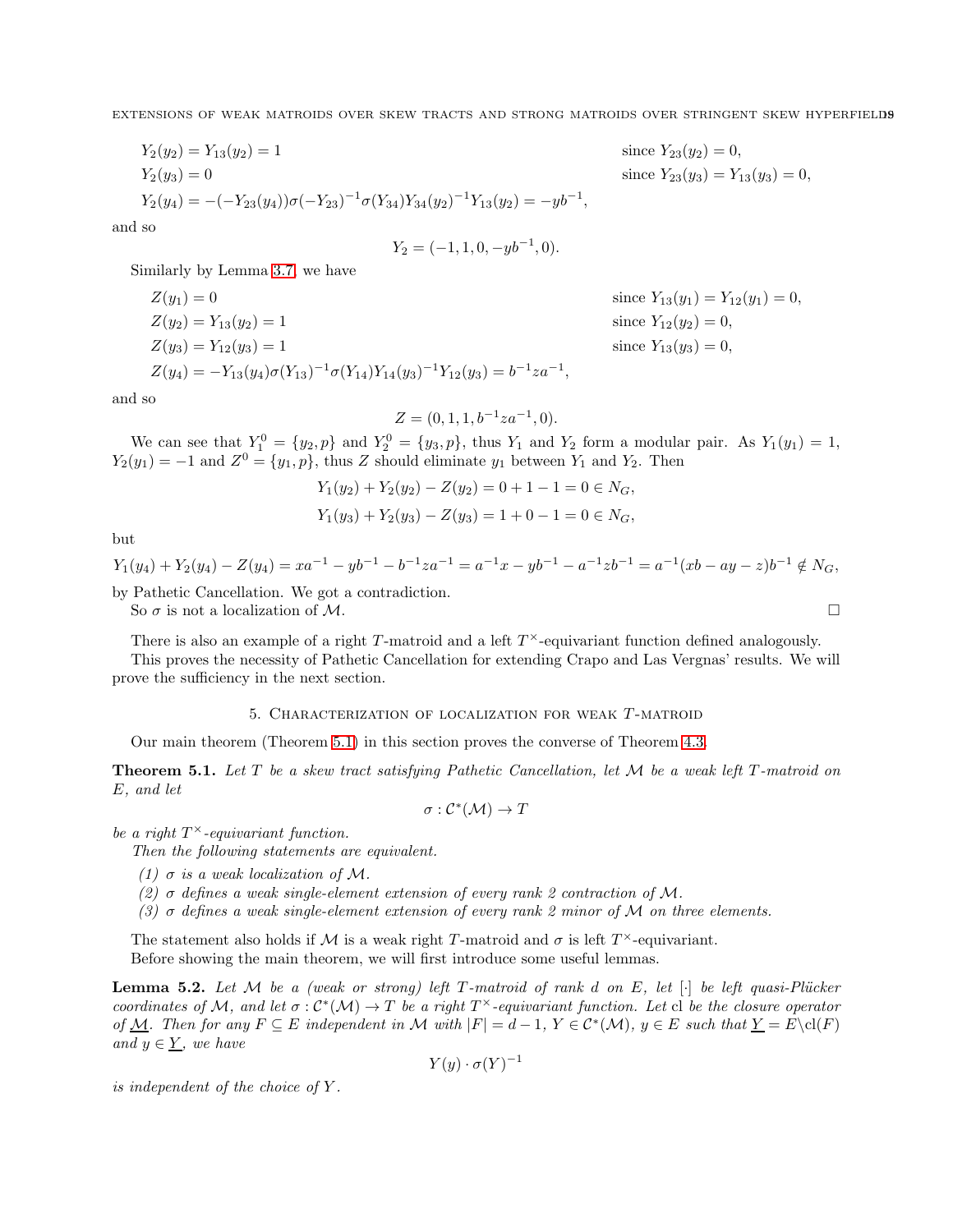$$
\begin{aligned}
&Y_2(y_2) = Y_{13}(y_2) = 1 && \text{since } Y_{23}(y_2) = 0,\\
&Y_2(y_3) = 0 && \text{since } Y_{23}(y_3) = Y_{13}(y_3) = 0,\\
&Y_2(y_4) = -(-Y_{23}(y_4))\sigma(-Y_{23})^{-1}\sigma(Y_{34})Y_{34}(y_2)^{-1}Y_{13}(y_2) = -yb^{-1}, &&
\end{aligned}
$$

and so

$$Y_2 = (-1, 1, 0, -yb^{-1}, 0).$$

Similarly by Lemma 3.7, we have

$$
\begin{aligned}
&Z(y_1) = 0 && \text{since } Y_{13}(y_1) = Y_{12}(y_1) = 0,\\
&Z(y_2) = Y_{13}(y_2) = 1 && \text{since } Y_{12}(y_2) = 0,\\
&Z(y_3) = Y_{12}(y_3) = 1 && \text{since } Y_{13}(y_3) = 0,\\
&Z(y_4) = -Y_{13}(y_4)\sigma(Y_{13})^{-1}\sigma(Y_{14})Y_{14}(y_3)^{-1}Y_{12}(y_3) = b^{-1}za^{-1}, &&
\end{aligned}
$$

and so

$$Z = (0, 1, 1, b^{-1}za^{-1}, 0).$$

We can see that $Y_1^0 = \{y_2, p\}$ and $Y_2^0 = \{y_3, p\}$, thus $Y_1$ and $Y_2$ form a modular pair. As $Y_1(y_1) = 1$, $Y_2(y_1) = -1$ and $Z^0 = \{y_1, p\}$, thus $Z$ should eliminate $y_1$ between $Y_1$ and $Y_2$. Then

$$Y_1(y_2) + Y_2(y_2) - Z(y_2) = 0 + 1 - 1 = 0 \in N_G,$$

$$Y_1(y_3) + Y_2(y_3) - Z(y_3) = 1 + 0 - 1 = 0 \in N_G,$$

but

$$Y_1(y_4) + Y_2(y_4) - Z(y_4) = xa^{-1} - yb^{-1} - b^{-1}za^{-1} = a^{-1}x - yb^{-1} - a^{-1}zb^{-1} = a^{-1}(xb - ay - z)b^{-1} \notin N_G,$$

by Pathetic Cancellation. We got a contradiction.

So $\sigma$ is not a localization of $\mathcal{M}$. $\square$

There is also an example of a right $T$-matroid and a left $T^\times$-equivariant function defined analogously.

This proves the necessity of Pathetic Cancellation for extending Crapo and Las Vergnas' results. We will prove the sufficiency in the next section.

## 5. Characterization of localization for weak $T$-matroid

Our main theorem (Theorem 5.1) in this section proves the converse of Theorem 4.3.

**Theorem 5.1.** *Let $T$ be a skew tract satisfying Pathetic Cancellation, let $\mathcal{M}$ be a weak left $T$-matroid on $E$, and let*

$$\sigma : \mathcal{C}^*(\mathcal{M}) \to T$$

*be a right $T^\times$-equivariant function.*

*Then the following statements are equivalent.*

1. *(1) $\sigma$ is a weak localization of $\mathcal{M}$.*
2. *(2) $\sigma$ defines a weak single-element extension of every rank 2 contraction of $\mathcal{M}$.*
3. *(3) $\sigma$ defines a weak single-element extension of every rank 2 minor of $\mathcal{M}$ on three elements.*

The statement also holds if $\mathcal{M}$ is a weak right $T$-matroid and $\sigma$ is left $T^\times$-equivariant.

Before showing the main theorem, we will first introduce some useful lemmas.

**Lemma 5.2.** *Let $\mathcal{M}$ be a (weak or strong) left $T$-matroid of rank $d$ on $E$, let $[\cdot]$ be left quasi-Plücker coordinates of $\mathcal{M}$, and let $\sigma : \mathcal{C}^*(\mathcal{M}) \to T$ be a right $T^\times$-equivariant function. Let $\operatorname{cl}$ be the closure operator of $\underline{\mathcal{M}}$. Then for any $F \subseteq E$ independent in $\mathcal{M}$ with $|F| = d - 1$, $Y \in \mathcal{C}^*(\mathcal{M})$, $y \in E$ such that $\underline{Y} = E \backslash \operatorname{cl}(F)$ and $y \in \underline{Y}$, we have*

$$Y(y) \cdot \sigma(Y)^{-1}$$

*is independent of the choice of $Y$.*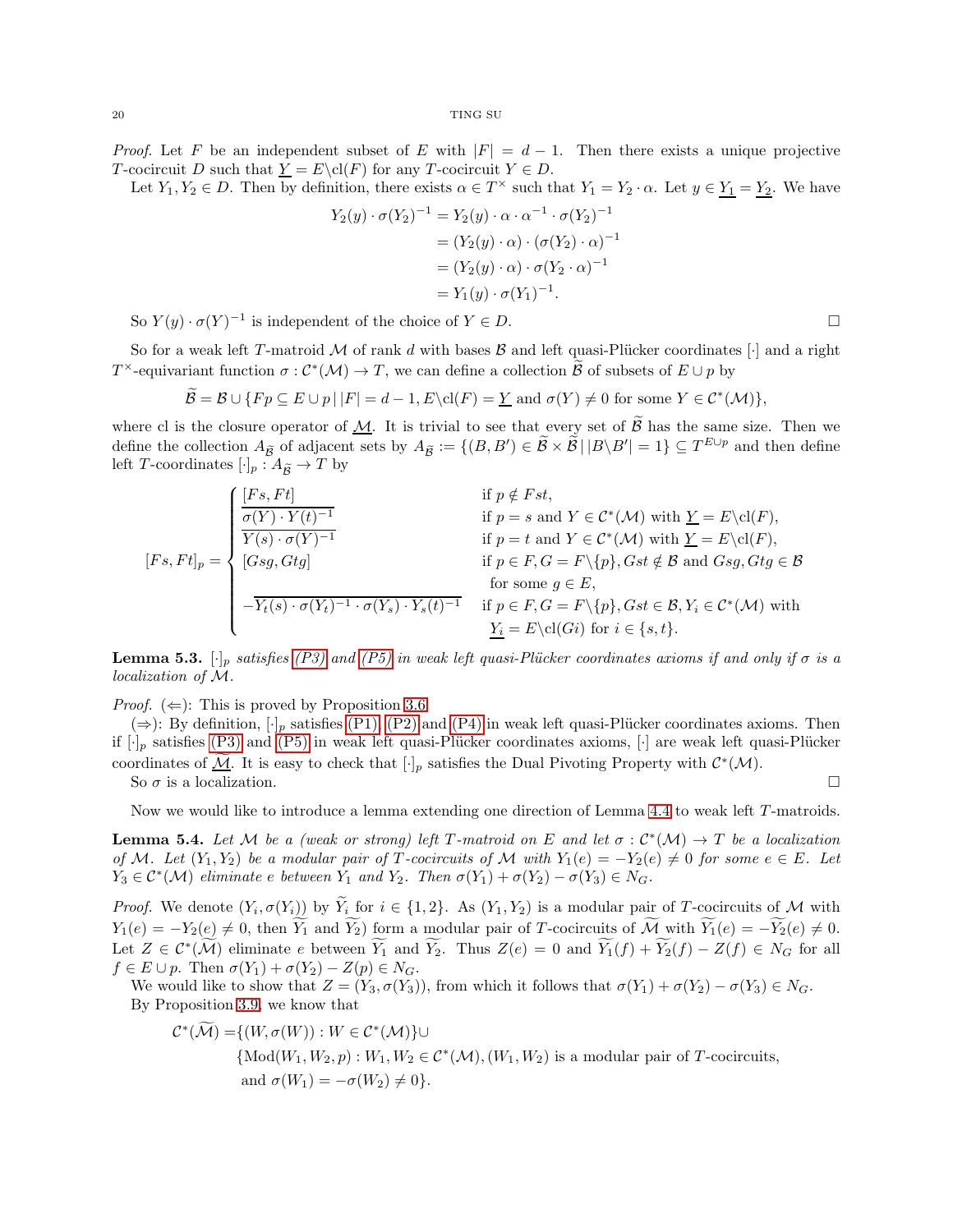*Proof.* Let $F$ be an independent subset of $E$ with $|F| = d-1$. Then there exists a unique projective $T$-cocircuit $D$ such that $\underline{Y} = E\backslash \mathrm{cl}(F)$ for any $T$-cocircuit $Y \in D$.

Let $Y_1, Y_2 \in D$. Then by definition, there exists $\alpha \in T^\times$ such that $Y_1 = Y_2 \cdot \alpha$. Let $y \in \underline{Y_1} = \underline{Y_2}$. We have

$$
\begin{aligned}
Y_2(y) \cdot \sigma(Y_2)^{-1} &= Y_2(y) \cdot \alpha \cdot \alpha^{-1} \cdot \sigma(Y_2)^{-1} \\
&= (Y_2(y) \cdot \alpha) \cdot (\sigma(Y_2) \cdot \alpha)^{-1} \\
&= (Y_2(y) \cdot \alpha) \cdot \sigma(Y_2 \cdot \alpha)^{-1} \\
&= Y_1(y) \cdot \sigma(Y_1)^{-1}.
\end{aligned}
$$

So $Y(y) \cdot \sigma(Y)^{-1}$ is independent of the choice of $Y \in D$. □

So for a weak left $T$-matroid $\mathcal{M}$ of rank $d$ with bases $\mathcal{B}$ and left quasi-Plücker coordinates $[\cdot]$ and a right $T^\times$-equivariant function $\sigma : \mathcal{C}^*(\mathcal{M}) \to T$, we can define a collection $\widetilde{\mathcal{B}}$ of subsets of $E \cup p$ by

$$
\widetilde{\mathcal{B}} = \mathcal{B} \cup \{Fp \subseteq E \cup p \,|\, |F| = d-1, E\backslash \mathrm{cl}(F) = \underline{Y} \text{ and } \sigma(Y) \neq 0 \text{ for some } Y \in \mathcal{C}^*(\mathcal{M})\},
$$

where cl is the closure operator of $\underline{\mathcal{M}}$. It is trivial to see that every set of $\widetilde{\mathcal{B}}$ has the same size. Then we define the collection $A_{\widetilde{\mathcal{B}}}$ of adjacent sets by $A_{\widetilde{\mathcal{B}}} := \{(B, B') \in \widetilde{\mathcal{B}} \times \widetilde{\mathcal{B}} \,|\, |B\backslash B'| = 1\} \subseteq T^{E\cup p}$ and then define left $T$-coordinates $[\cdot]_p : A_{\widetilde{\mathcal{B}}} \to T$ by

$$
[Fs, Ft]_p = \begin{cases}
\overline{[Fs, Ft]} & \text{if } p \notin Fst, \\
\overline{\sigma(Y) \cdot Y(t)^{-1}} & \text{if } p = s \text{ and } Y \in \mathcal{C}^*(\mathcal{M}) \text{ with } \underline{Y} = E\backslash \mathrm{cl}(F), \\
\overline{Y(s) \cdot \sigma(Y)^{-1}} & \text{if } p = t \text{ and } Y \in \mathcal{C}^*(\mathcal{M}) \text{ with } \underline{Y} = E\backslash \mathrm{cl}(F), \\
[Gsg, Gtg] & \text{if } p \in F, G = F\backslash\{p\}, Gst \notin \mathcal{B} \text{ and } Gsg, Gtg \in \mathcal{B} \\
& \quad \text{for some } g \in E, \\
-\overline{Y_t(s) \cdot \sigma(Y_t)^{-1} \cdot \sigma(Y_s) \cdot Y_s(t)^{-1}} & \text{if } p \in F, G = F\backslash\{p\}, Gst \in \mathcal{B}, Y_i \in \mathcal{C}^*(\mathcal{M}) \text{ with} \\
& \quad \underline{Y_i} = E\backslash \mathrm{cl}(Gi) \text{ for } i \in \{s,t\}.
\end{cases}
$$

**Lemma 5.3.** *$[\cdot]_p$ satisfies (P3) and (P5) in weak left quasi-Plücker coordinates axioms if and only if $\sigma$ is a localization of $\mathcal{M}$.*

*Proof.* ($\Leftarrow$): This is proved by Proposition 3.6.

($\Rightarrow$): By definition, $[\cdot]_p$ satisfies (P1), (P2) and (P4) in weak left quasi-Plücker coordinates axioms. Then if $[\cdot]_p$ satisfies (P3) and (P5) in weak left quasi-Plücker coordinates axioms, $[\cdot]$ are weak left quasi-Plücker coordinates of $\widetilde{\mathcal{M}}$. It is easy to check that $[\cdot]_p$ satisfies the Dual Pivoting Property with $\mathcal{C}^*(\mathcal{M})$.

So $\sigma$ is a localization. □

Now we would like to introduce a lemma extending one direction of Lemma 4.4 to weak left $T$-matroids.

**Lemma 5.4.** *Let $\mathcal{M}$ be a (weak or strong) left $T$-matroid on $E$ and let $\sigma : \mathcal{C}^*(\mathcal{M}) \to T$ be a localization of $\mathcal{M}$. Let $(Y_1, Y_2)$ be a modular pair of $T$-cocircuits of $\mathcal{M}$ with $Y_1(e) = -Y_2(e) \neq 0$ for some $e \in E$. Let $Y_3 \in \mathcal{C}^*(\mathcal{M})$ eliminate $e$ between $Y_1$ and $Y_2$. Then $\sigma(Y_1) + \sigma(Y_2) - \sigma(Y_3) \in N_G$.*

*Proof.* We denote $(Y_i, \sigma(Y_i))$ by $\widetilde{Y_i}$ for $i \in \{1,2\}$. As $(Y_1, Y_2)$ is a modular pair of $T$-cocircuits of $\mathcal{M}$ with $Y_1(e) = -Y_2(e) \neq 0$, then $\widetilde{Y_1}$ and $\widetilde{Y_2}$ form a modular pair of $T$-cocircuits of $\widetilde{\mathcal{M}}$ with $\widetilde{Y_1}(e) = -\widetilde{Y_2}(e) \neq 0$. Let $Z \in \mathcal{C}^*(\widetilde{\mathcal{M}})$ eliminate $e$ between $\widetilde{Y_1}$ and $\widetilde{Y_2}$. Thus $Z(e) = 0$ and $\widetilde{Y_1}(f) + \widetilde{Y_2}(f) - Z(f) \in N_G$ for all $f \in E \cup p$. Then $\sigma(Y_1) + \sigma(Y_2) - Z(p) \in N_G$.

We would like to show that $Z = (Y_3, \sigma(Y_3))$, from which it follows that $\sigma(Y_1) + \sigma(Y_2) - \sigma(Y_3) \in N_G$.

By Proposition 3.9, we know that

$$
\begin{aligned}
\mathcal{C}^*(\widetilde{\mathcal{M}}) = &\{(W, \sigma(W)) : W \in \mathcal{C}^*(\mathcal{M})\} \cup \\
&\{\mathrm{Mod}(W_1, W_2, p) : W_1, W_2 \in \mathcal{C}^*(\mathcal{M}), (W_1, W_2) \text{ is a modular pair of } T\text{-cocircuits,} \\
&\text{and } \sigma(W_1) = -\sigma(W_2) \neq 0\}.
\end{aligned}
$$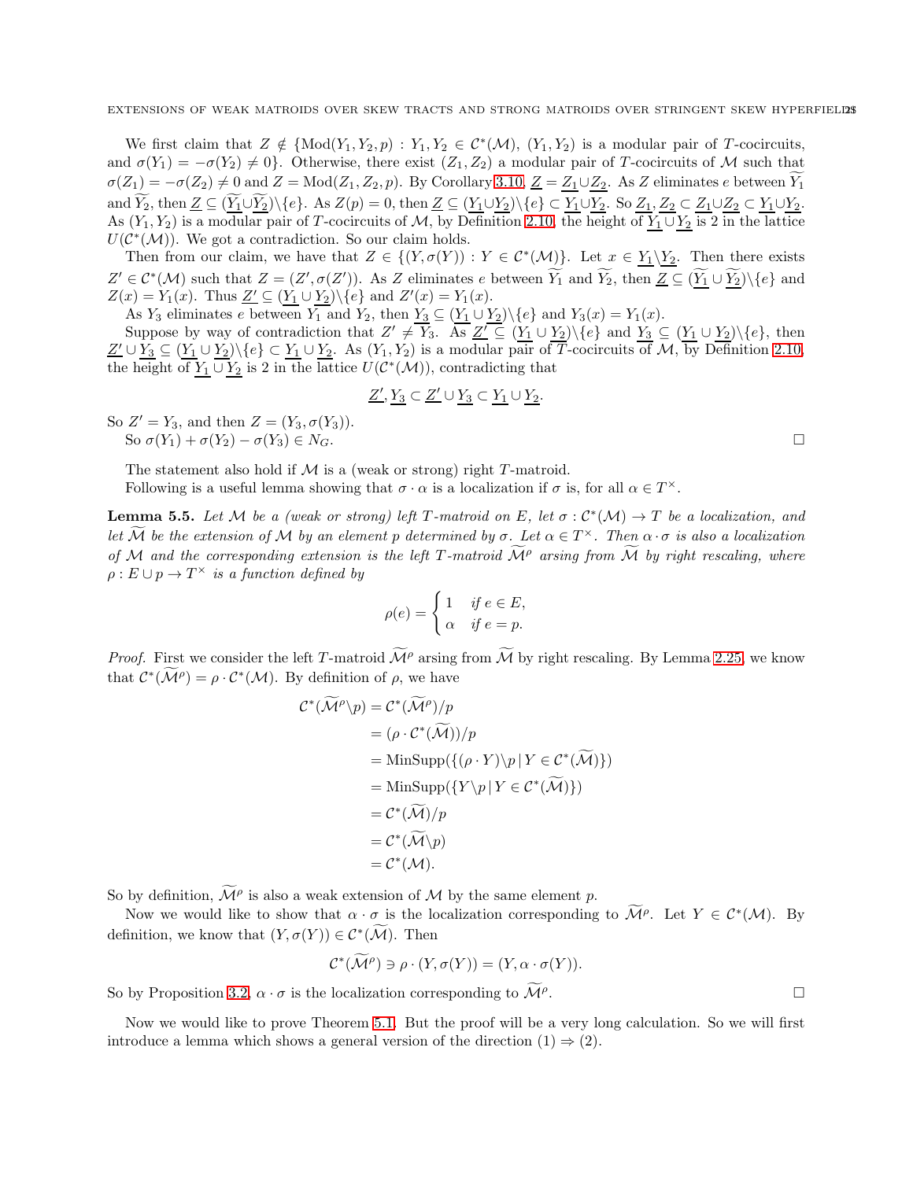We first claim that $Z \notin \{\mathrm{Mod}(Y_1, Y_2, p) : Y_1, Y_2 \in \mathcal{C}^*(\mathcal{M}),\ (Y_1, Y_2)$ is a modular pair of $T$-cocircuits, and $\sigma(Y_1) = -\sigma(Y_2) \neq 0\}$. Otherwise, there exist $(Z_1, Z_2)$ a modular pair of $T$-cocircuits of $\mathcal{M}$ such that $\sigma(Z_1) = -\sigma(Z_2) \neq 0$ and $Z = \mathrm{Mod}(Z_1, Z_2, p)$. By Corollary 3.10, $\underline{Z} = \underline{Z_1} \cup \underline{Z_2}$. As $Z$ eliminates $e$ between $\widetilde{Y_1}$ and $\widetilde{Y_2}$, then $\underline{Z} \subseteq (\underline{\widetilde{Y_1}} \cup \underline{\widetilde{Y_2}}) \backslash \{e\}$. As $Z(p) = 0$, then $\underline{Z} \subseteq (\underline{Y_1} \cup \underline{Y_2}) \backslash \{e\} \subset \underline{Y_1} \cup \underline{Y_2}$. So $\underline{Z_1}, \underline{Z_2} \subset \underline{Z_1} \cup \underline{Z_2} \subset \underline{Y_1} \cup \underline{Y_2}$. As $(Y_1, Y_2)$ is a modular pair of $T$-cocircuits of $\mathcal{M}$, by Definition 2.10, the height of $\underline{Y_1} \cup \underline{Y_2}$ is 2 in the lattice $U(\mathcal{C}^*(\mathcal{M}))$. We got a contradiction. So our claim holds.

Then from our claim, we have that $Z \in \{(Y, \sigma(Y)) : Y \in \mathcal{C}^*(\mathcal{M})\}$. Let $x \in \underline{Y_1} \backslash \underline{Y_2}$. Then there exists $Z' \in \mathcal{C}^*(\mathcal{M})$ such that $Z = (Z', \sigma(Z'))$. As $Z$ eliminates $e$ between $\widetilde{Y_1}$ and $\widetilde{Y_2}$, then $\underline{Z} \subseteq (\underline{\widetilde{Y_1}} \cup \underline{\widetilde{Y_2}}) \backslash \{e\}$ and $Z(x) = Y_1(x)$. Thus $\underline{Z'} \subseteq (\underline{Y_1} \cup \underline{Y_2}) \backslash \{e\}$ and $Z'(x) = Y_1(x)$.

As $Y_3$ eliminates $e$ between $Y_1$ and $Y_2$, then $\underline{Y_3} \subseteq (\underline{Y_1} \cup \underline{Y_2}) \backslash \{e\}$ and $Y_3(x) = Y_1(x)$.

Suppose by way of contradiction that $Z' \neq Y_3$. As $\underline{Z'} \subseteq (\underline{Y_1} \cup \underline{Y_2}) \backslash \{e\}$ and $\underline{Y_3} \subseteq (\underline{Y_1} \cup \underline{Y_2}) \backslash \{e\}$, then $\underline{Z'} \cup \underline{Y_3} \subseteq (\underline{Y_1} \cup \underline{Y_2}) \backslash \{e\} \subset \underline{Y_1} \cup \underline{Y_2}$. As $(Y_1, Y_2)$ is a modular pair of $T$-cocircuits of $\mathcal{M}$, by Definition 2.10, the height of $\underline{Y_1} \cup \underline{Y_2}$ is 2 in the lattice $U(\mathcal{C}^*(\mathcal{M}))$, contradicting that

$$\underline{Z'}, \underline{Y_3} \subset \underline{Z'} \cup \underline{Y_3} \subset \underline{Y_1} \cup \underline{Y_2}.$$

So $Z' = Y_3$, and then $Z = (Y_3, \sigma(Y_3))$.

So $\sigma(Y_1) + \sigma(Y_2) - \sigma(Y_3) \in N_G$. $\square$

The statement also hold if $\mathcal{M}$ is a (weak or strong) right $T$-matroid.

Following is a useful lemma showing that $\sigma \cdot \alpha$ is a localization if $\sigma$ is, for all $\alpha \in T^\times$.

**Lemma 5.5.** *Let $\mathcal{M}$ be a (weak or strong) left $T$-matroid on $E$, let $\sigma : \mathcal{C}^*(\mathcal{M}) \to T$ be a localization, and let $\widetilde{\mathcal{M}}$ be the extension of $\mathcal{M}$ by an element $p$ determined by $\sigma$. Let $\alpha \in T^\times$. Then $\alpha \cdot \sigma$ is also a localization of $\mathcal{M}$ and the corresponding extension is the left $T$-matroid $\widetilde{\mathcal{M}}^\rho$ arsing from $\widetilde{\mathcal{M}}$ by right rescaling, where $\rho : E \cup p \to T^\times$ is a function defined by*

$$\rho(e) = \begin{cases} 1 & \text{if } e \in E, \\ \alpha & \text{if } e = p. \end{cases}$$

*Proof.* First we consider the left $T$-matroid $\widetilde{\mathcal{M}}^\rho$ arsing from $\widetilde{\mathcal{M}}$ by right rescaling. By Lemma 2.25, we know that $\mathcal{C}^*(\widetilde{\mathcal{M}}^\rho) = \rho \cdot \mathcal{C}^*(\mathcal{M})$. By definition of $\rho$, we have

$$\begin{aligned}
\mathcal{C}^*(\widetilde{\mathcal{M}}^\rho \backslash p) &= \mathcal{C}^*(\widetilde{\mathcal{M}}^\rho)/p \\
&= (\rho \cdot \mathcal{C}^*(\widetilde{\mathcal{M}}))/p \\
&= \mathrm{MinSupp}(\{(\rho \cdot Y) \backslash p \,|\, Y \in \mathcal{C}^*(\widetilde{\mathcal{M}})\}) \\
&= \mathrm{MinSupp}(\{Y \backslash p \,|\, Y \in \mathcal{C}^*(\widetilde{\mathcal{M}})\}) \\
&= \mathcal{C}^*(\widetilde{\mathcal{M}})/p \\
&= \mathcal{C}^*(\widetilde{\mathcal{M}} \backslash p) \\
&= \mathcal{C}^*(\mathcal{M}).
\end{aligned}$$

So by definition, $\widetilde{\mathcal{M}}^\rho$ is also a weak extension of $\mathcal{M}$ by the same element $p$.

Now we would like to show that $\alpha \cdot \sigma$ is the localization corresponding to $\widetilde{\mathcal{M}}^\rho$. Let $Y \in \mathcal{C}^*(\mathcal{M})$. By definition, we know that $(Y, \sigma(Y)) \in \mathcal{C}^*(\widetilde{\mathcal{M}})$. Then

$$\mathcal{C}^*(\widetilde{\mathcal{M}}^\rho) \ni \rho \cdot (Y, \sigma(Y)) = (Y, \alpha \cdot \sigma(Y)).$$

So by Proposition 3.2, $\alpha \cdot \sigma$ is the localization corresponding to $\widetilde{\mathcal{M}}^\rho$. $\square$

Now we would like to prove Theorem 5.1. But the proof will be a very long calculation. So we will first introduce a lemma which shows a general version of the direction (1) $\Rightarrow$ (2).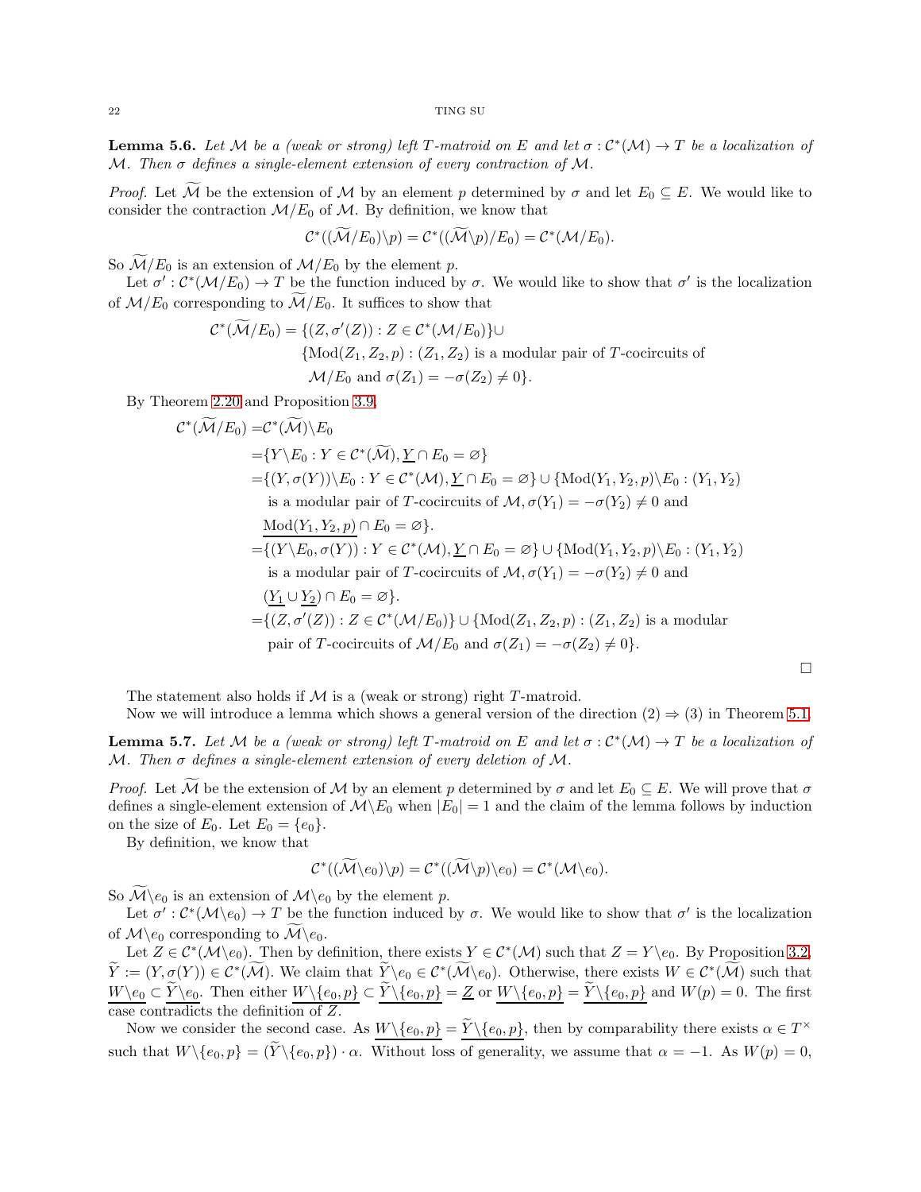**Lemma 5.6.** *Let $\mathcal{M}$ be a (weak or strong) left $T$-matroid on $E$ and let $\sigma : \mathcal{C}^*(\mathcal{M}) \to T$ be a localization of $\mathcal{M}$. Then $\sigma$ defines a single-element extension of every contraction of $\mathcal{M}$.*

*Proof.* Let $\widetilde{\mathcal{M}}$ be the extension of $\mathcal{M}$ by an element $p$ determined by $\sigma$ and let $E_0 \subseteq E$. We would like to consider the contraction $\mathcal{M}/E_0$ of $\mathcal{M}$. By definition, we know that

$$\mathcal{C}^*((\widetilde{\mathcal{M}}/E_0)\backslash p) = \mathcal{C}^*((\widetilde{\mathcal{M}}\backslash p)/E_0) = \mathcal{C}^*(\mathcal{M}/E_0).$$

So $\widetilde{\mathcal{M}}/E_0$ is an extension of $\mathcal{M}/E_0$ by the element $p$.

Let $\sigma' : \mathcal{C}^*(\mathcal{M}/E_0) \to T$ be the function induced by $\sigma$. We would like to show that $\sigma'$ is the localization of $\mathcal{M}/E_0$ corresponding to $\widetilde{\mathcal{M}}/E_0$. It suffices to show that

$$\begin{aligned}\mathcal{C}^*(\widetilde{\mathcal{M}}/E_0) = \{(Z, \sigma'(Z)) : Z \in \mathcal{C}^*(\mathcal{M}/E_0)\} \cup \\ \{\mathrm{Mod}(Z_1, Z_2, p) : (Z_1, Z_2) \text{ is a modular pair of } T\text{-cocircuits of} \\ \mathcal{M}/E_0 \text{ and } \sigma(Z_1) = -\sigma(Z_2) \neq 0\}.\end{aligned}$$

By Theorem 2.20 and Proposition 3.9,

$$\begin{aligned}\mathcal{C}^*(\widetilde{\mathcal{M}}/E_0) =& \mathcal{C}^*(\widetilde{\mathcal{M}})\backslash E_0 \\ =& \{Y\backslash E_0 : Y \in \mathcal{C}^*(\widetilde{\mathcal{M}}), \underline{Y} \cap E_0 = \varnothing\} \\ =& \{(Y, \sigma(Y))\backslash E_0 : Y \in \mathcal{C}^*(\mathcal{M}), \underline{Y} \cap E_0 = \varnothing\} \cup \{\mathrm{Mod}(Y_1, Y_2, p)\backslash E_0 : (Y_1, Y_2) \\ & \text{ is a modular pair of } T\text{-cocircuits of } \mathcal{M}, \sigma(Y_1) = -\sigma(Y_2) \neq 0 \text{ and} \\ & \underline{\mathrm{Mod}(Y_1, Y_2, p)} \cap E_0 = \varnothing\}. \\ =& \{(Y\backslash E_0, \sigma(Y)) : Y \in \mathcal{C}^*(\mathcal{M}), \underline{Y} \cap E_0 = \varnothing\} \cup \{\mathrm{Mod}(Y_1, Y_2, p)\backslash E_0 : (Y_1, Y_2) \\ & \text{ is a modular pair of } T\text{-cocircuits of } \mathcal{M}, \sigma(Y_1) = -\sigma(Y_2) \neq 0 \text{ and} \\ & (\underline{Y_1} \cup \underline{Y_2}) \cap E_0 = \varnothing\}. \\ =& \{(Z, \sigma'(Z)) : Z \in \mathcal{C}^*(\mathcal{M}/E_0)\} \cup \{\mathrm{Mod}(Z_1, Z_2, p) : (Z_1, Z_2) \text{ is a modular} \\ & \text{ pair of } T\text{-cocircuits of } \mathcal{M}/E_0 \text{ and } \sigma(Z_1) = -\sigma(Z_2) \neq 0\}.\end{aligned}$$

$\square$

The statement also holds if $\mathcal{M}$ is a (weak or strong) right $T$-matroid.

Now we will introduce a lemma which shows a general version of the direction (2) $\Rightarrow$ (3) in Theorem 5.1.

**Lemma 5.7.** *Let $\mathcal{M}$ be a (weak or strong) left $T$-matroid on $E$ and let $\sigma : \mathcal{C}^*(\mathcal{M}) \to T$ be a localization of $\mathcal{M}$. Then $\sigma$ defines a single-element extension of every deletion of $\mathcal{M}$.*

*Proof.* Let $\widetilde{\mathcal{M}}$ be the extension of $\mathcal{M}$ by an element $p$ determined by $\sigma$ and let $E_0 \subseteq E$. We will prove that $\sigma$ defines a single-element extension of $\mathcal{M}\backslash E_0$ when $|E_0| = 1$ and the claim of the lemma follows by induction on the size of $E_0$. Let $E_0 = \{e_0\}$.

By definition, we know that

$$\mathcal{C}^*((\widetilde{\mathcal{M}}\backslash e_0)\backslash p) = \mathcal{C}^*((\widetilde{\mathcal{M}}\backslash p)\backslash e_0) = \mathcal{C}^*(\mathcal{M}\backslash e_0).$$

So $\widetilde{\mathcal{M}}\backslash e_0$ is an extension of $\mathcal{M}\backslash e_0$ by the element $p$.

Let $\sigma' : \mathcal{C}^*(\mathcal{M}\backslash e_0) \to T$ be the function induced by $\sigma$. We would like to show that $\sigma'$ is the localization of $\mathcal{M}\backslash e_0$ corresponding to $\widetilde{\mathcal{M}}\backslash e_0$.

Let $Z \in \mathcal{C}^*(\mathcal{M}\backslash e_0)$. Then by definition, there exists $Y \in \mathcal{C}^*(\mathcal{M})$ such that $Z = Y\backslash e_0$. By Proposition 3.2, $\widetilde{Y} := (Y, \sigma(Y)) \in \mathcal{C}^*(\widetilde{\mathcal{M}})$. We claim that $\widetilde{Y}\backslash e_0 \in \mathcal{C}^*(\widetilde{\mathcal{M}}\backslash e_0)$. Otherwise, there exists $W \in \mathcal{C}^*(\widetilde{\mathcal{M}})$ such that $\underline{W\backslash e_0} \subset \underline{\widetilde{Y}\backslash e_0}$. Then either $\underline{W\backslash\{e_0, p\}} \subset \underline{\widetilde{Y}\backslash\{e_0, p\}} = \underline{Z}$ or $\underline{W\backslash\{e_0, p\}} = \underline{\widetilde{Y}\backslash\{e_0, p\}}$ and $W(p) = 0$. The first case contradicts the definition of $Z$.

Now we consider the second case. As $\underline{W\backslash\{e_0, p\}} = \underline{\widetilde{Y}\backslash\{e_0, p\}}$, then by comparability there exists $\alpha \in T^\times$ such that $W\backslash\{e_0, p\} = (\widetilde{Y}\backslash\{e_0, p\}) \cdot \alpha$. Without loss of generality, we assume that $\alpha = -1$. As $W(p) = 0$,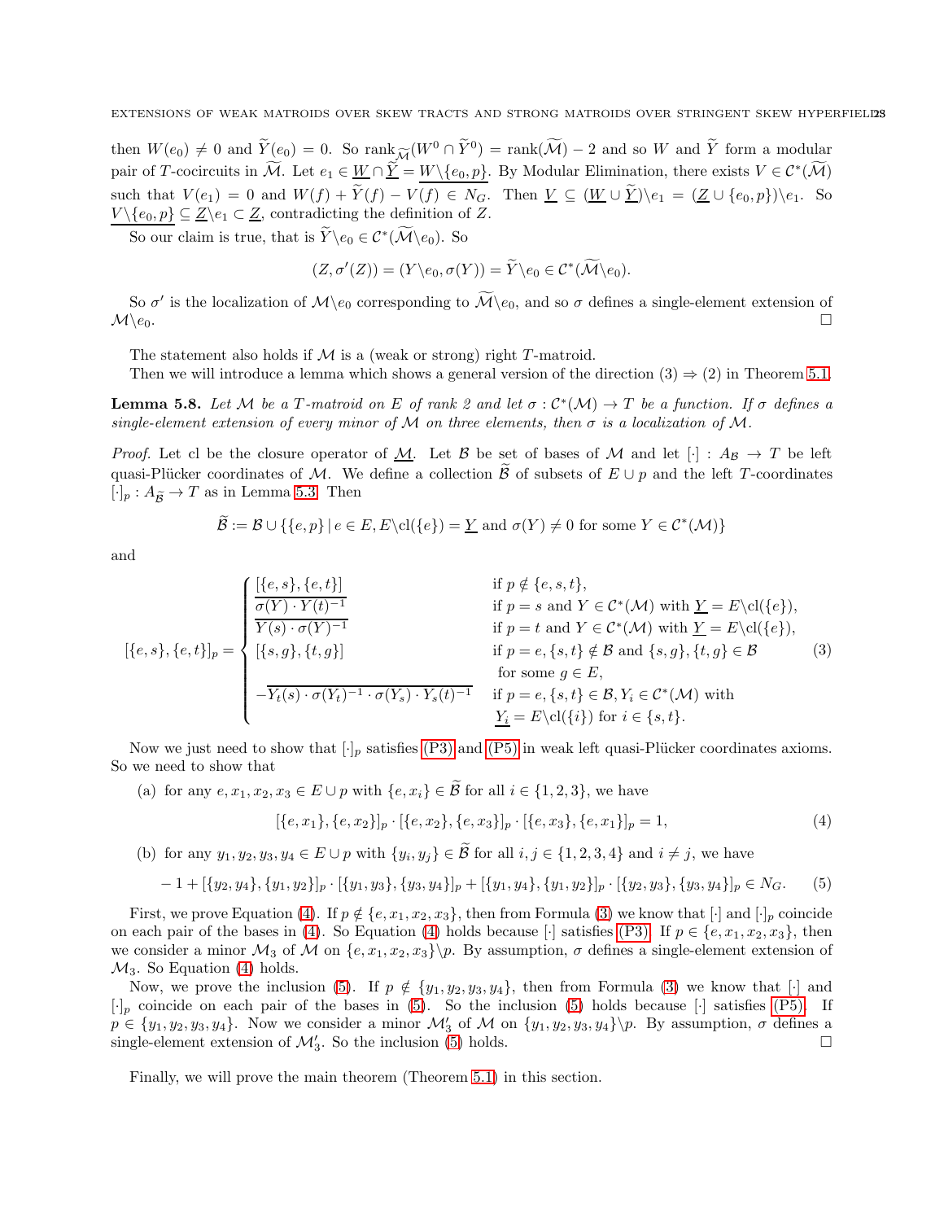then $W(e_0) \neq 0$ and $\widetilde{Y}(e_0) = 0$. So $\text{rank}_{\widetilde{\mathcal{M}}}(W^0 \cap \widetilde{Y}^0) = \text{rank}(\widetilde{\mathcal{M}}) - 2$ and so $W$ and $\widetilde{Y}$ form a modular pair of $T$-cocircuits in $\widetilde{\mathcal{M}}$. Let $e_1 \in \underline{W} \cap \underline{\widetilde{Y}} = \underline{W} \backslash \{e_0, p\}$. By Modular Elimination, there exists $V \in \mathcal{C}^*(\widetilde{\mathcal{M}})$ such that $V(e_1) = 0$ and $W(f) + \widetilde{Y}(f) - V(f) \in N_G$. Then $\underline{V} \subseteq (\underline{W} \cup \underline{\widetilde{Y}}) \backslash e_1 = (\underline{Z} \cup \{e_0, p\}) \backslash e_1$. So $\underline{V \backslash \{e_0, p\}} \subseteq \underline{Z} \backslash e_1 \subset \underline{Z}$, contradicting the definition of $Z$.

So our claim is true, that is $\widetilde{Y} \backslash e_0 \in \mathcal{C}^*(\widetilde{\mathcal{M}} \backslash e_0)$. So

$$(Z, \sigma'(Z)) = (Y \backslash e_0, \sigma(Y)) = \widetilde{Y} \backslash e_0 \in \mathcal{C}^*(\widetilde{\mathcal{M}} \backslash e_0).$$

So $\sigma'$ is the localization of $\mathcal{M} \backslash e_0$ corresponding to $\widetilde{\mathcal{M}} \backslash e_0$, and so $\sigma$ defines a single-element extension of $\mathcal{M} \backslash e_0$. $\square$

The statement also holds if $\mathcal{M}$ is a (weak or strong) right $T$-matroid.

Then we will introduce a lemma which shows a general version of the direction (3) $\Rightarrow$ (2) in Theorem 5.1.

**Lemma 5.8.** *Let $\mathcal{M}$ be a $T$-matroid on $E$ of rank 2 and let $\sigma : \mathcal{C}^*(\mathcal{M}) \to T$ be a function. If $\sigma$ defines a single-element extension of every minor of $\mathcal{M}$ on three elements, then $\sigma$ is a localization of $\mathcal{M}$.*

*Proof.* Let cl be the closure operator of $\underline{\mathcal{M}}$. Let $\mathcal{B}$ be set of bases of $\mathcal{M}$ and let $[\cdot] : A_{\mathcal{B}} \to T$ be left quasi-Plücker coordinates of $\mathcal{M}$. We define a collection $\widetilde{\mathcal{B}}$ of subsets of $E \cup p$ and the left $T$-coordinates $[\cdot]_p : A_{\widetilde{\mathcal{B}}} \to T$ as in Lemma 5.3. Then

$$\widetilde{\mathcal{B}} := \mathcal{B} \cup \{\{e, p\} \mid e \in E, E \backslash \text{cl}(\{e\}) = \underline{Y} \text{ and } \sigma(Y) \neq 0 \text{ for some } Y \in \mathcal{C}^*(\mathcal{M})\}$$

and

$$[\{e,s\},\{e,t\}]_p = \begin{cases} \overline{[\{e,s\},\{e,t\}]} & \text{if } p \notin \{e,s,t\}, \\ \overline{\sigma(Y) \cdot Y(t)^{-1}} & \text{if } p = s \text{ and } Y \in \mathcal{C}^*(\mathcal{M}) \text{ with } \underline{Y} = E \backslash \text{cl}(\{e\}), \\ \overline{Y(s) \cdot \sigma(Y)^{-1}} & \text{if } p = t \text{ and } Y \in \mathcal{C}^*(\mathcal{M}) \text{ with } \underline{Y} = E \backslash \text{cl}(\{e\}), \\ [\{s,g\},\{t,g\}] & \text{if } p = e, \{s,t\} \notin \mathcal{B} \text{ and } \{s,g\},\{t,g\} \in \mathcal{B} \\ & \text{for some } g \in E, \\ -\overline{Y_t(s) \cdot \sigma(Y_t)^{-1} \cdot \sigma(Y_s) \cdot Y_s(t)^{-1}} & \text{if } p = e, \{s,t\} \in \mathcal{B}, Y_i \in \mathcal{C}^*(\mathcal{M}) \text{ with} \\ & \underline{Y_i} = E \backslash \text{cl}(\{i\}) \text{ for } i \in \{s,t\}. \end{cases} \tag{3}$$

Now we just need to show that $[\cdot]_p$ satisfies (P3) and (P5) in weak left quasi-Plücker coordinates axioms. So we need to show that

(a) for any $e, x_1, x_2, x_3 \in E \cup p$ with $\{e, x_i\} \in \widetilde{\mathcal{B}}$ for all $i \in \{1,2,3\}$, we have

$$[\{e,x_1\},\{e,x_2\}]_p \cdot [\{e,x_2\},\{e,x_3\}]_p \cdot [\{e,x_3\},\{e,x_1\}]_p = 1, \tag{4}$$

(b) for any $y_1, y_2, y_3, y_4 \in E \cup p$ with $\{y_i, y_j\} \in \widetilde{\mathcal{B}}$ for all $i, j \in \{1,2,3,4\}$ and $i \neq j$, we have

$$-1 + [\{y_2,y_4\},\{y_1,y_2\}]_p \cdot [\{y_1,y_3\},\{y_3,y_4\}]_p + [\{y_1,y_4\},\{y_1,y_2\}]_p \cdot [\{y_2,y_3\},\{y_3,y_4\}]_p \in N_G. \tag{5}$$

First, we prove Equation (4). If $p \notin \{e, x_1, x_2, x_3\}$, then from Formula (3) we know that $[\cdot]$ and $[\cdot]_p$ coincide on each pair of the bases in (4). So Equation (4) holds because $[\cdot]$ satisfies (P3). If $p \in \{e, x_1, x_2, x_3\}$, then we consider a minor $\mathcal{M}_3$ of $\mathcal{M}$ on $\{e, x_1, x_2, x_3\} \backslash p$. By assumption, $\sigma$ defines a single-element extension of $\mathcal{M}_3$. So Equation (4) holds.

Now, we prove the inclusion (5). If $p \notin \{y_1, y_2, y_3, y_4\}$, then from Formula (3) we know that $[\cdot]$ and $[\cdot]_p$ coincide on each pair of the bases in (5). So the inclusion (5) holds because $[\cdot]$ satisfies (P5). If $p \in \{y_1, y_2, y_3, y_4\}$. Now we consider a minor $\mathcal{M}'_3$ of $\mathcal{M}$ on $\{y_1, y_2, y_3, y_4\} \backslash p$. By assumption, $\sigma$ defines a single-element extension of $\mathcal{M}'_3$. So the inclusion (5) holds. $\square$

Finally, we will prove the main theorem (Theorem 5.1) in this section.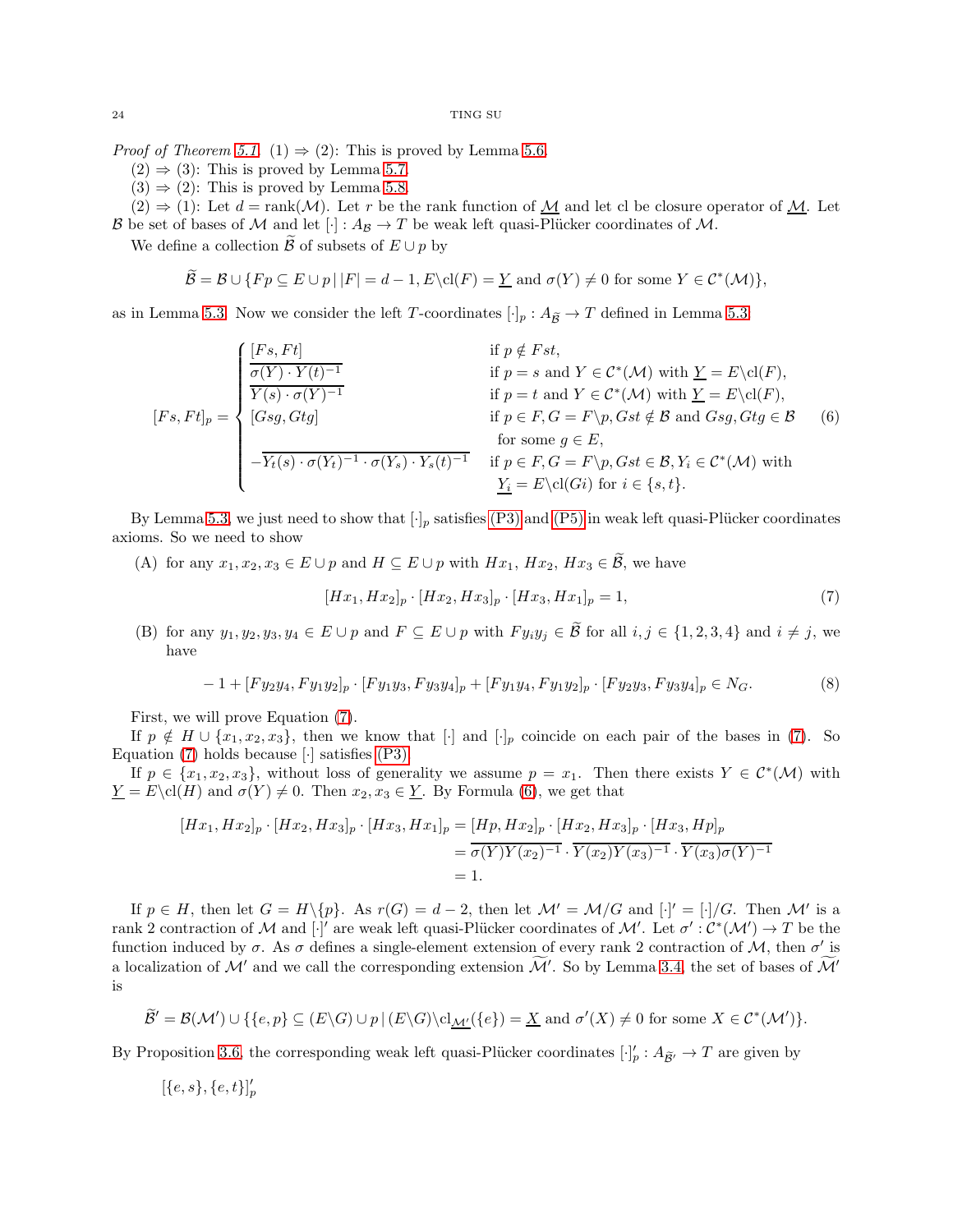*Proof of Theorem 5.1.* (1) ⇒ (2): This is proved by Lemma 5.6.

(2) ⇒ (3): This is proved by Lemma 5.7.

(3) ⇒ (2): This is proved by Lemma 5.8.

(2) ⇒ (1): Let $d = \text{rank}(\mathcal{M})$. Let $r$ be the rank function of $\underline{\mathcal{M}}$ and let cl be closure operator of $\underline{\mathcal{M}}$. Let $\mathcal{B}$ be set of bases of $\mathcal{M}$ and let $[\cdot] : A_{\mathcal{B}} \to T$ be weak left quasi-Plücker coordinates of $\mathcal{M}$.

We define a collection $\widetilde{\mathcal{B}}$ of subsets of $E \cup p$ by

$$\widetilde{\mathcal{B}} = \mathcal{B} \cup \{Fp \subseteq E \cup p \,|\, |F| = d-1, E\backslash \text{cl}(F) = \underline{Y} \text{ and } \sigma(Y) \neq 0 \text{ for some } Y \in \mathcal{C}^*(\mathcal{M})\},$$

as in Lemma 5.3. Now we consider the left $T$-coordinates $[\cdot]_p : A_{\widetilde{\mathcal{B}}} \to T$ defined in Lemma 5.3

$$[Fs, Ft]_p = \begin{cases} [Fs, Ft] & \text{if } p \notin Fst, \\ \overline{\sigma(Y) \cdot Y(t)^{-1}} & \text{if } p = s \text{ and } Y \in \mathcal{C}^*(\mathcal{M}) \text{ with } \underline{Y} = E\backslash \text{cl}(F), \\ \overline{Y(s) \cdot \sigma(Y)^{-1}} & \text{if } p = t \text{ and } Y \in \mathcal{C}^*(\mathcal{M}) \text{ with } \underline{Y} = E\backslash \text{cl}(F), \\ [Gsg, Gtg] & \text{if } p \in F, G = F\backslash p, Gst \notin \mathcal{B} \text{ and } Gsg, Gtg \in \mathcal{B} \\ & \quad \text{for some } g \in E, \\ -\overline{Y_t(s) \cdot \sigma(Y_t)^{-1} \cdot \sigma(Y_s) \cdot Y_s(t)^{-1}} & \text{if } p \in F, G = F\backslash p, Gst \in \mathcal{B}, Y_i \in \mathcal{C}^*(\mathcal{M}) \text{ with} \\ & \quad \underline{Y_i} = E\backslash \text{cl}(Gi) \text{ for } i \in \{s,t\}. \end{cases} \tag{6}$$

By Lemma 5.3, we just need to show that $[\cdot]_p$ satisfies (P3) and (P5) in weak left quasi-Plücker coordinates axioms. So we need to show

(A) for any $x_1, x_2, x_3 \in E \cup p$ and $H \subseteq E \cup p$ with $Hx_1,\, Hx_2,\, Hx_3 \in \widetilde{\mathcal{B}}$, we have

$$[Hx_1, Hx_2]_p \cdot [Hx_2, Hx_3]_p \cdot [Hx_3, Hx_1]_p = 1, \tag{7}$$

(B) for any $y_1, y_2, y_3, y_4 \in E \cup p$ and $F \subseteq E \cup p$ with $Fy_iy_j \in \widetilde{\mathcal{B}}$ for all $i, j \in \{1,2,3,4\}$ and $i \neq j$, we have

$$-1 + [Fy_2y_4, Fy_1y_2]_p \cdot [Fy_1y_3, Fy_3y_4]_p + [Fy_1y_4, Fy_1y_2]_p \cdot [Fy_2y_3, Fy_3y_4]_p \in N_G. \tag{8}$$

First, we will prove Equation (7).

If $p \notin H \cup \{x_1, x_2, x_3\}$, then we know that $[\cdot]$ and $[\cdot]_p$ coincide on each pair of the bases in (7). So Equation (7) holds because $[\cdot]$ satisfies (P3).

If $p \in \{x_1, x_2, x_3\}$, without loss of generality we assume $p = x_1$. Then there exists $Y \in \mathcal{C}^*(\mathcal{M})$ with $\underline{Y} = E\backslash \text{cl}(H)$ and $\sigma(Y) \neq 0$. Then $x_2, x_3 \in \underline{Y}$. By Formula (6), we get that

$$\begin{aligned} [Hx_1, Hx_2]_p \cdot [Hx_2, Hx_3]_p \cdot [Hx_3, Hx_1]_p &= [Hp, Hx_2]_p \cdot [Hx_2, Hx_3]_p \cdot [Hx_3, Hp]_p \\ &= \overline{\sigma(Y)Y(x_2)^{-1}} \cdot \overline{Y(x_2)Y(x_3)^{-1}} \cdot \overline{Y(x_3)\sigma(Y)^{-1}} \\ &= 1. \end{aligned}$$

If $p \in H$, then let $G = H\backslash\{p\}$. As $r(G) = d-2$, then let $\mathcal{M}' = \mathcal{M}/G$ and $[\cdot]' = [\cdot]/G$. Then $\mathcal{M}'$ is a rank 2 contraction of $\mathcal{M}$ and $[\cdot]'$ are weak left quasi-Plücker coordinates of $\mathcal{M}'$. Let $\sigma' : \mathcal{C}^*(\mathcal{M}') \to T$ be the function induced by $\sigma$. As $\sigma$ defines a single-element extension of every rank 2 contraction of $\mathcal{M}$, then $\sigma'$ is a localization of $\mathcal{M}'$ and we call the corresponding extension $\widetilde{\mathcal{M}'}$. So by Lemma 3.4, the set of bases of $\widetilde{\mathcal{M}'}$ is

$$\widetilde{\mathcal{B}'} = \mathcal{B}(\mathcal{M}') \cup \{\{e,p\} \subseteq (E\backslash G) \cup p \,|\, (E\backslash G)\backslash \text{cl}_{\underline{\mathcal{M}'}}(\{e\}) = \underline{X} \text{ and } \sigma'(X) \neq 0 \text{ for some } X \in \mathcal{C}^*(\mathcal{M}')\}.$$

By Proposition 3.6, the corresponding weak left quasi-Plücker coordinates $[\cdot]'_p : A_{\widetilde{\mathcal{B}'}} \to T$ are given by

$[\{e,s\},\{e,t\}]'_p$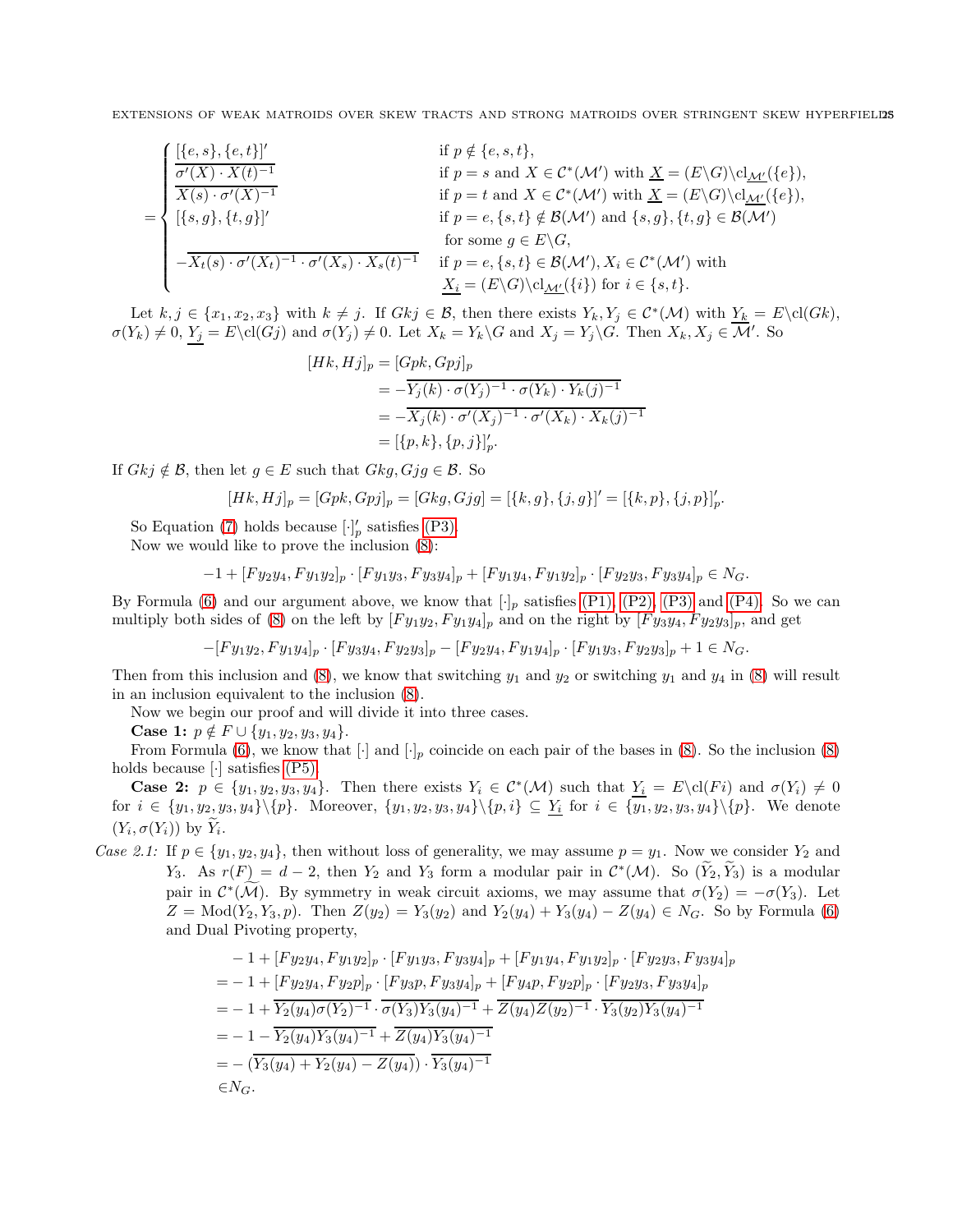$$
= \begin{cases}
\overline{[\{e,s\},\{e,t\}]'} & \text{if } p \notin \{e,s,t\}, \\
\overline{\sigma'(X)\cdot X(t)^{-1}} & \text{if } p = s \text{ and } X \in \mathcal{C}^*(\mathcal{M}') \text{ with } \underline{X} = (E\backslash G)\backslash \mathrm{cl}_{\underline{\mathcal{M}'}}(\{e\}), \\
\overline{X(s)\cdot \sigma'(X)^{-1}} & \text{if } p = t \text{ and } X \in \mathcal{C}^*(\mathcal{M}') \text{ with } \underline{X} = (E\backslash G)\backslash \mathrm{cl}_{\underline{\mathcal{M}'}}(\{e\}), \\
[\{s,g\},\{t,g\}]' & \text{if } p = e, \{s,t\} \notin \mathcal{B}(\mathcal{M}') \text{ and } \{s,g\},\{t,g\} \in \mathcal{B}(\mathcal{M}') \\
 & \text{ for some } g \in E\backslash G, \\
-\overline{X_t(s)\cdot \sigma'(X_t)^{-1}\cdot \sigma'(X_s)\cdot X_s(t)^{-1}} & \text{if } p = e, \{s,t\} \in \mathcal{B}(\mathcal{M}'), X_i \in \mathcal{C}^*(\mathcal{M}') \text{ with} \\
 & \underline{X_i} = (E\backslash G)\backslash \mathrm{cl}_{\underline{\mathcal{M}'}}(\{i\}) \text{ for } i \in \{s,t\}.
\end{cases}
$$

Let $k, j \in \{x_1, x_2, x_3\}$ with $k \neq j$. If $Gkj \in \mathcal{B}$, then there exists $Y_k, Y_j \in \mathcal{C}^*(\mathcal{M})$ with $\underline{Y_k} = E\backslash \mathrm{cl}(Gk)$, $\sigma(Y_k) \neq 0$, $\underline{Y_j} = E\backslash \mathrm{cl}(Gj)$ and $\sigma(Y_j) \neq 0$. Let $X_k = Y_k \backslash G$ and $X_j = Y_j \backslash G$. Then $X_k, X_j \in \overline{\mathcal{M}'}$. So

$$
\begin{aligned}
[Hk, Hj]_p &= [Gpk, Gpj]_p \\
&= -\overline{Y_j(k)\cdot \sigma(Y_j)^{-1}\cdot \sigma(Y_k)\cdot Y_k(j)^{-1}} \\
&= -\overline{X_j(k)\cdot \sigma'(X_j)^{-1}\cdot \sigma'(X_k)\cdot X_k(j)^{-1}} \\
&= [\{p,k\},\{p,j\}]'_p.
\end{aligned}
$$

If $Gkj \notin \mathcal{B}$, then let $g \in E$ such that $Gkg, Gjg \in \mathcal{B}$. So

$$
[Hk, Hj]_p = [Gpk, Gpj]_p = [Gkg, Gjg] = [\{k,g\},\{j,g\}]' = [\{k,p\},\{j,p\}]'_p.
$$

So Equation (7) holds because $[\cdot]'_p$ satisfies (P3).

Now we would like to prove the inclusion (8):

$$
-1 + [Fy_2y_4, Fy_1y_2]_p \cdot [Fy_1y_3, Fy_3y_4]_p + [Fy_1y_4, Fy_1y_2]_p \cdot [Fy_2y_3, Fy_3y_4]_p \in N_G.
$$

By Formula (6) and our argument above, we know that $[\cdot]_p$ satisfies (P1), (P2), (P3) and (P4). So we can multiply both sides of (8) on the left by $[Fy_1y_2, Fy_1y_4]_p$ and on the right by $[Fy_3y_4, Fy_2y_3]_p$, and get

$$
-[Fy_1y_2, Fy_1y_4]_p \cdot [Fy_3y_4, Fy_2y_3]_p - [Fy_2y_4, Fy_1y_4]_p \cdot [Fy_1y_3, Fy_2y_3]_p + 1 \in N_G.
$$

Then from this inclusion and (8), we know that switching $y_1$ and $y_2$ or switching $y_1$ and $y_4$ in (8) will result in an inclusion equivalent to the inclusion (8).

Now we begin our proof and will divide it into three cases.

**Case 1:** $p \notin F \cup \{y_1, y_2, y_3, y_4\}$.

From Formula (6), we know that $[\cdot]$ and $[\cdot]_p$ coincide on each pair of the bases in (8). So the inclusion (8) holds because $[\cdot]$ satisfies (P5).

**Case 2:** $p \in \{y_1, y_2, y_3, y_4\}$. Then there exists $Y_i \in \mathcal{C}^*(\mathcal{M})$ such that $\underline{Y_i} = E\backslash \mathrm{cl}(Fi)$ and $\sigma(Y_i) \neq 0$ for $i \in \{y_1, y_2, y_3, y_4\}\backslash\{p\}$. Moreover, $\{y_1, y_2, y_3, y_4\}\backslash\{p, i\} \subseteq \underline{Y_i}$ for $i \in \{y_1, y_2, y_3, y_4\}\backslash\{p\}$. We denote $(Y_i, \sigma(Y_i))$ by $\widetilde{Y}_i$.

*Case 2.1:* If $p \in \{y_1, y_2, y_4\}$, then without loss of generality, we may assume $p = y_1$. Now we consider $Y_2$ and $Y_3$. As $r(F) = d-2$, then $Y_2$ and $Y_3$ form a modular pair in $\mathcal{C}^*(\underline{\mathcal{M}})$. So $(\widetilde{Y}_2, \widetilde{Y}_3)$ is a modular pair in $\mathcal{C}^*(\widetilde{\mathcal{M}})$. By symmetry in weak circuit axioms, we may assume that $\sigma(Y_2) = -\sigma(Y_3)$. Let $Z = \mathrm{Mod}(Y_2, Y_3, p)$. Then $Z(y_2) = Y_3(y_2)$ and $Y_2(y_4) + Y_3(y_4) - Z(y_4) \in N_G$. So by Formula (6) and Dual Pivoting property,

$$
\begin{aligned}
&-1 + [Fy_2y_4, Fy_1y_2]_p \cdot [Fy_1y_3, Fy_3y_4]_p + [Fy_1y_4, Fy_1y_2]_p \cdot [Fy_2y_3, Fy_3y_4]_p \\
=& -1 + [Fy_2y_4, Fy_2p]_p \cdot [Fy_3p, Fy_3y_4]_p + [Fy_4p, Fy_2p]_p \cdot [Fy_2y_3, Fy_3y_4]_p \\
=& -1 + \overline{Y_2(y_4)\sigma(Y_2)^{-1}} \cdot \overline{\sigma(Y_3)Y_3(y_4)^{-1}} + \overline{Z(y_4)Z(y_2)^{-1}} \cdot \overline{Y_3(y_2)Y_3(y_4)^{-1}} \\
=& -1 - \overline{Y_2(y_4)Y_3(y_4)^{-1}} + \overline{Z(y_4)Y_3(y_4)^{-1}} \\
=& -(\overline{Y_3(y_4) + Y_2(y_4) - Z(y_4)}) \cdot \overline{Y_3(y_4)^{-1}} \\
\in& N_G.
\end{aligned}
$$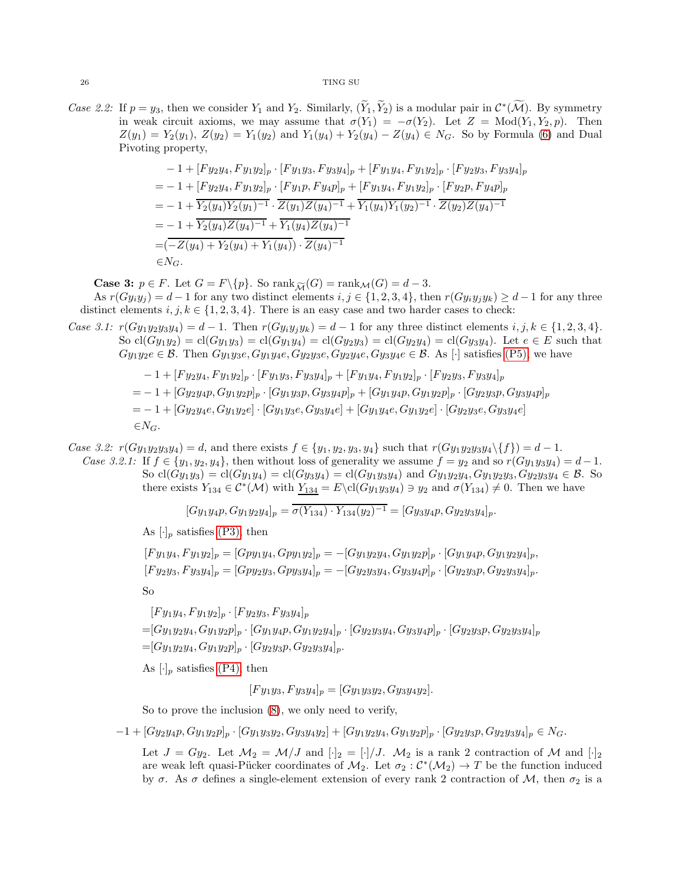*Case 2.2:* If $p = y_3$, then we consider $Y_1$ and $Y_2$. Similarly, $(\widetilde{Y}_1, \widetilde{Y}_2)$ is a modular pair in $\mathcal{C}^*(\widetilde{\mathcal{M}})$. By symmetry in weak circuit axioms, we may assume that $\sigma(Y_1) = -\sigma(Y_2)$. Let $Z = \mathrm{Mod}(Y_1, Y_2, p)$. Then $Z(y_1) = Y_2(y_1)$, $Z(y_2) = Y_1(y_2)$ and $Y_1(y_4) + Y_2(y_4) - Z(y_4) \in N_G$. So by Formula (6) and Dual Pivoting property,

$$
\begin{aligned}
&-1 + [Fy_2y_4, Fy_1y_2]_p \cdot [Fy_1y_3, Fy_3y_4]_p + [Fy_1y_4, Fy_1y_2]_p \cdot [Fy_2y_3, Fy_3y_4]_p \\
=&-1 + [Fy_2y_4, Fy_1y_2]_p \cdot [Fy_1p, Fy_4p]_p + [Fy_1y_4, Fy_1y_2]_p \cdot [Fy_2p, Fy_4p]_p \\
=&-1 + \overline{Y_2(y_4)Y_2(y_1)^{-1}} \cdot \overline{Z(y_1)Z(y_4)^{-1}} + \overline{Y_1(y_4)Y_1(y_2)^{-1}} \cdot \overline{Z(y_2)Z(y_4)^{-1}} \\
=&-1 + \overline{Y_2(y_4)Z(y_4)^{-1}} + \overline{Y_1(y_4)Z(y_4)^{-1}} \\
=&(\overline{-Z(y_4) + Y_2(y_4) + Y_1(y_4)}) \cdot \overline{Z(y_4)^{-1}} \\
\in& N_G.
\end{aligned}
$$

**Case 3:** $p \in F$. Let $G = F \backslash \{p\}$. So $\mathrm{rank}_{\widetilde{\mathcal{M}}}(G) = \mathrm{rank}_{\mathcal{M}}(G) = d - 3$.

As $r(Gy_iy_j) = d - 1$ for any two distinct elements $i, j \in \{1, 2, 3, 4\}$, then $r(Gy_iy_jy_k) \geq d - 1$ for any three distinct elements $i, j, k \in \{1, 2, 3, 4\}$. There is an easy case and two harder cases to check:

*Case 3.1:* $r(Gy_1y_2y_3y_4) = d - 1$. Then $r(Gy_iy_jy_k) = d - 1$ for any three distinct elements $i, j, k \in \{1, 2, 3, 4\}$. So $\mathrm{cl}(Gy_1y_2) = \mathrm{cl}(Gy_1y_3) = \mathrm{cl}(Gy_1y_4) = \mathrm{cl}(Gy_2y_3) = \mathrm{cl}(Gy_2y_4) = \mathrm{cl}(Gy_3y_4)$. Let $e \in E$ such that $Gy_1y_2e \in \mathcal{B}$. Then $Gy_1y_3e, Gy_1y_4e, Gy_2y_3e, Gy_2y_4e, Gy_3y_4e \in \mathcal{B}$. As $[\cdot]$ satisfies (P5), we have

$$
\begin{aligned}
&-1 + [Fy_2y_4, Fy_1y_2]_p \cdot [Fy_1y_3, Fy_3y_4]_p + [Fy_1y_4, Fy_1y_2]_p \cdot [Fy_2y_3, Fy_3y_4]_p \\
=&-1 + [Gy_2y_4p, Gy_1y_2p]_p \cdot [Gy_1y_3p, Gy_3y_4p]_p + [Gy_1y_4p, Gy_1y_2p]_p \cdot [Gy_2y_3p, Gy_3y_4p]_p \\
=&-1 + [Gy_2y_4e, Gy_1y_2e] \cdot [Gy_1y_3e, Gy_3y_4e] + [Gy_1y_4e, Gy_1y_2e] \cdot [Gy_2y_3e, Gy_3y_4e] \\
\in& N_G.
\end{aligned}
$$

*Case 3.2:* $r(Gy_1y_2y_3y_4) = d$, and there exists $f \in \{y_1, y_2, y_3, y_4\}$ such that $r(Gy_1y_2y_3y_4 \backslash \{f\}) = d - 1$.

*Case 3.2.1:* If $f \in \{y_1, y_2, y_4\}$, then without loss of generality we assume $f = y_2$ and so $r(Gy_1y_3y_4) = d - 1$. So $\mathrm{cl}(Gy_1y_3) = \mathrm{cl}(Gy_1y_4) = \mathrm{cl}(Gy_3y_4) = \mathrm{cl}(Gy_1y_3y_4)$ and $Gy_1y_2y_4, Gy_1y_2y_3, Gy_2y_3y_4 \in \mathcal{B}$. So there exists $Y_{134} \in \mathcal{C}^*(\mathcal{M})$ with $\underline{Y_{134}} = E \backslash \mathrm{cl}(Gy_1y_3y_4) \ni y_2$ and $\sigma(Y_{134}) \neq 0$. Then we have

$$
[Gy_1y_4p, Gy_1y_2y_4]_p = \overline{\sigma(Y_{134}) \cdot Y_{134}(y_2)^{-1}} = [Gy_3y_4p, Gy_2y_3y_4]_p.
$$

As $[\cdot]_p$ satisfies (P3), then

$$
\begin{aligned}
[Fy_1y_4, Fy_1y_2]_p &= [Gpy_1y_4, Gpy_1y_2]_p = -[Gy_1y_2y_4, Gy_1y_2p]_p \cdot [Gy_1y_4p, Gy_1y_2y_4]_p, \\
[Fy_2y_3, Fy_3y_4]_p &= [Gpy_2y_3, Gpy_3y_4]_p = -[Gy_2y_3y_4, Gy_3y_4p]_p \cdot [Gy_2y_3p, Gy_2y_3y_4]_p.
\end{aligned}
$$

So

$$
\begin{aligned}
&[Fy_1y_4, Fy_1y_2]_p \cdot [Fy_2y_3, Fy_3y_4]_p \\
=&[Gy_1y_2y_4, Gy_1y_2p]_p \cdot [Gy_1y_4p, Gy_1y_2y_4]_p \cdot [Gy_2y_3y_4, Gy_3y_4p]_p \cdot [Gy_2y_3p, Gy_2y_3y_4]_p \\
=&[Gy_1y_2y_4, Gy_1y_2p]_p \cdot [Gy_2y_3p, Gy_2y_3y_4]_p.
\end{aligned}
$$

As $[\cdot]_p$ satisfies (P4), then

$$
[Fy_1y_3, Fy_3y_4]_p = [Gy_1y_3y_2, Gy_3y_4y_2].
$$

So to prove the inclusion (8), we only need to verify,

$$
-1 + [Gy_2y_4p, Gy_1y_2p]_p \cdot [Gy_1y_3y_2, Gy_3y_4y_2] + [Gy_1y_2y_4, Gy_1y_2p]_p \cdot [Gy_2y_3p, Gy_2y_3y_4]_p \in N_G.
$$

Let $J = Gy_2$. Let $\mathcal{M}_2 = \mathcal{M}/J$ and $[\cdot]_2 = [\cdot]/J$. $\mathcal{M}_2$ is a rank 2 contraction of $\mathcal{M}$ and $[\cdot]_2$ are weak left quasi-Pücker coordinates of $\mathcal{M}_2$. Let $\sigma_2 : \mathcal{C}^*(\mathcal{M}_2) \to T$ be the function induced by $\sigma$. As $\sigma$ defines a single-element extension of every rank 2 contraction of $\mathcal{M}$, then $\sigma_2$ is a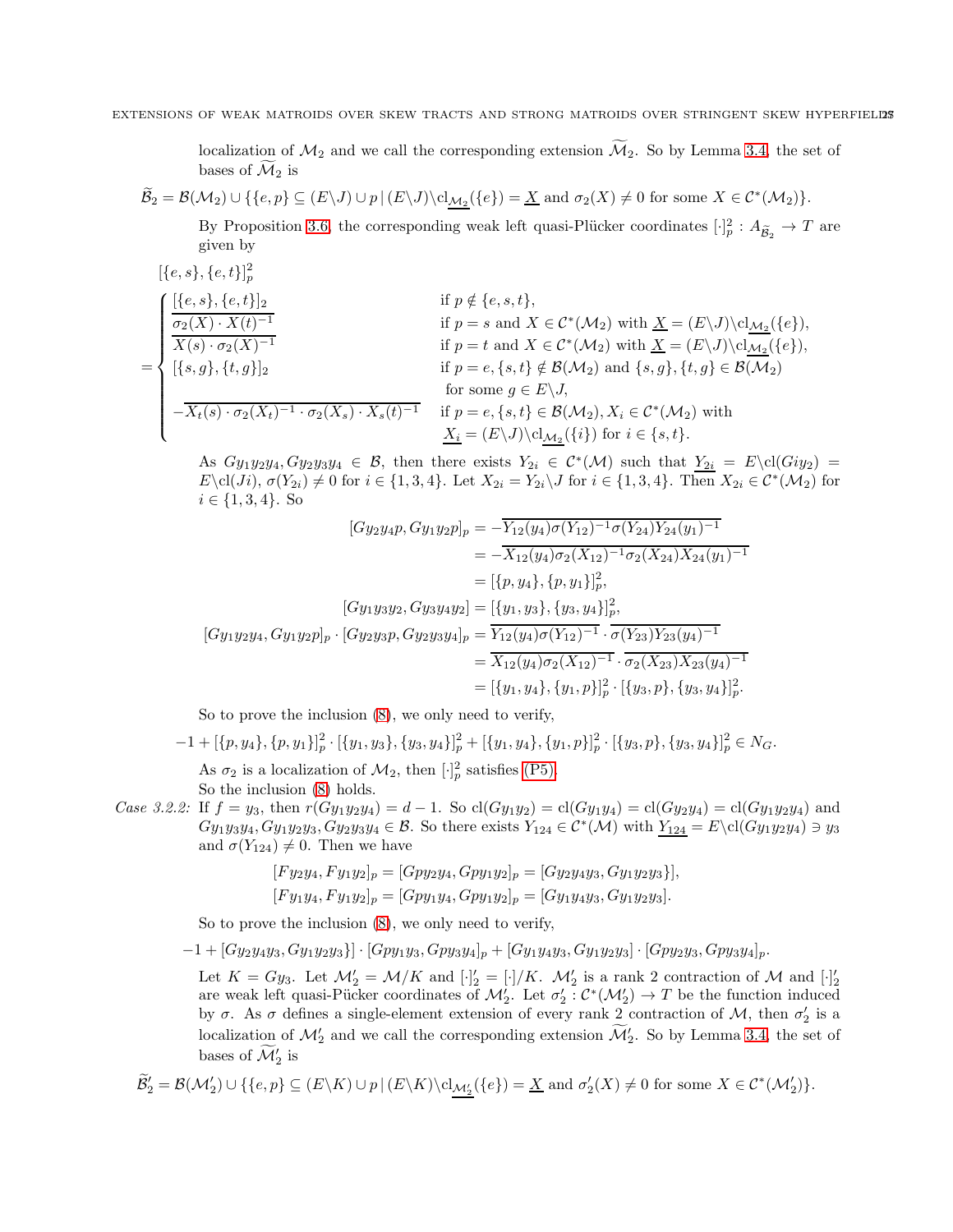localization of $\mathcal{M}_2$ and we call the corresponding extension $\widetilde{\mathcal{M}}_2$. So by Lemma 3.4, the set of bases of $\widetilde{\mathcal{M}}_2$ is

$$\widetilde{\mathcal{B}}_2 = \mathcal{B}(\mathcal{M}_2) \cup \{\{e,p\} \subseteq (E\backslash J) \cup p \,|\, (E\backslash J)\backslash \mathrm{cl}_{\mathcal{M}_2}(\{e\}) = \underline{X} \text{ and } \sigma_2(X) \neq 0 \text{ for some } X \in \mathcal{C}^*(\mathcal{M}_2)\}.$$

By Proposition 3.6, the corresponding weak left quasi-Plücker coordinates $[\cdot]_p^2 : A_{\widetilde{\mathcal{B}}_2} \to T$ are given by

$$[\{e,s\},\{e,t\}]_p^2$$
$$= \begin{cases} [\{e,s\},\{e,t\}]_2 & \text{if } p \notin \{e,s,t\}, \\ \overline{\sigma_2(X)\cdot X(t)^{-1}} & \text{if } p = s \text{ and } X \in \mathcal{C}^*(\mathcal{M}_2) \text{ with } \underline{X} = (E\backslash J)\backslash \mathrm{cl}_{\mathcal{M}_2}(\{e\}), \\ \overline{X(s)\cdot \sigma_2(X)^{-1}} & \text{if } p = t \text{ and } X \in \mathcal{C}^*(\mathcal{M}_2) \text{ with } \underline{X} = (E\backslash J)\backslash \mathrm{cl}_{\mathcal{M}_2}(\{e\}), \\ [\{s,g\},\{t,g\}]_2 & \text{if } p = e, \{s,t\} \notin \mathcal{B}(\mathcal{M}_2) \text{ and } \{s,g\},\{t,g\} \in \mathcal{B}(\mathcal{M}_2) \\ & \text{ for some } g \in E\backslash J, \\ -\overline{X_t(s)\cdot\sigma_2(X_t)^{-1}\cdot\sigma_2(X_s)\cdot X_s(t)^{-1}} & \text{if } p = e, \{s,t\} \in \mathcal{B}(\mathcal{M}_2), X_i \in \mathcal{C}^*(\mathcal{M}_2) \text{ with} \\ & \underline{X_i} = (E\backslash J)\backslash \mathrm{cl}_{\mathcal{M}_2}(\{i\}) \text{ for } i \in \{s,t\}. \end{cases}$$

As $Gy_1y_2y_4, Gy_2y_3y_4 \in \mathcal{B}$, then there exists $Y_{2i} \in \mathcal{C}^*(\mathcal{M})$ such that $\underline{Y_{2i}} = E\backslash \mathrm{cl}(Giy_2) = E\backslash \mathrm{cl}(Ji)$, $\sigma(Y_{2i}) \neq 0$ for $i \in \{1,3,4\}$. Let $X_{2i} = Y_{2i}\backslash J$ for $i \in \{1,3,4\}$. Then $X_{2i} \in \mathcal{C}^*(\mathcal{M}_2)$ for $i \in \{1,3,4\}$. So

$$\begin{aligned}
[Gy_2y_4p, Gy_1y_2p]_p &= -\overline{Y_{12}(y_4)\sigma(Y_{12})^{-1}\sigma(Y_{24})Y_{24}(y_1)^{-1}} \\
&= -\overline{X_{12}(y_4)\sigma_2(X_{12})^{-1}\sigma_2(X_{24})X_{24}(y_1)^{-1}} \\
&= [\{p,y_4\},\{p,y_1\}]_p^2, \\
[Gy_1y_3y_2, Gy_3y_4y_2] &= [\{y_1,y_3\},\{y_3,y_4\}]_p^2, \\
[Gy_1y_2y_4, Gy_1y_2p]_p \cdot [Gy_2y_3p, Gy_2y_3y_4]_p &= \overline{Y_{12}(y_4)\sigma(Y_{12})^{-1}} \cdot \overline{\sigma(Y_{23})Y_{23}(y_4)^{-1}} \\
&= \overline{X_{12}(y_4)\sigma_2(X_{12})^{-1}} \cdot \overline{\sigma_2(X_{23})X_{23}(y_4)^{-1}} \\
&= [\{y_1,y_4\},\{y_1,p\}]_p^2 \cdot [\{y_3,p\},\{y_3,y_4\}]_p^2.
\end{aligned}$$

So to prove the inclusion (8), we only need to verify,

$$-1 + [\{p,y_4\},\{p,y_1\}]_p^2 \cdot [\{y_1,y_3\},\{y_3,y_4\}]_p^2 + [\{y_1,y_4\},\{y_1,p\}]_p^2 \cdot [\{y_3,p\},\{y_3,y_4\}]_p^2 \in N_G.$$

As $\sigma_2$ is a localization of $\mathcal{M}_2$, then $[\cdot]_p^2$ satisfies (P5).

So the inclusion (8) holds.

*Case 3.2.2:* If $f = y_3$, then $r(Gy_1y_2y_4) = d-1$. So $\mathrm{cl}(Gy_1y_2) = \mathrm{cl}(Gy_1y_4) = \mathrm{cl}(Gy_2y_4) = \mathrm{cl}(Gy_1y_2y_4)$ and $Gy_1y_3y_4, Gy_1y_2y_3, Gy_2y_3y_4 \in \mathcal{B}$. So there exists $Y_{124} \in \mathcal{C}^*(\mathcal{M})$ with $\underline{Y_{124}} = E\backslash \mathrm{cl}(Gy_1y_2y_4) \ni y_3$ and $\sigma(Y_{124}) \neq 0$. Then we have

$$\begin{aligned}
[Fy_2y_4, Fy_1y_2]_p &= [Gpy_2y_4, Gpy_1y_2]_p = [Gy_2y_4y_3, Gy_1y_2y_3\}], \\
[Fy_1y_4, Fy_1y_2]_p &= [Gpy_1y_4, Gpy_1y_2]_p = [Gy_1y_4y_3, Gy_1y_2y_3].
\end{aligned}$$

So to prove the inclusion (8), we only need to verify,

$$-1 + [Gy_2y_4y_3, Gy_1y_2y_3\}] \cdot [Gpy_1y_3, Gpy_3y_4]_p + [Gy_1y_4y_3, Gy_1y_2y_3] \cdot [Gpy_2y_3, Gpy_3y_4]_p.$$

Let $K = Gy_3$. Let $\mathcal{M}'_2 = \mathcal{M}/K$ and $[\cdot]'_2 = [\cdot]/K$. $\mathcal{M}'_2$ is a rank 2 contraction of $\mathcal{M}$ and $[\cdot]'_2$ are weak left quasi-Pücker coordinates of $\mathcal{M}'_2$. Let $\sigma'_2 : \mathcal{C}^*(\mathcal{M}'_2) \to T$ be the function induced by $\sigma$. As $\sigma$ defines a single-element extension of every rank 2 contraction of $\mathcal{M}$, then $\sigma'_2$ is a localization of $\mathcal{M}'_2$ and we call the corresponding extension $\widetilde{\mathcal{M}}'_2$. So by Lemma 3.4, the set of bases of $\widetilde{\mathcal{M}}'_2$ is

$$\widetilde{\mathcal{B}}'_2 = \mathcal{B}(\mathcal{M}'_2) \cup \{\{e,p\} \subseteq (E\backslash K) \cup p \,|\, (E\backslash K)\backslash \mathrm{cl}_{\mathcal{M}'_2}(\{e\}) = \underline{X} \text{ and } \sigma'_2(X) \neq 0 \text{ for some } X \in \mathcal{C}^*(\mathcal{M}'_2)\}.$$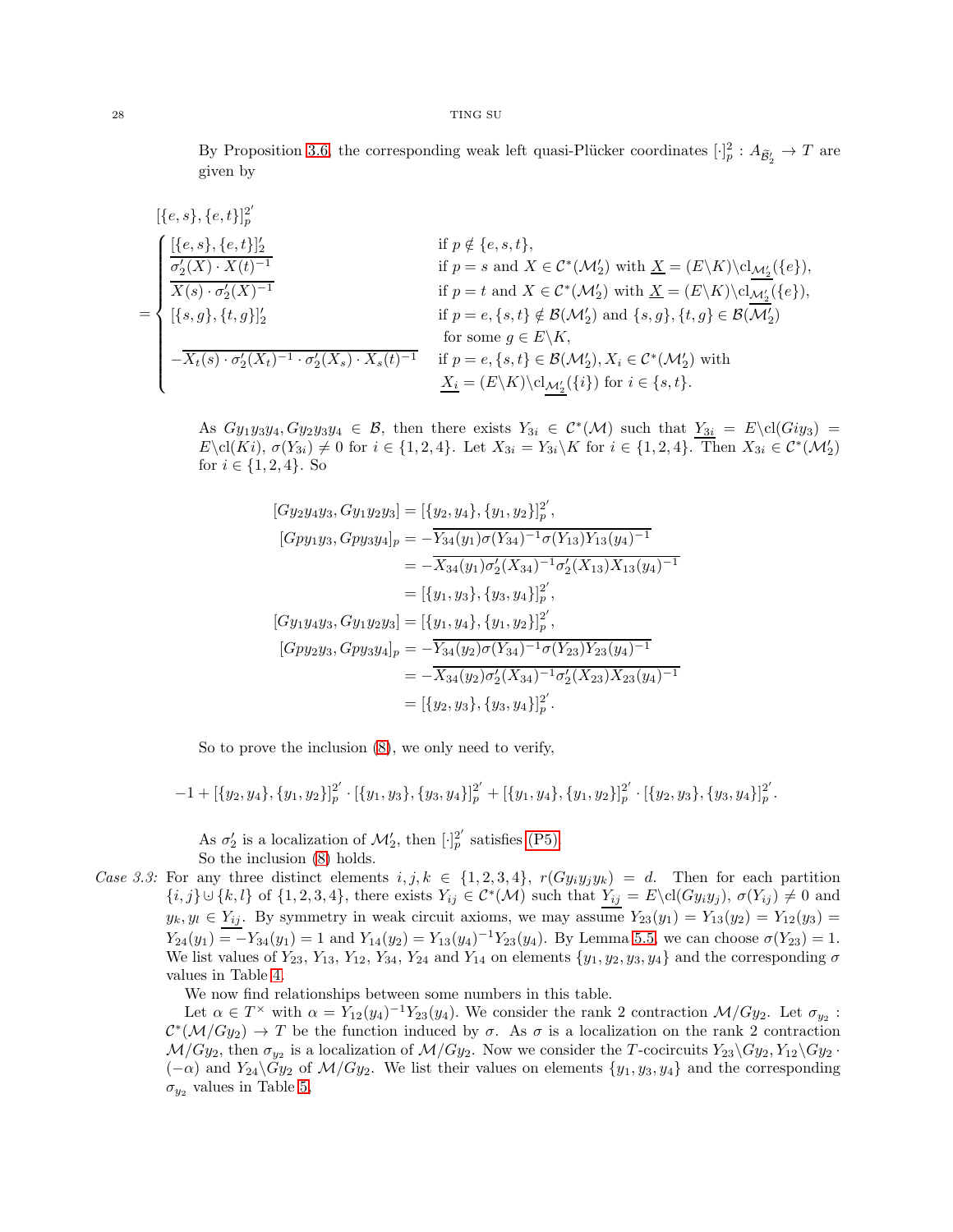By Proposition 3.6, the corresponding weak left quasi-Plücker coordinates $[\cdot]_p^2 : A_{\widetilde{\mathcal{B}}_2'} \to T$ are given by

$$
\begin{aligned}
&[\{e,s\},\{e,t\}]_p^{2'} \\
&= \begin{cases}
\overline{[\{e,s\},\{e,t\}]_2'} & \text{if } p \notin \{e,s,t\}, \\
\overline{\sigma_2'(X) \cdot X(t)^{-1}} & \text{if } p = s \text{ and } X \in \mathcal{C}^*(\mathcal{M}_2') \text{ with } \underline{X} = (E\backslash K)\backslash \mathrm{cl}_{\underline{\mathcal{M}_2'}}(\{e\}), \\
\overline{X(s) \cdot \sigma_2'(X)^{-1}} & \text{if } p = t \text{ and } X \in \mathcal{C}^*(\mathcal{M}_2') \text{ with } \underline{X} = (E\backslash K)\backslash \mathrm{cl}_{\underline{\mathcal{M}_2'}}(\{e\}), \\
[\{s,g\},\{t,g\}]_2' & \text{if } p = e, \{s,t\} \notin \mathcal{B}(\mathcal{M}_2') \text{ and } \{s,g\},\{t,g\} \in \mathcal{B}(\overline{\mathcal{M}_2'}) \\
& \quad \text{for some } g \in E\backslash K, \\
-\overline{X_t(s) \cdot \sigma_2'(X_t)^{-1} \cdot \sigma_2'(X_s) \cdot X_s(t)^{-1}} & \text{if } p = e, \{s,t\} \in \mathcal{B}(\mathcal{M}_2'), X_i \in \mathcal{C}^*(\mathcal{M}_2') \text{ with} \\
& \quad \underline{X_i} = (E\backslash K)\backslash \mathrm{cl}_{\underline{\mathcal{M}_2'}}(\{i\}) \text{ for } i \in \{s,t\}.
\end{cases}
\end{aligned}
$$

As $Gy_1y_3y_4, Gy_2y_3y_4 \in \mathcal{B}$, then there exists $Y_{3i} \in \mathcal{C}^*(\mathcal{M})$ such that $\underline{Y_{3i}} = E\backslash \mathrm{cl}(Giy_3) = E\backslash \mathrm{cl}(Ki)$, $\sigma(Y_{3i}) \neq 0$ for $i \in \{1,2,4\}$. Let $X_{3i} = Y_{3i}\backslash K$ for $i \in \{1,2,4\}$. Then $X_{3i} \in \mathcal{C}^*(\mathcal{M}_2')$ for $i \in \{1,2,4\}$. So

$$
\begin{aligned}
[Gy_2y_4y_3, Gy_1y_2y_3] &= [\{y_2,y_4\},\{y_1,y_2\}]_p^{2'}, \\
[Gpy_1y_3, Gpy_3y_4]_p &= -\overline{Y_{34}(y_1)\sigma(Y_{34})^{-1}\sigma(Y_{13})Y_{13}(y_4)^{-1}} \\
&= -\overline{X_{34}(y_1)\sigma_2'(X_{34})^{-1}\sigma_2'(X_{13})X_{13}(y_4)^{-1}} \\
&= [\{y_1,y_3\},\{y_3,y_4\}]_p^{2'}, \\
[Gy_1y_4y_3, Gy_1y_2y_3] &= [\{y_1,y_4\},\{y_1,y_2\}]_p^{2'}, \\
[Gpy_2y_3, Gpy_3y_4]_p &= -\overline{Y_{34}(y_2)\sigma(Y_{34})^{-1}\sigma(Y_{23})Y_{23}(y_4)^{-1}} \\
&= -\overline{X_{34}(y_2)\sigma_2'(X_{34})^{-1}\sigma_2'(X_{23})X_{23}(y_4)^{-1}} \\
&= [\{y_2,y_3\},\{y_3,y_4\}]_p^{2'}.
\end{aligned}
$$

So to prove the inclusion (8), we only need to verify,

$$
-1 + [\{y_2,y_4\},\{y_1,y_2\}]_p^{2'} \cdot [\{y_1,y_3\},\{y_3,y_4\}]_p^{2'} + [\{y_1,y_4\},\{y_1,y_2\}]_p^{2'} \cdot [\{y_2,y_3\},\{y_3,y_4\}]_p^{2'}.
$$

As $\sigma_2'$ is a localization of $\mathcal{M}_2'$, then $[\cdot]_p^{2'}$ satisfies (P5).

So the inclusion (8) holds.

*Case 3.3:* For any three distinct elements $i,j,k \in \{1,2,3,4\}$, $r(Gy_iy_jy_k) = d$. Then for each partition $\{i,j\} \uplus \{k,l\}$ of $\{1,2,3,4\}$, there exists $Y_{ij} \in \mathcal{C}^*(\mathcal{M})$ such that $\underline{Y_{ij}} = E\backslash \mathrm{cl}(Gy_iy_j)$, $\sigma(Y_{ij}) \neq 0$ and $y_k, y_l \in \underline{Y_{ij}}$. By symmetry in weak circuit axioms, we may assume $Y_{23}(y_1) = Y_{13}(y_2) = Y_{12}(y_3) = Y_{24}(y_1) = -Y_{34}(y_1) = 1$ and $Y_{14}(y_2) = Y_{13}(y_4)^{-1}Y_{23}(y_4)$. By Lemma 5.5, we can choose $\sigma(Y_{23}) = 1$. We list values of $Y_{23}$, $Y_{13}$, $Y_{12}$, $Y_{34}$, $Y_{24}$ and $Y_{14}$ on elements $\{y_1,y_2,y_3,y_4\}$ and the corresponding $\sigma$ values in Table 4.

We now find relationships between some numbers in this table.

Let $\alpha \in T^\times$ with $\alpha = Y_{12}(y_4)^{-1}Y_{23}(y_4)$. We consider the rank 2 contraction $\mathcal{M}/Gy_2$. Let $\sigma_{y_2} : \mathcal{C}^*(\mathcal{M}/Gy_2) \to T$ be the function induced by $\sigma$. As $\sigma$ is a localization on the rank 2 contraction $\mathcal{M}/Gy_2$, then $\sigma_{y_2}$ is a localization of $\mathcal{M}/Gy_2$. Now we consider the $T$-cocircuits $Y_{23}\backslash Gy_2, Y_{12}\backslash Gy_2 \cdot (-\alpha)$ and $Y_{24}\backslash Gy_2$ of $\mathcal{M}/Gy_2$. We list their values on elements $\{y_1,y_3,y_4\}$ and the corresponding $\sigma_{y_2}$ values in Table 5.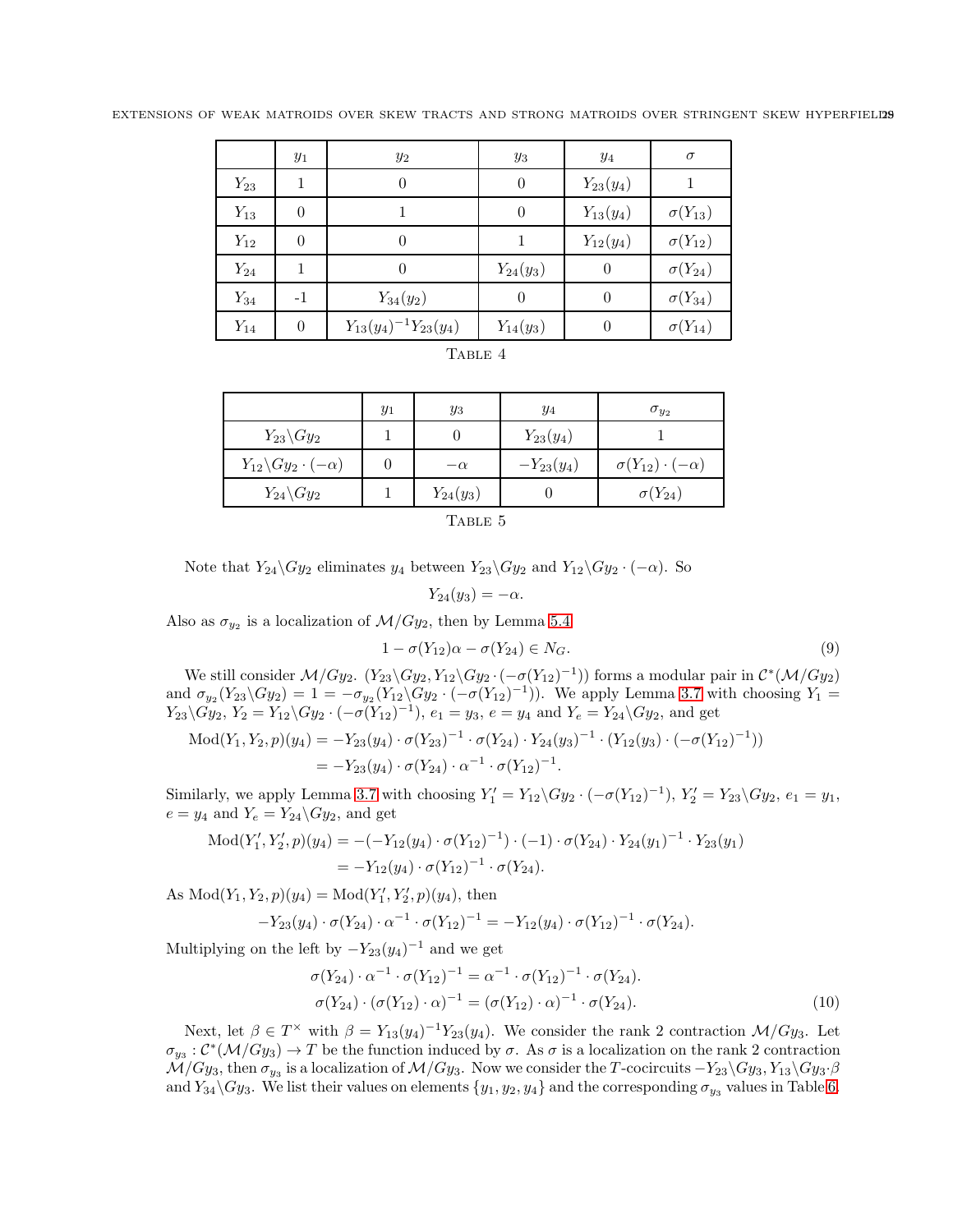|  | $y_1$ | $y_2$ | $y_3$ | $y_4$ | $\sigma$ |
|---|---|---|---|---|---|
| $Y_{23}$ | 1 | 0 | 0 | $Y_{23}(y_4)$ | 1 |
| $Y_{13}$ | 0 | 1 | 0 | $Y_{13}(y_4)$ | $\sigma(Y_{13})$ |
| $Y_{12}$ | 0 | 0 | 1 | $Y_{12}(y_4)$ | $\sigma(Y_{12})$ |
| $Y_{24}$ | 1 | 0 | $Y_{24}(y_3)$ | 0 | $\sigma(Y_{24})$ |
| $Y_{34}$ | -1 | $Y_{34}(y_2)$ | 0 | 0 | $\sigma(Y_{34})$ |
| $Y_{14}$ | 0 | $Y_{13}(y_4)^{-1}Y_{23}(y_4)$ | $Y_{14}(y_3)$ | 0 | $\sigma(Y_{14})$ |

TABLE 4

|  | $y_1$ | $y_3$ | $y_4$ | $\sigma_{y_2}$ |
|---|---|---|---|---|
| $Y_{23}\backslash Gy_2$ | 1 | 0 | $Y_{23}(y_4)$ | 1 |
| $Y_{12}\backslash Gy_2 \cdot (-\alpha)$ | 0 | $-\alpha$ | $-Y_{23}(y_4)$ | $\sigma(Y_{12}) \cdot (-\alpha)$ |
| $Y_{24}\backslash Gy_2$ | 1 | $Y_{24}(y_3)$ | 0 | $\sigma(Y_{24})$ |

TABLE 5

Note that $Y_{24}\backslash Gy_2$ eliminates $y_4$ between $Y_{23}\backslash Gy_2$ and $Y_{12}\backslash Gy_2 \cdot (-\alpha)$. So

$$Y_{24}(y_3) = -\alpha.$$

Also as $\sigma_{y_2}$ is a localization of $\mathcal{M}/Gy_2$, then by Lemma 5.4

$$1 - \sigma(Y_{12})\alpha - \sigma(Y_{24}) \in N_G. \tag{9}$$

We still consider $\mathcal{M}/Gy_2$. $(Y_{23}\backslash Gy_2, Y_{12}\backslash Gy_2 \cdot (-\sigma(Y_{12})^{-1}))$ forms a modular pair in $\mathcal{C}^*(\mathcal{M}/Gy_2)$ and $\sigma_{y_2}(Y_{23}\backslash Gy_2) = 1 = -\sigma_{y_2}(Y_{12}\backslash Gy_2 \cdot (-\sigma(Y_{12})^{-1}))$. We apply Lemma 3.7 with choosing $Y_1 = Y_{23}\backslash Gy_2$, $Y_2 = Y_{12}\backslash Gy_2 \cdot (-\sigma(Y_{12})^{-1})$, $e_1 = y_3$, $e = y_4$ and $Y_e = Y_{24}\backslash Gy_2$, and get

$$\begin{aligned}
\mathrm{Mod}(Y_1, Y_2, p)(y_4) &= -Y_{23}(y_4) \cdot \sigma(Y_{23})^{-1} \cdot \sigma(Y_{24}) \cdot Y_{24}(y_3)^{-1} \cdot (Y_{12}(y_3) \cdot (-\sigma(Y_{12})^{-1})) \\
&= -Y_{23}(y_4) \cdot \sigma(Y_{24}) \cdot \alpha^{-1} \cdot \sigma(Y_{12})^{-1}.
\end{aligned}$$

Similarly, we apply Lemma 3.7 with choosing $Y_1' = Y_{12}\backslash Gy_2 \cdot (-\sigma(Y_{12})^{-1})$, $Y_2' = Y_{23}\backslash Gy_2$, $e_1 = y_1$, $e = y_4$ and $Y_e = Y_{24}\backslash Gy_2$, and get

$$\begin{aligned}
\mathrm{Mod}(Y_1', Y_2', p)(y_4) &= -(-Y_{12}(y_4) \cdot \sigma(Y_{12})^{-1}) \cdot (-1) \cdot \sigma(Y_{24}) \cdot Y_{24}(y_1)^{-1} \cdot Y_{23}(y_1) \\
&= -Y_{12}(y_4) \cdot \sigma(Y_{12})^{-1} \cdot \sigma(Y_{24}).
\end{aligned}$$

As $\mathrm{Mod}(Y_1, Y_2, p)(y_4) = \mathrm{Mod}(Y_1', Y_2', p)(y_4)$, then

$$-Y_{23}(y_4) \cdot \sigma(Y_{24}) \cdot \alpha^{-1} \cdot \sigma(Y_{12})^{-1} = -Y_{12}(y_4) \cdot \sigma(Y_{12})^{-1} \cdot \sigma(Y_{24}).$$

Multiplying on the left by $-Y_{23}(y_4)^{-1}$ and we get

$$\begin{aligned}
\sigma(Y_{24}) \cdot \alpha^{-1} \cdot \sigma(Y_{12})^{-1} &= \alpha^{-1} \cdot \sigma(Y_{12})^{-1} \cdot \sigma(Y_{24}). \\
\sigma(Y_{24}) \cdot (\sigma(Y_{12}) \cdot \alpha)^{-1} &= (\sigma(Y_{12}) \cdot \alpha)^{-1} \cdot \sigma(Y_{24}).
\end{aligned} \tag{10}$$

Next, let $\beta \in T^\times$ with $\beta = Y_{13}(y_4)^{-1}Y_{23}(y_4)$. We consider the rank 2 contraction $\mathcal{M}/Gy_3$. Let $\sigma_{y_3} : \mathcal{C}^*(\mathcal{M}/Gy_3) \to T$ be the function induced by $\sigma$. As $\sigma$ is a localization on the rank 2 contraction $\mathcal{M}/Gy_3$, then $\sigma_{y_3}$ is a localization of $\mathcal{M}/Gy_3$. Now we consider the $T$-cocircuits $-Y_{23}\backslash Gy_3, Y_{13}\backslash Gy_3 \cdot \beta$ and $Y_{34}\backslash Gy_3$. We list their values on elements $\{y_1, y_2, y_4\}$ and the corresponding $\sigma_{y_3}$ values in Table 6.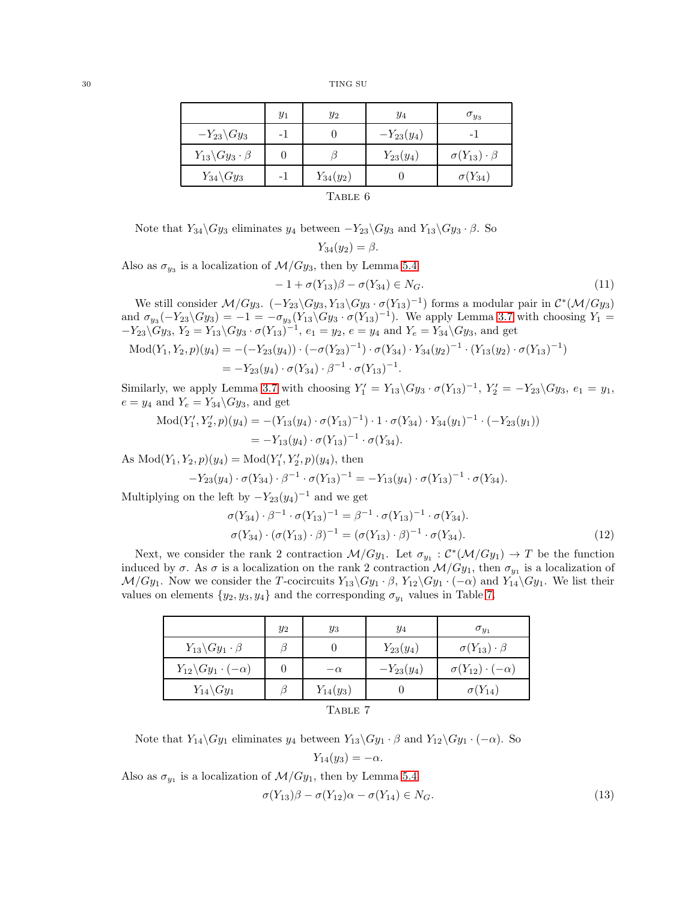|  | $y_1$ | $y_2$ | $y_4$ | $\sigma_{y_3}$ |
|---|---|---|---|---|
| $-Y_{23}\backslash Gy_3$ | -1 | 0 | $-Y_{23}(y_4)$ | -1 |
| $Y_{13}\backslash Gy_3 \cdot \beta$ | 0 | $\beta$ | $Y_{23}(y_4)$ | $\sigma(Y_{13}) \cdot \beta$ |
| $Y_{34}\backslash Gy_3$ | -1 | $Y_{34}(y_2)$ | 0 | $\sigma(Y_{34})$ |

Table 6

Note that $Y_{34}\backslash Gy_3$ eliminates $y_4$ between $-Y_{23}\backslash Gy_3$ and $Y_{13}\backslash Gy_3 \cdot \beta$. So

$$Y_{34}(y_2) = \beta.$$

Also as $\sigma_{y_3}$ is a localization of $\mathcal{M}/Gy_3$, then by Lemma 5.4

$$-1 + \sigma(Y_{13})\beta - \sigma(Y_{34}) \in N_G. \tag{11}$$

We still consider $\mathcal{M}/Gy_3$. $(-Y_{23}\backslash Gy_3, Y_{13}\backslash Gy_3 \cdot \sigma(Y_{13})^{-1})$ forms a modular pair in $\mathcal{C}^*(\mathcal{M}/Gy_3)$ and $\sigma_{y_3}(-Y_{23}\backslash Gy_3) = -1 = -\sigma_{y_3}(Y_{13}\backslash Gy_3 \cdot \sigma(Y_{13})^{-1})$. We apply Lemma 3.7 with choosing $Y_1 = -Y_{23}\backslash Gy_3$, $Y_2 = Y_{13}\backslash Gy_3 \cdot \sigma(Y_{13})^{-1}$, $e_1 = y_2$, $e = y_4$ and $Y_e = Y_{34}\backslash Gy_3$, and get

$$\begin{aligned}\mathrm{Mod}(Y_1, Y_2, p)(y_4) &= -(-Y_{23}(y_4)) \cdot (-\sigma(Y_{23})^{-1}) \cdot \sigma(Y_{34}) \cdot Y_{34}(y_2)^{-1} \cdot (Y_{13}(y_2) \cdot \sigma(Y_{13})^{-1}) \\ &= -Y_{23}(y_4) \cdot \sigma(Y_{34}) \cdot \beta^{-1} \cdot \sigma(Y_{13})^{-1}.\end{aligned}$$

Similarly, we apply Lemma 3.7 with choosing $Y_1' = Y_{13}\backslash Gy_3 \cdot \sigma(Y_{13})^{-1}$, $Y_2' = -Y_{23}\backslash Gy_3$, $e_1 = y_1$, $e = y_4$ and $Y_e = Y_{34}\backslash Gy_3$, and get

$$\begin{aligned}\mathrm{Mod}(Y_1', Y_2', p)(y_4) &= -(Y_{13}(y_4) \cdot \sigma(Y_{13})^{-1}) \cdot 1 \cdot \sigma(Y_{34}) \cdot Y_{34}(y_1)^{-1} \cdot (-Y_{23}(y_1)) \\ &= -Y_{13}(y_4) \cdot \sigma(Y_{13})^{-1} \cdot \sigma(Y_{34}).\end{aligned}$$

As $\mathrm{Mod}(Y_1, Y_2, p)(y_4) = \mathrm{Mod}(Y_1', Y_2', p)(y_4)$, then

$$-Y_{23}(y_4) \cdot \sigma(Y_{34}) \cdot \beta^{-1} \cdot \sigma(Y_{13})^{-1} = -Y_{13}(y_4) \cdot \sigma(Y_{13})^{-1} \cdot \sigma(Y_{34}).$$

Multiplying on the left by $-Y_{23}(y_4)^{-1}$ and we get

$$\begin{aligned}\sigma(Y_{34}) \cdot \beta^{-1} \cdot \sigma(Y_{13})^{-1} &= \beta^{-1} \cdot \sigma(Y_{13})^{-1} \cdot \sigma(Y_{34}). \\ \sigma(Y_{34}) \cdot (\sigma(Y_{13}) \cdot \beta)^{-1} &= (\sigma(Y_{13}) \cdot \beta)^{-1} \cdot \sigma(Y_{34}).\end{aligned} \tag{12}$$

Next, we consider the rank 2 contraction $\mathcal{M}/Gy_1$. Let $\sigma_{y_1} : \mathcal{C}^*(\mathcal{M}/Gy_1) \to T$ be the function induced by $\sigma$. As $\sigma$ is a localization on the rank 2 contraction $\mathcal{M}/Gy_1$, then $\sigma_{y_1}$ is a localization of $\mathcal{M}/Gy_1$. Now we consider the $T$-cocircuits $Y_{13}\backslash Gy_1 \cdot \beta$, $Y_{12}\backslash Gy_1 \cdot (-\alpha)$ and $Y_{14}\backslash Gy_1$. We list their values on elements $\{y_2, y_3, y_4\}$ and the corresponding $\sigma_{y_1}$ values in Table 7.

|  | $y_2$ | $y_3$ | $y_4$ | $\sigma_{y_1}$ |
|---|---|---|---|---|
| $Y_{13}\backslash Gy_1 \cdot \beta$ | $\beta$ | 0 | $Y_{23}(y_4)$ | $\sigma(Y_{13}) \cdot \beta$ |
| $Y_{12}\backslash Gy_1 \cdot (-\alpha)$ | 0 | $-\alpha$ | $-Y_{23}(y_4)$ | $\sigma(Y_{12}) \cdot (-\alpha)$ |
| $Y_{14}\backslash Gy_1$ | $\beta$ | $Y_{14}(y_3)$ | 0 | $\sigma(Y_{14})$ |

Table 7

Note that $Y_{14}\backslash Gy_1$ eliminates $y_4$ between $Y_{13}\backslash Gy_1 \cdot \beta$ and $Y_{12}\backslash Gy_1 \cdot (-\alpha)$. So

$$Y_{14}(y_3) = -\alpha.$$

Also as $\sigma_{y_1}$ is a localization of $\mathcal{M}/Gy_1$, then by Lemma 5.4

$$\sigma(Y_{13})\beta - \sigma(Y_{12})\alpha - \sigma(Y_{14}) \in N_G. \tag{13}$$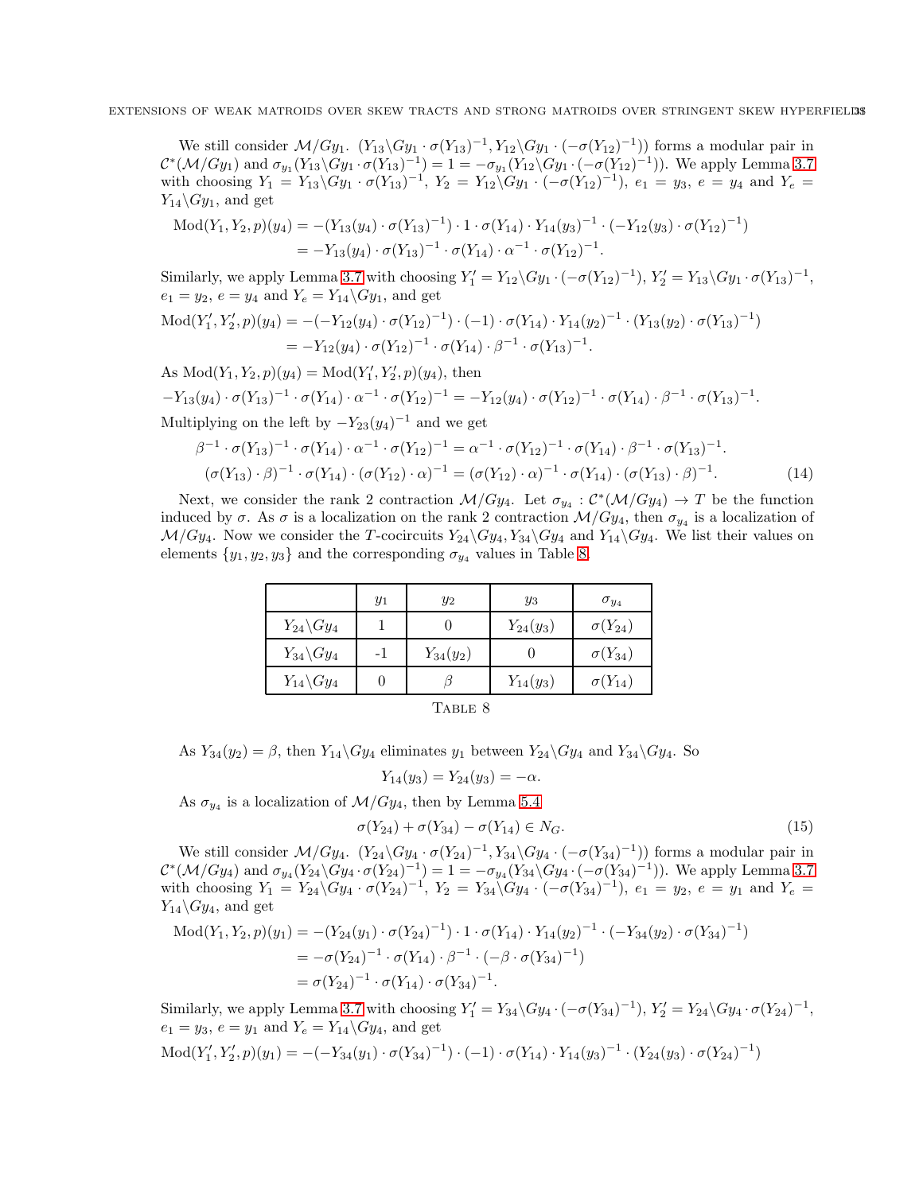We still consider $\mathcal{M}/Gy_1$. $(Y_{13}\backslash Gy_1 \cdot \sigma(Y_{13})^{-1}, Y_{12}\backslash Gy_1 \cdot (-\sigma(Y_{12})^{-1}))$ forms a modular pair in $\mathcal{C}^*(\mathcal{M}/Gy_1)$ and $\sigma_{y_1}(Y_{13}\backslash Gy_1 \cdot \sigma(Y_{13})^{-1}) = 1 = -\sigma_{y_1}(Y_{12}\backslash Gy_1 \cdot (-\sigma(Y_{12})^{-1}))$. We apply Lemma 3.7 with choosing $Y_1 = Y_{13}\backslash Gy_1 \cdot \sigma(Y_{13})^{-1}$, $Y_2 = Y_{12}\backslash Gy_1 \cdot (-\sigma(Y_{12})^{-1})$, $e_1 = y_3$, $e = y_4$ and $Y_e = Y_{14}\backslash Gy_1$, and get

$$\begin{aligned}
\mathrm{Mod}(Y_1, Y_2, p)(y_4) &= -(Y_{13}(y_4) \cdot \sigma(Y_{13})^{-1}) \cdot 1 \cdot \sigma(Y_{14}) \cdot Y_{14}(y_3)^{-1} \cdot (-Y_{12}(y_3) \cdot \sigma(Y_{12})^{-1}) \\
&= -Y_{13}(y_4) \cdot \sigma(Y_{13})^{-1} \cdot \sigma(Y_{14}) \cdot \alpha^{-1} \cdot \sigma(Y_{12})^{-1}.
\end{aligned}$$

Similarly, we apply Lemma 3.7 with choosing $Y_1' = Y_{12}\backslash Gy_1 \cdot (-\sigma(Y_{12})^{-1})$, $Y_2' = Y_{13}\backslash Gy_1 \cdot \sigma(Y_{13})^{-1}$, $e_1 = y_2$, $e = y_4$ and $Y_e = Y_{14}\backslash Gy_1$, and get

$$\begin{aligned}
\mathrm{Mod}(Y_1', Y_2', p)(y_4) &= -(-Y_{12}(y_4) \cdot \sigma(Y_{12})^{-1}) \cdot (-1) \cdot \sigma(Y_{14}) \cdot Y_{14}(y_2)^{-1} \cdot (Y_{13}(y_2) \cdot \sigma(Y_{13})^{-1}) \\
&= -Y_{12}(y_4) \cdot \sigma(Y_{12})^{-1} \cdot \sigma(Y_{14}) \cdot \beta^{-1} \cdot \sigma(Y_{13})^{-1}.
\end{aligned}$$

As $\mathrm{Mod}(Y_1, Y_2, p)(y_4) = \mathrm{Mod}(Y_1', Y_2', p)(y_4)$, then

$$-Y_{13}(y_4) \cdot \sigma(Y_{13})^{-1} \cdot \sigma(Y_{14}) \cdot \alpha^{-1} \cdot \sigma(Y_{12})^{-1} = -Y_{12}(y_4) \cdot \sigma(Y_{12})^{-1} \cdot \sigma(Y_{14}) \cdot \beta^{-1} \cdot \sigma(Y_{13})^{-1}.$$

Multiplying on the left by $-Y_{23}(y_4)^{-1}$ and we get

$$\begin{aligned}
&\beta^{-1} \cdot \sigma(Y_{13})^{-1} \cdot \sigma(Y_{14}) \cdot \alpha^{-1} \cdot \sigma(Y_{12})^{-1} = \alpha^{-1} \cdot \sigma(Y_{12})^{-1} \cdot \sigma(Y_{14}) \cdot \beta^{-1} \cdot \sigma(Y_{13})^{-1}. \\
&(\sigma(Y_{13}) \cdot \beta)^{-1} \cdot \sigma(Y_{14}) \cdot (\sigma(Y_{12}) \cdot \alpha)^{-1} = (\sigma(Y_{12}) \cdot \alpha)^{-1} \cdot \sigma(Y_{14}) \cdot (\sigma(Y_{13}) \cdot \beta)^{-1}. \qquad (14)
\end{aligned}$$

Next, we consider the rank 2 contraction $\mathcal{M}/Gy_4$. Let $\sigma_{y_4} : \mathcal{C}^*(\mathcal{M}/Gy_4) \to T$ be the function induced by $\sigma$. As $\sigma$ is a localization on the rank 2 contraction $\mathcal{M}/Gy_4$, then $\sigma_{y_4}$ is a localization of $\mathcal{M}/Gy_4$. Now we consider the $T$-cocircuits $Y_{24}\backslash Gy_4, Y_{34}\backslash Gy_4$ and $Y_{14}\backslash Gy_4$. We list their values on elements $\{y_1, y_2, y_3\}$ and the corresponding $\sigma_{y_4}$ values in Table 8.

| | $y_1$ | $y_2$ | $y_3$ | $\sigma_{y_4}$ |
|---|---|---|---|---|
| $Y_{24}\backslash Gy_4$ | 1 | 0 | $Y_{24}(y_3)$ | $\sigma(Y_{24})$ |
| $Y_{34}\backslash Gy_4$ | -1 | $Y_{34}(y_2)$ | 0 | $\sigma(Y_{34})$ |
| $Y_{14}\backslash Gy_4$ | 0 | $\beta$ | $Y_{14}(y_3)$ | $\sigma(Y_{14})$ |

Table 8

As $Y_{34}(y_2) = \beta$, then $Y_{14}\backslash Gy_4$ eliminates $y_1$ between $Y_{24}\backslash Gy_4$ and $Y_{34}\backslash Gy_4$. So

$$Y_{14}(y_3) = Y_{24}(y_3) = -\alpha.$$

As $\sigma_{y_4}$ is a localization of $\mathcal{M}/Gy_4$, then by Lemma 5.4

$$\sigma(Y_{24}) + \sigma(Y_{34}) - \sigma(Y_{14}) \in N_G. \qquad (15)$$

We still consider $\mathcal{M}/Gy_4$. $(Y_{24}\backslash Gy_4 \cdot \sigma(Y_{24})^{-1}, Y_{34}\backslash Gy_4 \cdot (-\sigma(Y_{34})^{-1}))$ forms a modular pair in $\mathcal{C}^*(\mathcal{M}/Gy_4)$ and $\sigma_{y_4}(Y_{24}\backslash Gy_4 \cdot \sigma(Y_{24})^{-1}) = 1 = -\sigma_{y_4}(Y_{34}\backslash Gy_4 \cdot (-\sigma(Y_{34})^{-1}))$. We apply Lemma 3.7 with choosing $Y_1 = Y_{24}\backslash Gy_4 \cdot \sigma(Y_{24})^{-1}$, $Y_2 = Y_{34}\backslash Gy_4 \cdot (-\sigma(Y_{34})^{-1})$, $e_1 = y_2$, $e = y_1$ and $Y_e = Y_{14}\backslash Gy_4$, and get

$$\begin{aligned}
\mathrm{Mod}(Y_1, Y_2, p)(y_1) &= -(Y_{24}(y_1) \cdot \sigma(Y_{24})^{-1}) \cdot 1 \cdot \sigma(Y_{14}) \cdot Y_{14}(y_2)^{-1} \cdot (-Y_{34}(y_2) \cdot \sigma(Y_{34})^{-1}) \\
&= -\sigma(Y_{24})^{-1} \cdot \sigma(Y_{14}) \cdot \beta^{-1} \cdot (-\beta \cdot \sigma(Y_{34})^{-1}) \\
&= \sigma(Y_{24})^{-1} \cdot \sigma(Y_{14}) \cdot \sigma(Y_{34})^{-1}.
\end{aligned}$$

Similarly, we apply Lemma 3.7 with choosing $Y_1' = Y_{34}\backslash Gy_4 \cdot (-\sigma(Y_{34})^{-1})$, $Y_2' = Y_{24}\backslash Gy_4 \cdot \sigma(Y_{24})^{-1}$, $e_1 = y_3$, $e = y_1$ and $Y_e = Y_{14}\backslash Gy_4$, and get

$$\mathrm{Mod}(Y_1', Y_2', p)(y_1) = -(-Y_{34}(y_1) \cdot \sigma(Y_{34})^{-1}) \cdot (-1) \cdot \sigma(Y_{14}) \cdot Y_{14}(y_3)^{-1} \cdot (Y_{24}(y_3) \cdot \sigma(Y_{24})^{-1})$$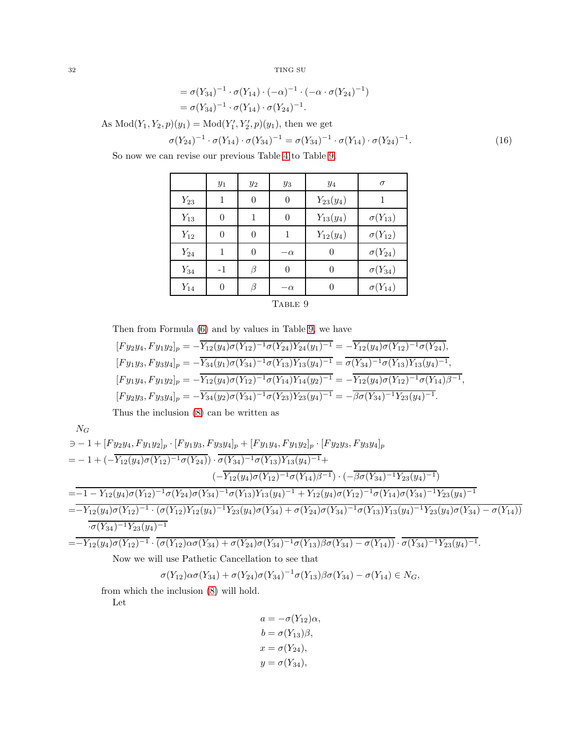$$= \sigma(Y_{34})^{-1} \cdot \sigma(Y_{14}) \cdot (-\alpha)^{-1} \cdot (-\alpha \cdot \sigma(Y_{24})^{-1})$$
$$= \sigma(Y_{34})^{-1} \cdot \sigma(Y_{14}) \cdot \sigma(Y_{24})^{-1}.$$

As $\mathrm{Mod}(Y_1, Y_2, p)(y_1) = \mathrm{Mod}(Y_1', Y_2', p)(y_1)$, then we get

$$\sigma(Y_{24})^{-1} \cdot \sigma(Y_{14}) \cdot \sigma(Y_{34})^{-1} = \sigma(Y_{34})^{-1} \cdot \sigma(Y_{14}) \cdot \sigma(Y_{24})^{-1}. \tag{16}$$

So now we can revise our previous Table 4 to Table 9.

| | $y_1$ | $y_2$ | $y_3$ | $y_4$ | $\sigma$ |
|---|---|---|---|---|---|
| $Y_{23}$ | 1 | 0 | 0 | $Y_{23}(y_4)$ | 1 |
| $Y_{13}$ | 0 | 1 | 0 | $Y_{13}(y_4)$ | $\sigma(Y_{13})$ |
| $Y_{12}$ | 0 | 0 | 1 | $Y_{12}(y_4)$ | $\sigma(Y_{12})$ |
| $Y_{24}$ | 1 | 0 | $-\alpha$ | 0 | $\sigma(Y_{24})$ |
| $Y_{34}$ | -1 | $\beta$ | 0 | 0 | $\sigma(Y_{34})$ |
| $Y_{14}$ | 0 | $\beta$ | $-\alpha$ | 0 | $\sigma(Y_{14})$ |

Table 9

Then from Formula (6) and by values in Table 9, we have

$$[Fy_2y_4, Fy_1y_2]_p = -\overline{Y_{12}(y_4)\sigma(Y_{12})^{-1}\sigma(Y_{24})Y_{24}(y_1)^{-1}} = -\overline{Y_{12}(y_4)\sigma(Y_{12})^{-1}\sigma(Y_{24})},$$
$$[Fy_1y_3, Fy_3y_4]_p = -\overline{Y_{34}(y_1)\sigma(Y_{34})^{-1}\sigma(Y_{13})Y_{13}(y_4)^{-1}} = \overline{\sigma(Y_{34})^{-1}\sigma(Y_{13})Y_{13}(y_4)^{-1}},$$
$$[Fy_1y_4, Fy_1y_2]_p = -\overline{Y_{12}(y_4)\sigma(Y_{12})^{-1}\sigma(Y_{14})Y_{14}(y_2)^{-1}} = -\overline{Y_{12}(y_4)\sigma(Y_{12})^{-1}\sigma(Y_{14})\beta^{-1}},$$
$$[Fy_2y_3, Fy_3y_4]_p = -\overline{Y_{34}(y_2)\sigma(Y_{34})^{-1}\sigma(Y_{23})Y_{23}(y_4)^{-1}} = -\overline{\beta\sigma(Y_{34})^{-1}Y_{23}(y_4)^{-1}}.$$

Thus the inclusion (8) can be written as

$$\begin{aligned}
&N_G \\
&\ni -1 + [Fy_2y_4, Fy_1y_2]_p \cdot [Fy_1y_3, Fy_3y_4]_p + [Fy_1y_4, Fy_1y_2]_p \cdot [Fy_2y_3, Fy_3y_4]_p \\
&= -1 + (-\overline{Y_{12}(y_4)\sigma(Y_{12})^{-1}\sigma(Y_{24})}) \cdot \overline{\sigma(Y_{34})^{-1}\sigma(Y_{13})Y_{13}(y_4)^{-1}} + \\
&\qquad (-\overline{Y_{12}(y_4)\sigma(Y_{12})^{-1}\sigma(Y_{14})\beta^{-1}}) \cdot (-\overline{\beta\sigma(Y_{34})^{-1}Y_{23}(y_4)^{-1}}) \\
&= \overline{-1 - Y_{12}(y_4)\sigma(Y_{12})^{-1}\sigma(Y_{24})\sigma(Y_{34})^{-1}\sigma(Y_{13})Y_{13}(y_4)^{-1} + Y_{12}(y_4)\sigma(Y_{12})^{-1}\sigma(Y_{14})\sigma(Y_{34})^{-1}Y_{23}(y_4)^{-1}} \\
&= \overline{-Y_{12}(y_4)\sigma(Y_{12})^{-1} \cdot (\sigma(Y_{12})Y_{12}(y_4)^{-1}Y_{23}(y_4)\sigma(Y_{34}) + \sigma(Y_{24})\sigma(Y_{34})^{-1}\sigma(Y_{13})Y_{13}(y_4)^{-1}Y_{23}(y_4)\sigma(Y_{34}) - \sigma(Y_{14}))} \\
&\qquad \overline{\cdot \sigma(Y_{34})^{-1}Y_{23}(y_4)^{-1}} \\
&= \overline{-Y_{12}(y_4)\sigma(Y_{12})^{-1}} \cdot \overline{(\sigma(Y_{12})\alpha\sigma(Y_{34}) + \sigma(Y_{24})\sigma(Y_{34})^{-1}\sigma(Y_{13})\beta\sigma(Y_{34}) - \sigma(Y_{14}))} \cdot \overline{\sigma(Y_{34})^{-1}Y_{23}(y_4)^{-1}}.
\end{aligned}$$

Now we will use Pathetic Cancellation to see that

$$\sigma(Y_{12})\alpha\sigma(Y_{34}) + \sigma(Y_{24})\sigma(Y_{34})^{-1}\sigma(Y_{13})\beta\sigma(Y_{34}) - \sigma(Y_{14}) \in N_G,$$

from which the inclusion (8) will hold.

Let

$$a = -\sigma(Y_{12})\alpha,$$
$$b = \sigma(Y_{13})\beta,$$
$$x = \sigma(Y_{24}),$$
$$y = \sigma(Y_{34}),$$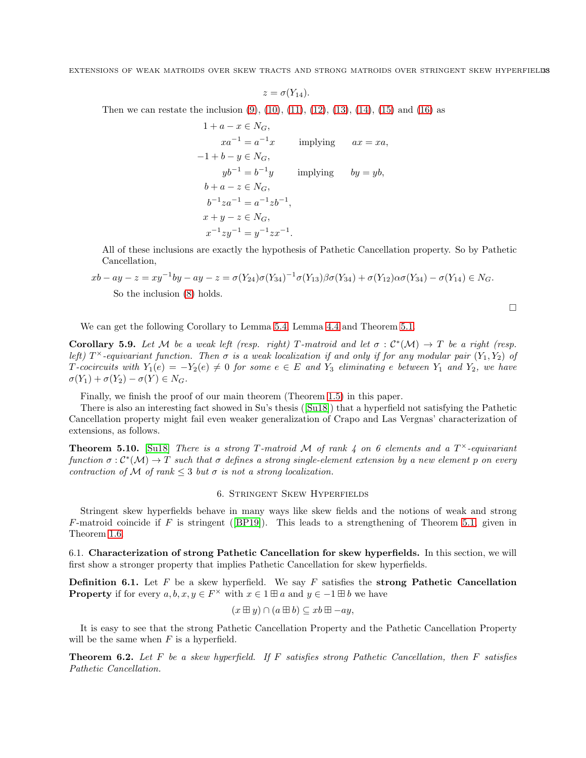$$z = \sigma(Y_{14}).$$

Then we can restate the inclusion (9), (10), (11), (12), (13), (14), (15) and (16) as

$$\begin{aligned}
&1 + a - x \in N_G, \\
&xa^{-1} = a^{-1}x \qquad \text{implying} \qquad ax = xa, \\
&-1 + b - y \in N_G, \\
&yb^{-1} = b^{-1}y \qquad \text{implying} \qquad by = yb, \\
&b + a - z \in N_G, \\
&b^{-1}za^{-1} = a^{-1}zb^{-1}, \\
&x + y - z \in N_G, \\
&x^{-1}zy^{-1} = y^{-1}zx^{-1}.
\end{aligned}$$

All of these inclusions are exactly the hypothesis of Pathetic Cancellation property. So by Pathetic Cancellation,

$$xb - ay - z = xy^{-1}by - ay - z = \sigma(Y_{24})\sigma(Y_{34})^{-1}\sigma(Y_{13})\beta\sigma(Y_{34}) + \sigma(Y_{12})\alpha\sigma(Y_{34}) - \sigma(Y_{14}) \in N_G.$$

So the inclusion (8) holds.

□

We can get the following Corollary to Lemma 5.4, Lemma 4.4 and Theorem 5.1.

**Corollary 5.9.** *Let $\mathcal{M}$ be a weak left (resp. right) $T$-matroid and let $\sigma : \mathcal{C}^*(\mathcal{M}) \to T$ be a right (resp. left) $T^\times$-equivariant function. Then $\sigma$ is a weak localization if and only if for any modular pair $(Y_1, Y_2)$ of $T$-cocircuits with $Y_1(e) = -Y_2(e) \neq 0$ for some $e \in E$ and $Y_3$ eliminating $e$ between $Y_1$ and $Y_2$, we have $\sigma(Y_1) + \sigma(Y_2) - \sigma(Y) \in N_G$.*

Finally, we finish the proof of our main theorem (Theorem 1.5) in this paper.

There is also an interesting fact showed in Su's thesis ([Su18]) that a hyperfield not satisfying the Pathetic Cancellation property might fail even weaker generalization of Crapo and Las Vergnas' characterization of extensions, as follows.

**Theorem 5.10.** [Su18] *There is a strong $T$-matroid $\mathcal{M}$ of rank 4 on 6 elements and a $T^\times$-equivariant function $\sigma : \mathcal{C}^*(\mathcal{M}) \to T$ such that $\sigma$ defines a strong single-element extension by a new element $p$ on every contraction of $\mathcal{M}$ of rank $\leq 3$ but $\sigma$ is not a strong localization.*

## 6. Stringent Skew Hyperfields

Stringent skew hyperfields behave in many ways like skew fields and the notions of weak and strong $F$-matroid coincide if $F$ is stringent ([BP19]). This leads to a strengthening of Theorem 5.1, given in Theorem 1.6.

### 6.1. Characterization of strong Pathetic Cancellation for skew hyperfields.

In this section, we will first show a stronger property that implies Pathetic Cancellation for skew hyperfields.

**Definition 6.1.** Let $F$ be a skew hyperfield. We say $F$ satisfies the **strong Pathetic Cancellation Property** if for every $a, b, x, y \in F^\times$ with $x \in 1 \boxplus a$ and $y \in -1 \boxplus b$ we have

$$(x \boxplus y) \cap (a \boxplus b) \subseteq xb \boxplus -ay,$$

It is easy to see that the strong Pathetic Cancellation Property and the Pathetic Cancellation Property will be the same when $F$ is a hyperfield.

**Theorem 6.2.** *Let $F$ be a skew hyperfield. If $F$ satisfies strong Pathetic Cancellation, then $F$ satisfies Pathetic Cancellation.*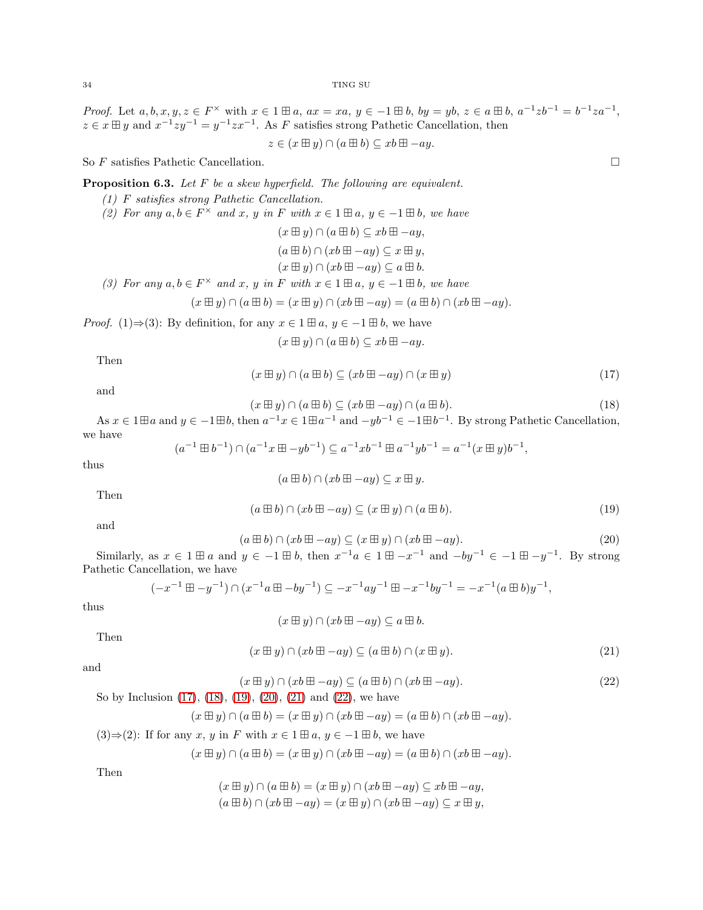*Proof.* Let $a, b, x, y, z \in F^\times$ with $x \in 1 \boxplus a$, $ax = xa$, $y \in -1 \boxplus b$, $by = yb$, $z \in a \boxplus b$, $a^{-1}zb^{-1} = b^{-1}za^{-1}$, $z \in x \boxplus y$ and $x^{-1}zy^{-1} = y^{-1}zx^{-1}$. As $F$ satisfies strong Pathetic Cancellation, then

$$z \in (x \boxplus y) \cap (a \boxplus b) \subseteq xb \boxplus -ay.$$

So $F$ satisfies Pathetic Cancellation. □

**Proposition 6.3.** *Let $F$ be a skew hyperfield. The following are equivalent.*

*(1) $F$ satisfies strong Pathetic Cancellation.*

*(2) For any $a, b \in F^\times$ and $x$, $y$ in $F$ with $x \in 1 \boxplus a$, $y \in -1 \boxplus b$, we have*

$$(x \boxplus y) \cap (a \boxplus b) \subseteq xb \boxplus -ay,$$

$$(a \boxplus b) \cap (xb \boxplus -ay) \subseteq x \boxplus y,$$

$$(x \boxplus y) \cap (xb \boxplus -ay) \subseteq a \boxplus b.$$

*(3) For any $a, b \in F^\times$ and $x$, $y$ in $F$ with $x \in 1 \boxplus a$, $y \in -1 \boxplus b$, we have*

$$(x \boxplus y) \cap (a \boxplus b) = (x \boxplus y) \cap (xb \boxplus -ay) = (a \boxplus b) \cap (xb \boxplus -ay).$$

*Proof.* (1)⇒(3): By definition, for any $x \in 1 \boxplus a$, $y \in -1 \boxplus b$, we have

$$(x \boxplus y) \cap (a \boxplus b) \subseteq xb \boxplus -ay.$$

Then

$$(x \boxplus y) \cap (a \boxplus b) \subseteq (xb \boxplus -ay) \cap (x \boxplus y) \tag{17}$$

and

$$(x \boxplus y) \cap (a \boxplus b) \subseteq (xb \boxplus -ay) \cap (a \boxplus b). \tag{18}$$

As $x \in 1 \boxplus a$ and $y \in -1 \boxplus b$, then $a^{-1}x \in 1 \boxplus a^{-1}$ and $-yb^{-1} \in -1 \boxplus b^{-1}$. By strong Pathetic Cancellation, we have

$$(a^{-1} \boxplus b^{-1}) \cap (a^{-1}x \boxplus -yb^{-1}) \subseteq a^{-1}xb^{-1} \boxplus a^{-1}yb^{-1} = a^{-1}(x \boxplus y)b^{-1},$$

thus

$$(a \boxplus b) \cap (xb \boxplus -ay) \subseteq x \boxplus y.$$

Then

$$(a \boxplus b) \cap (xb \boxplus -ay) \subseteq (x \boxplus y) \cap (a \boxplus b). \tag{19}$$

and

$$(a \boxplus b) \cap (xb \boxplus -ay) \subseteq (x \boxplus y) \cap (xb \boxplus -ay). \tag{20}$$

Similarly, as $x \in 1 \boxplus a$ and $y \in -1 \boxplus b$, then $x^{-1}a \in 1 \boxplus -x^{-1}$ and $-by^{-1} \in -1 \boxplus -y^{-1}$. By strong Pathetic Cancellation, we have

$$(-x^{-1} \boxplus -y^{-1}) \cap (x^{-1}a \boxplus -by^{-1}) \subseteq -x^{-1}ay^{-1} \boxplus -x^{-1}by^{-1} = -x^{-1}(a \boxplus b)y^{-1},$$

thus

$$(x \boxplus y) \cap (xb \boxplus -ay) \subseteq a \boxplus b.$$

Then

$$(x \boxplus y) \cap (xb \boxplus -ay) \subseteq (a \boxplus b) \cap (x \boxplus y). \tag{21}$$

and

$$(x \boxplus y) \cap (xb \boxplus -ay) \subseteq (a \boxplus b) \cap (xb \boxplus -ay). \tag{22}$$

So by Inclusion (17), (18), (19), (20), (21) and (22), we have

$$(x \boxplus y) \cap (a \boxplus b) = (x \boxplus y) \cap (xb \boxplus -ay) = (a \boxplus b) \cap (xb \boxplus -ay).$$

(3)⇒(2): If for any $x$, $y$ in $F$ with $x \in 1 \boxplus a$, $y \in -1 \boxplus b$, we have

$$(x \boxplus y) \cap (a \boxplus b) = (x \boxplus y) \cap (xb \boxplus -ay) = (a \boxplus b) \cap (xb \boxplus -ay).$$

Then

$$(x \boxplus y) \cap (a \boxplus b) = (x \boxplus y) \cap (xb \boxplus -ay) \subseteq xb \boxplus -ay,$$

$$(a \boxplus b) \cap (xb \boxplus -ay) = (x \boxplus y) \cap (xb \boxplus -ay) \subseteq x \boxplus y,$$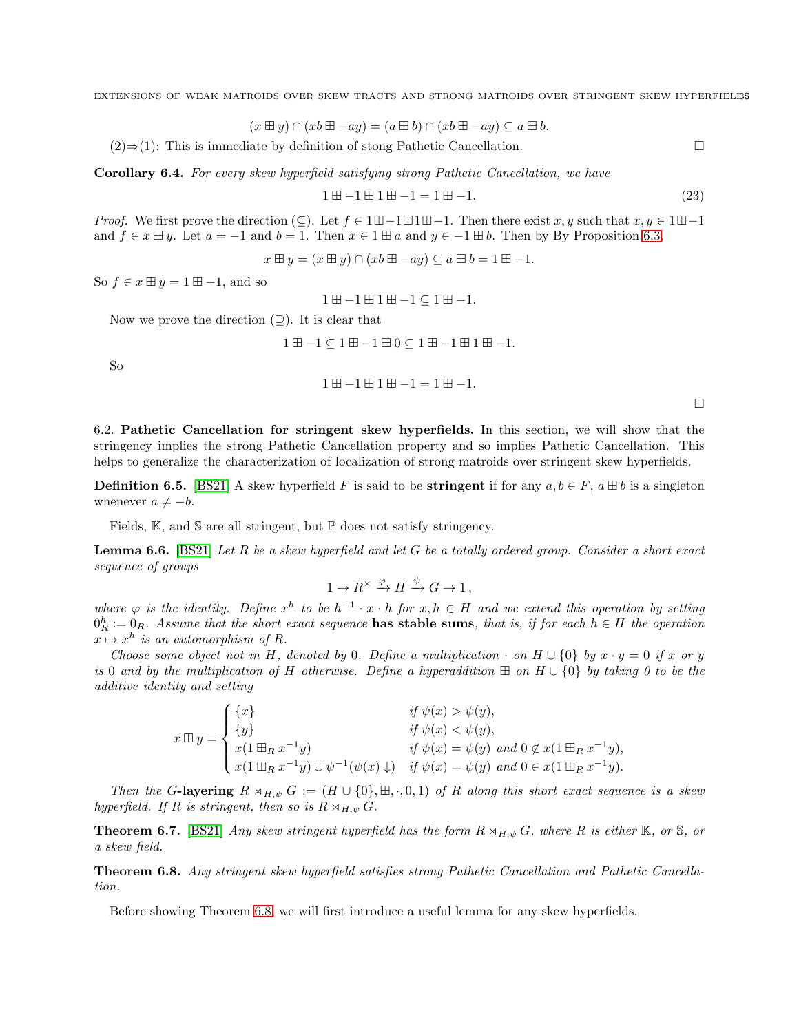$$(x \boxplus y) \cap (xb \boxplus -ay) = (a \boxplus b) \cap (xb \boxplus -ay) \subseteq a \boxplus b.$$

(2)⇒(1): This is immediate by definition of stong Pathetic Cancellation. □

**Corollary 6.4.** *For every skew hyperfield satisfying strong Pathetic Cancellation, we have*

$$1 \boxplus -1 \boxplus 1 \boxplus -1 = 1 \boxplus -1. \tag{23}$$

*Proof.* We first prove the direction ($\subseteq$). Let $f \in 1 \boxplus -1 \boxplus 1 \boxplus -1$. Then there exist $x, y$ such that $x, y \in 1 \boxplus -1$ and $f \in x \boxplus y$. Let $a = -1$ and $b = 1$. Then $x \in 1 \boxplus a$ and $y \in -1 \boxplus b$. Then by By Proposition 6.3,

$$x \boxplus y = (x \boxplus y) \cap (xb \boxplus -ay) \subseteq a \boxplus b = 1 \boxplus -1.$$

So $f \in x \boxplus y = 1 \boxplus -1$, and so

$$1 \boxplus -1 \boxplus 1 \boxplus -1 \subseteq 1 \boxplus -1.$$

Now we prove the direction ($\supseteq$). It is clear that

$$1 \boxplus -1 \subseteq 1 \boxplus -1 \boxplus 0 \subseteq 1 \boxplus -1 \boxplus 1 \boxplus -1.$$

So

$$1 \boxplus -1 \boxplus 1 \boxplus -1 = 1 \boxplus -1.$$

□

### 6.2. Pathetic Cancellation for stringent skew hyperfields.

In this section, we will show that the stringency implies the strong Pathetic Cancellation property and so implies Pathetic Cancellation. This helps to generalize the characterization of localization of strong matroids over stringent skew hyperfields.

**Definition 6.5.** [BS21] A skew hyperfield $F$ is said to be **stringent** if for any $a, b \in F$, $a \boxplus b$ is a singleton whenever $a \neq -b$.

Fields, $\mathbb{K}$, and $\mathbb{S}$ are all stringent, but $\mathbb{P}$ does not satisfy stringency.

**Lemma 6.6.** [BS21] *Let $R$ be a skew hyperfield and let $G$ be a totally ordered group. Consider a short exact sequence of groups*

$$1 \to R^\times \xrightarrow{\varphi} H \xrightarrow{\psi} G \to 1\,,$$

*where $\varphi$ is the identity. Define $x^h$ to be $h^{-1} \cdot x \cdot h$ for $x, h \in H$ and we extend this operation by setting $0_R^h := 0_R$. Assume that the short exact sequence* **has stable sums**, *that is, if for each $h \in H$ the operation $x \mapsto x^h$ is an automorphism of $R$.*

*Choose some object not in $H$, denoted by 0. Define a multiplication $\cdot$ on $H \cup \{0\}$ by $x \cdot y = 0$ if $x$ or $y$ is 0 and by the multiplication of $H$ otherwise. Define a hyperaddition $\boxplus$ on $H \cup \{0\}$ by taking 0 to be the additive identity and setting*

$$x \boxplus y = \begin{cases} \{x\} & \text{if } \psi(x) > \psi(y), \\ \{y\} & \text{if } \psi(x) < \psi(y), \\ x(1 \boxplus_R x^{-1}y) & \text{if } \psi(x) = \psi(y) \text{ and } 0 \notin x(1 \boxplus_R x^{-1}y), \\ x(1 \boxplus_R x^{-1}y) \cup \psi^{-1}(\psi(x) \downarrow) & \text{if } \psi(x) = \psi(y) \text{ and } 0 \in x(1 \boxplus_R x^{-1}y). \end{cases}$$

*Then the $G$***-layering** *$R \rtimes_{H,\psi} G := (H \cup \{0\}, \boxplus, \cdot, 0, 1)$ of $R$ along this short exact sequence is a skew hyperfield. If $R$ is stringent, then so is $R \rtimes_{H,\psi} G$.*

**Theorem 6.7.** [BS21] *Any skew stringent hyperfield has the form $R \rtimes_{H,\psi} G$, where $R$ is either $\mathbb{K}$, or $\mathbb{S}$, or a skew field.*

**Theorem 6.8.** *Any stringent skew hyperfield satisfies strong Pathetic Cancellation and Pathetic Cancellation.*

Before showing Theorem 6.8, we will first introduce a useful lemma for any skew hyperfields.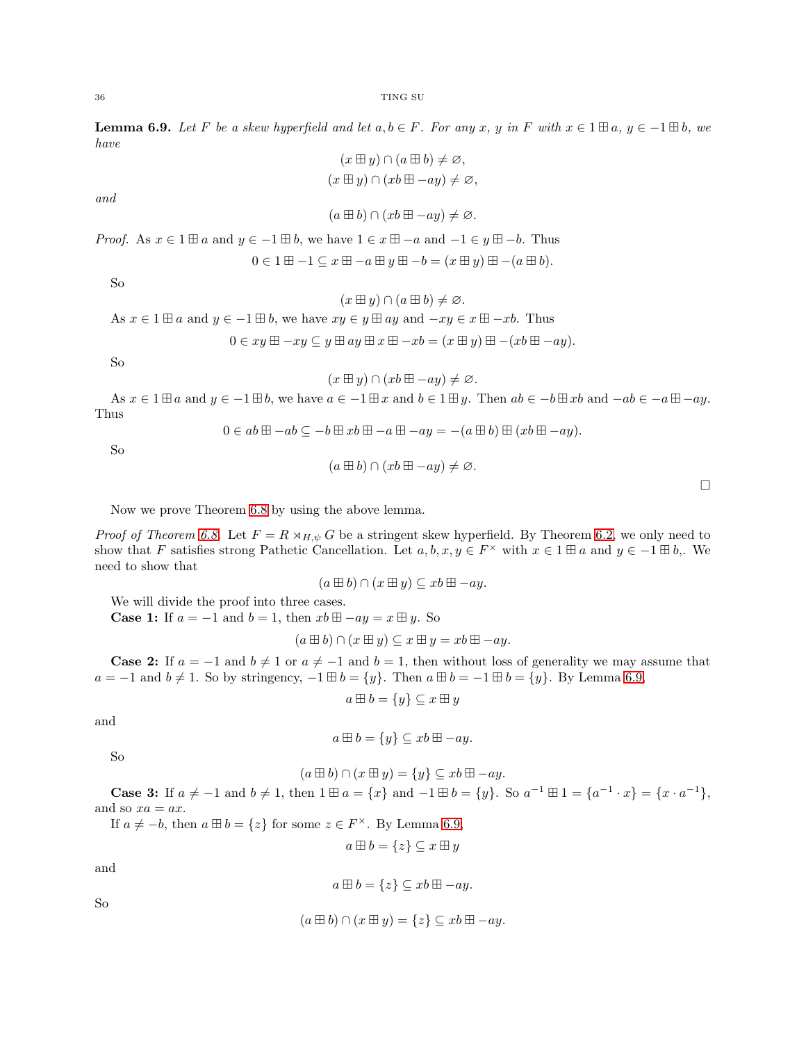**Lemma 6.9.** *Let $F$ be a skew hyperfield and let $a, b \in F$. For any $x$, $y$ in $F$ with $x \in 1 \boxplus a$, $y \in -1 \boxplus b$, we have*

$$(x \boxplus y) \cap (a \boxplus b) \neq \varnothing,$$
$$(x \boxplus y) \cap (xb \boxplus -ay) \neq \varnothing,$$

*and*

$$(a \boxplus b) \cap (xb \boxplus -ay) \neq \varnothing.$$

*Proof.* As $x \in 1 \boxplus a$ and $y \in -1 \boxplus b$, we have $1 \in x \boxplus -a$ and $-1 \in y \boxplus -b$. Thus

$$0 \in 1 \boxplus -1 \subseteq x \boxplus -a \boxplus y \boxplus -b = (x \boxplus y) \boxplus -(a \boxplus b).$$

So

$$(x \boxplus y) \cap (a \boxplus b) \neq \varnothing.$$

As $x \in 1 \boxplus a$ and $y \in -1 \boxplus b$, we have $xy \in y \boxplus ay$ and $-xy \in x \boxplus -xb$. Thus

$$0 \in xy \boxplus -xy \subseteq y \boxplus ay \boxplus x \boxplus -xb = (x \boxplus y) \boxplus -(xb \boxplus -ay).$$

So

$$(x \boxplus y) \cap (xb \boxplus -ay) \neq \varnothing.$$

As $x \in 1 \boxplus a$ and $y \in -1 \boxplus b$, we have $a \in -1 \boxplus x$ and $b \in 1 \boxplus y$. Then $ab \in -b \boxplus xb$ and $-ab \in -a \boxplus -ay$. Thus

$$0 \in ab \boxplus -ab \subseteq -b \boxplus xb \boxplus -a \boxplus -ay = -(a \boxplus b) \boxplus (xb \boxplus -ay).$$

So

$$(a \boxplus b) \cap (xb \boxplus -ay) \neq \varnothing.$$

□

Now we prove Theorem 6.8 by using the above lemma.

*Proof of Theorem 6.8.* Let $F = R \rtimes_{H,\psi} G$ be a stringent skew hyperfield. By Theorem 6.2, we only need to show that $F$ satisfies strong Pathetic Cancellation. Let $a, b, x, y \in F^\times$ with $x \in 1 \boxplus a$ and $y \in -1 \boxplus b$,. We need to show that

$$(a \boxplus b) \cap (x \boxplus y) \subseteq xb \boxplus -ay.$$

We will divide the proof into three cases.

**Case 1:** If $a = -1$ and $b = 1$, then $xb \boxplus -ay = x \boxplus y$. So

$$(a \boxplus b) \cap (x \boxplus y) \subseteq x \boxplus y = xb \boxplus -ay.$$

**Case 2:** If $a = -1$ and $b \neq 1$ or $a \neq -1$ and $b = 1$, then without loss of generality we may assume that $a = -1$ and $b \neq 1$. So by stringency, $-1 \boxplus b = \{y\}$. Then $a \boxplus b = -1 \boxplus b = \{y\}$. By Lemma 6.9,

$$a \boxplus b = \{y\} \subseteq x \boxplus y$$

and

$$a \boxplus b = \{y\} \subseteq xb \boxplus -ay.$$

So

$$(a \boxplus b) \cap (x \boxplus y) = \{y\} \subseteq xb \boxplus -ay.$$

**Case 3:** If $a \neq -1$ and $b \neq 1$, then $1 \boxplus a = \{x\}$ and $-1 \boxplus b = \{y\}$. So $a^{-1} \boxplus 1 = \{a^{-1} \cdot x\} = \{x \cdot a^{-1}\}$, and so $xa = ax$.

If $a \neq -b$, then $a \boxplus b = \{z\}$ for some $z \in F^\times$. By Lemma 6.9,

$$a \boxplus b = \{z\} \subseteq x \boxplus y$$

and

$$a \boxplus b = \{z\} \subseteq xb \boxplus -ay.$$

So

$$(a \boxplus b) \cap (x \boxplus y) = \{z\} \subseteq xb \boxplus -ay.$$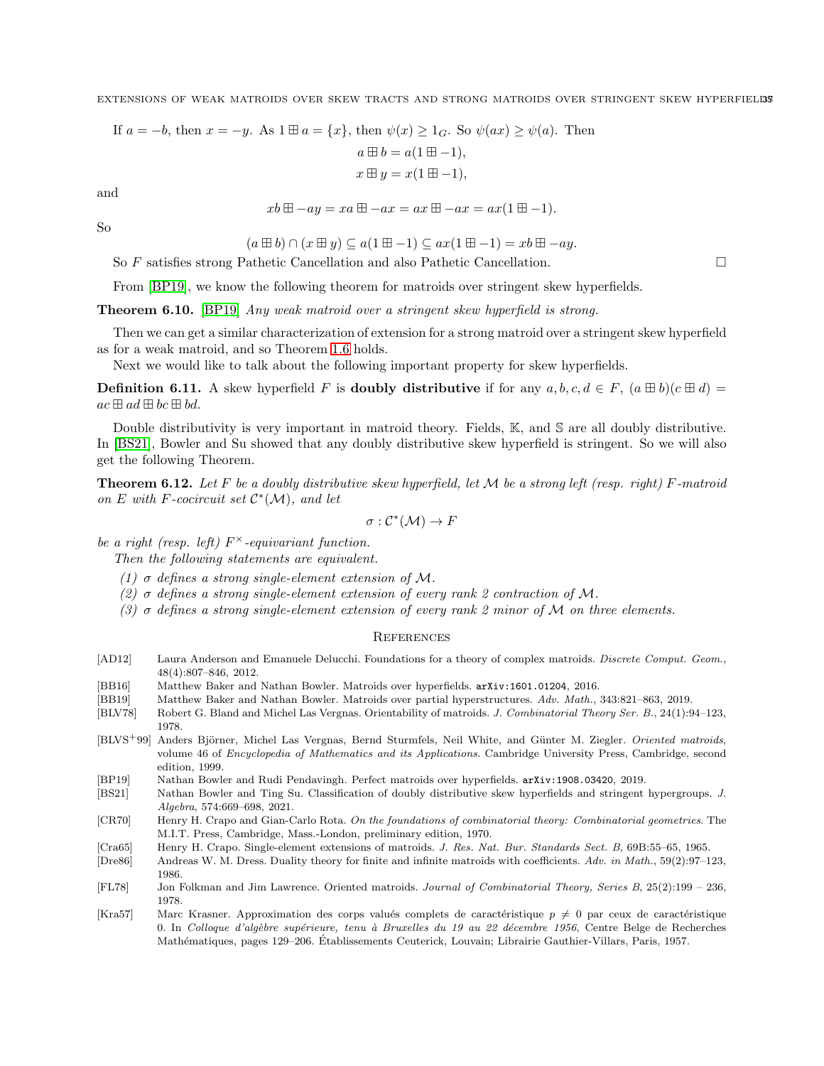If $a = -b$, then $x = -y$. As $1 \boxplus a = \{x\}$, then $\psi(x) \geq 1_G$. So $\psi(ax) \geq \psi(a)$. Then

$$a \boxplus b = a(1 \boxplus -1),$$
$$x \boxplus y = x(1 \boxplus -1),$$

and

$$xb \boxplus -ay = xa \boxplus -ax = ax \boxplus -ax = ax(1 \boxplus -1).$$

So

$$(a \boxplus b) \cap (x \boxplus y) \subseteq a(1 \boxplus -1) \subseteq ax(1 \boxplus -1) = xb \boxplus -ay.$$

So $F$ satisfies strong Pathetic Cancellation and also Pathetic Cancellation. □

From [BP19], we know the following theorem for matroids over stringent skew hyperfields.

**Theorem 6.10.** [BP19] *Any weak matroid over a stringent skew hyperfield is strong.*

Then we can get a similar characterization of extension for a strong matroid over a stringent skew hyperfield as for a weak matroid, and so Theorem 1.6 holds.

Next we would like to talk about the following important property for skew hyperfields.

**Definition 6.11.** A skew hyperfield $F$ is **doubly distributive** if for any $a, b, c, d \in F$, $(a \boxplus b)(c \boxplus d) = ac \boxplus ad \boxplus bc \boxplus bd$.

Double distributivity is very important in matroid theory. Fields, $\mathbb{K}$, and $\mathbb{S}$ are all doubly distributive. In [BS21], Bowler and Su showed that any doubly distributive skew hyperfield is stringent. So we will also get the following Theorem.

**Theorem 6.12.** *Let $F$ be a doubly distributive skew hyperfield, let $\mathcal{M}$ be a strong left (resp. right) $F$-matroid on $E$ with $F$-cocircuit set $\mathcal{C}^*(\mathcal{M})$, and let*

$$\sigma : \mathcal{C}^*(\mathcal{M}) \to F$$

*be a right (resp. left) $F^\times$-equivariant function.*

*Then the following statements are equivalent.*

1. *$\sigma$ defines a strong single-element extension of $\mathcal{M}$.*
2. *$\sigma$ defines a strong single-element extension of every rank 2 contraction of $\mathcal{M}$.*
3. *$\sigma$ defines a strong single-element extension of every rank 2 minor of $\mathcal{M}$ on three elements.*

## References

[AD12] Laura Anderson and Emanuele Delucchi. Foundations for a theory of complex matroids. *Discrete Comput. Geom.*, 48(4):807–846, 2012.

[BB16] Matthew Baker and Nathan Bowler. Matroids over hyperfields. arXiv:1601.01204, 2016.

[BB19] Matthew Baker and Nathan Bowler. Matroids over partial hyperstructures. *Adv. Math.*, 343:821–863, 2019.

[BLV78] Robert G. Bland and Michel Las Vergnas. Orientability of matroids. *J. Combinatorial Theory Ser. B.*, 24(1):94–123, 1978.

[BLVS+99] Anders Björner, Michel Las Vergnas, Bernd Sturmfels, Neil White, and Günter M. Ziegler. *Oriented matroids*, volume 46 of *Encyclopedia of Mathematics and its Applications*. Cambridge University Press, Cambridge, second edition, 1999.

[BP19] Nathan Bowler and Rudi Pendavingh. Perfect matroids over hyperfields. arXiv:1908.03420, 2019.

[BS21] Nathan Bowler and Ting Su. Classification of doubly distributive skew hyperfields and stringent hypergroups. *J. Algebra*, 574:669–698, 2021.

[CR70] Henry H. Crapo and Gian-Carlo Rota. *On the foundations of combinatorial theory: Combinatorial geometries*. The M.I.T. Press, Cambridge, Mass.-London, preliminary edition, 1970.

[Cra65] Henry H. Crapo. Single-element extensions of matroids. *J. Res. Nat. Bur. Standards Sect. B*, 69B:55–65, 1965.

[Dre86] Andreas W. M. Dress. Duality theory for finite and infinite matroids with coefficients. *Adv. in Math.*, 59(2):97–123, 1986.

[FL78] Jon Folkman and Jim Lawrence. Oriented matroids. *Journal of Combinatorial Theory, Series B*, 25(2):199 – 236, 1978.

[Kra57] Marc Krasner. Approximation des corps valués complets de caractéristique $p \neq 0$ par ceux de caractéristique 0. In *Colloque d'algèbre supérieure, tenu à Bruxelles du 19 au 22 décembre 1956*, Centre Belge de Recherches Mathématiques, pages 129–206. Établissements Ceuterick, Louvain; Librairie Gauthier-Villars, Paris, 1957.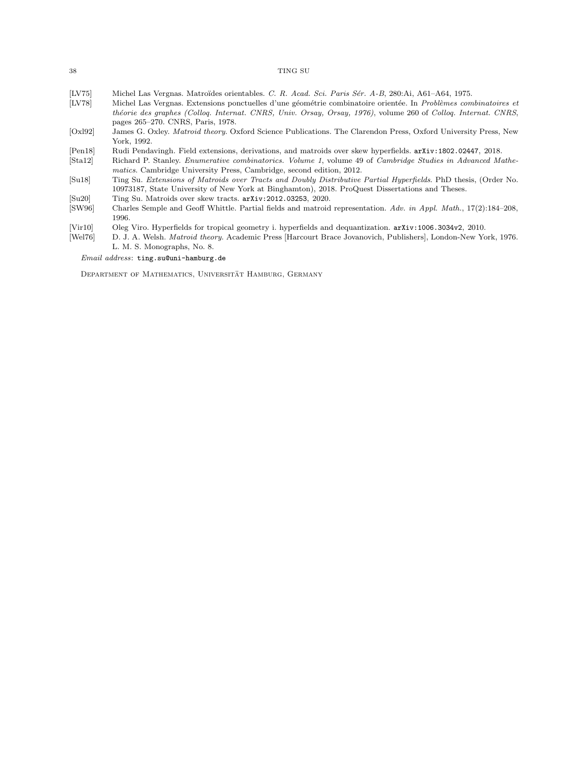[LV75] Michel Las Vergnas. Matroïdes orientables. *C. R. Acad. Sci. Paris Sér. A-B*, 280:Ai, A61–A64, 1975.

[LV78] Michel Las Vergnas. Extensions ponctuelles d'une géométrie combinatoire orientée. In *Problèmes combinatoires et théorie des graphes (Colloq. Internat. CNRS, Univ. Orsay, Orsay, 1976)*, volume 260 of *Colloq. Internat. CNRS*, pages 265–270. CNRS, Paris, 1978.

[Oxl92] James G. Oxley. *Matroid theory*. Oxford Science Publications. The Clarendon Press, Oxford University Press, New York, 1992.

[Pen18] Rudi Pendavingh. Field extensions, derivations, and matroids over skew hyperfields. `arXiv:1802.02447`, 2018.

[Sta12] Richard P. Stanley. *Enumerative combinatorics. Volume 1*, volume 49 of *Cambridge Studies in Advanced Mathematics*. Cambridge University Press, Cambridge, second edition, 2012.

[Su18] Ting Su. *Extensions of Matroids over Tracts and Doubly Distributive Partial Hyperfields*. PhD thesis, (Order No. 10973187, State University of New York at Binghamton), 2018. ProQuest Dissertations and Theses.

[Su20] Ting Su. Matroids over skew tracts. `arXiv:2012.03253`, 2020.

[SW96] Charles Semple and Geoff Whittle. Partial fields and matroid representation. *Adv. in Appl. Math.*, 17(2):184–208, 1996.

[Vir10] Oleg Viro. Hyperfields for tropical geometry i. hyperfields and dequantization. `arXiv:1006.3034v2`, 2010.

[Wel76] D. J. A. Welsh. *Matroid theory*. Academic Press [Harcourt Brace Jovanovich, Publishers], London-New York, 1976. L. M. S. Monographs, No. 8.

*Email address*: `ting.su@uni-hamburg.de`

Department of Mathematics, Universität Hamburg, Germany